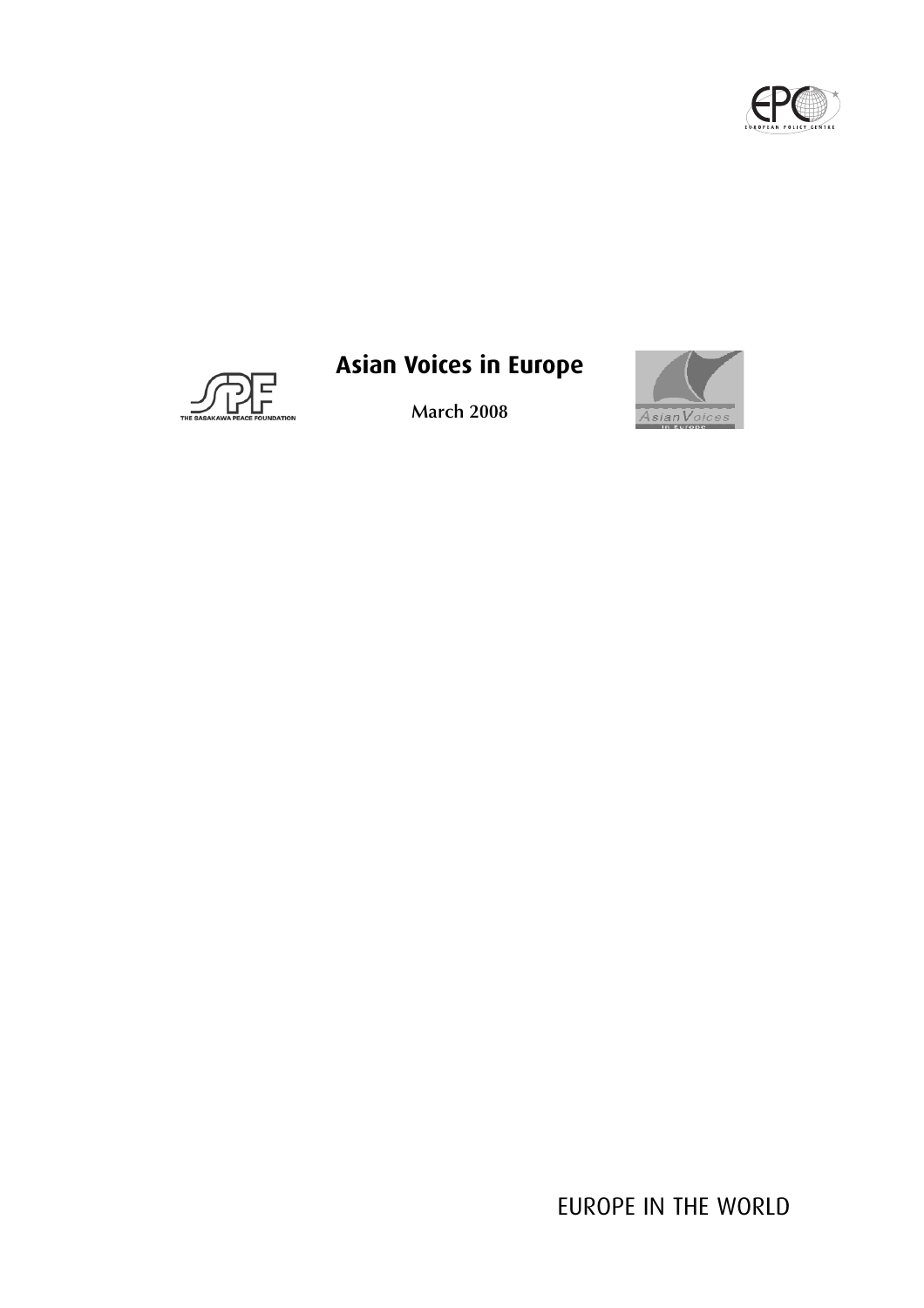# Asian Voices in Europe

**March 2008**

EUROPE IN THE WORLD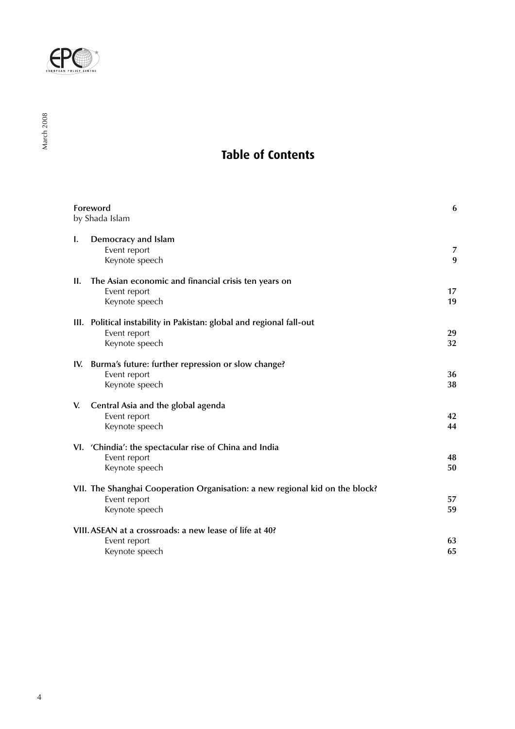# Table of Contents

| | |
|---|---|
| **Foreword**<br>by Shada Islam | **6** |
| **I. Democracy and Islam** | |
| Event report | **7** |
| Keynote speech | **9** |
| **II. The Asian economic and financial crisis ten years on** | |
| Event report | **17** |
| Keynote speech | **19** |
| **III. Political instability in Pakistan: global and regional fall-out** | |
| Event report | **29** |
| Keynote speech | **32** |
| **IV. Burma's future: further repression or slow change?** | |
| Event report | **36** |
| Keynote speech | **38** |
| **V. Central Asia and the global agenda** | |
| Event report | **42** |
| Keynote speech | **44** |
| **VI. 'Chindia': the spectacular rise of China and India** | |
| Event report | **48** |
| Keynote speech | **50** |
| **VII. The Shanghai Cooperation Organisation: a new regional kid on the block?** | |
| Event report | **57** |
| Keynote speech | **59** |
| **VIII. ASEAN at a crossroads: a new lease of life at 40?** | |
| Event report | **63** |
| Keynote speech | **65** |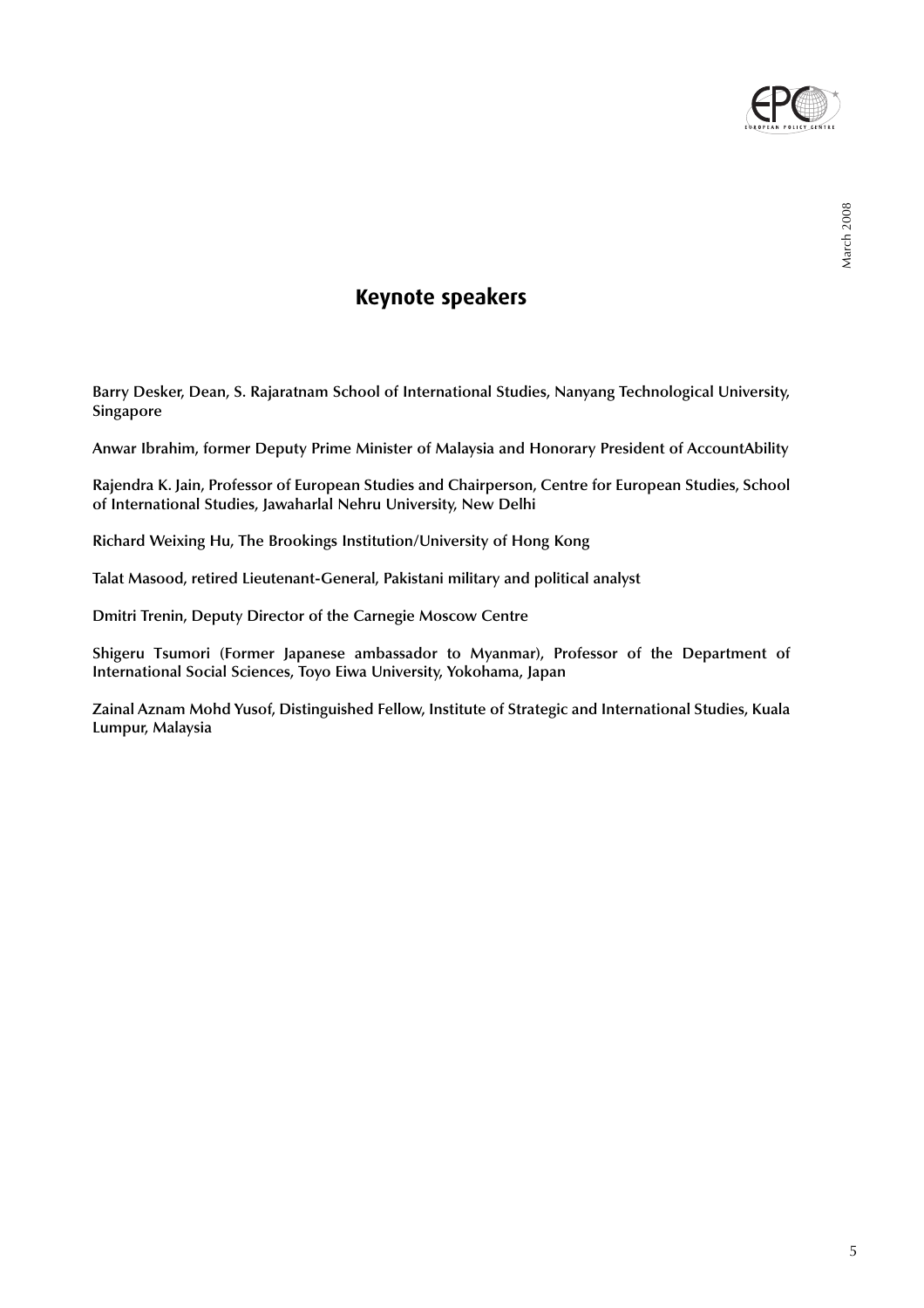## Keynote speakers

**Barry Desker, Dean, S. Rajaratnam School of International Studies, Nanyang Technological University, Singapore**

**Anwar Ibrahim, former Deputy Prime Minister of Malaysia and Honorary President of AccountAbility**

**Rajendra K. Jain, Professor of European Studies and Chairperson, Centre for European Studies, School of International Studies, Jawaharlal Nehru University, New Delhi**

**Richard Weixing Hu, The Brookings Institution/University of Hong Kong**

**Talat Masood, retired Lieutenant-General, Pakistani military and political analyst**

**Dmitri Trenin, Deputy Director of the Carnegie Moscow Centre**

**Shigeru Tsumori (Former Japanese ambassador to Myanmar), Professor of the Department of International Social Sciences, Toyo Eiwa University, Yokohama, Japan**

**Zainal Aznam Mohd Yusof, Distinguished Fellow, Institute of Strategic and International Studies, Kuala Lumpur, Malaysia**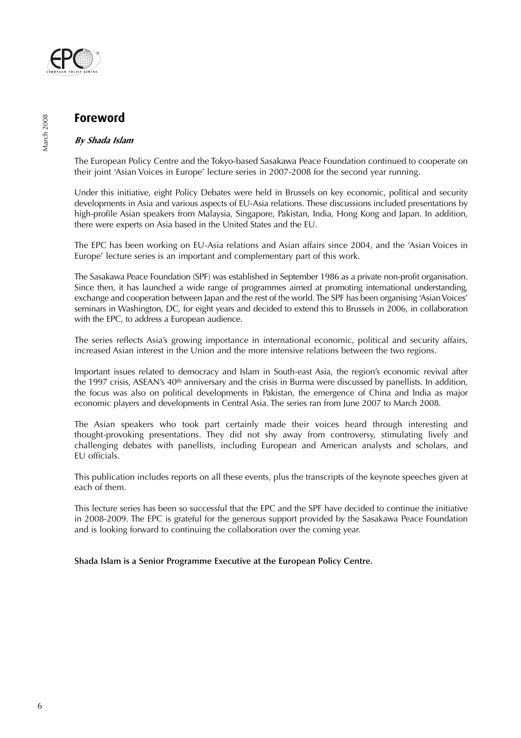# Foreword

***By Shada Islam***

The European Policy Centre and the Tokyo-based Sasakawa Peace Foundation continued to cooperate on their joint 'Asian Voices in Europe' lecture series in 2007-2008 for the second year running.

Under this initiative, eight Policy Debates were held in Brussels on key economic, political and security developments in Asia and various aspects of EU-Asia relations. These discussions included presentations by high-profile Asian speakers from Malaysia, Singapore, Pakistan, India, Hong Kong and Japan. In addition, there were experts on Asia based in the United States and the EU.

The EPC has been working on EU-Asia relations and Asian affairs since 2004, and the 'Asian Voices in Europe' lecture series is an important and complementary part of this work.

The Sasakawa Peace Foundation (SPF) was established in September 1986 as a private non-profit organisation. Since then, it has launched a wide range of programmes aimed at promoting international understanding, exchange and cooperation between Japan and the rest of the world. The SPF has been organising 'Asian Voices' seminars in Washington, DC, for eight years and decided to extend this to Brussels in 2006, in collaboration with the EPC, to address a European audience.

The series reflects Asia's growing importance in international economic, political and security affairs, increased Asian interest in the Union and the more intensive relations between the two regions.

Important issues related to democracy and Islam in South-east Asia, the region's economic revival after the 1997 crisis, ASEAN's 40th anniversary and the crisis in Burma were discussed by panellists. In addition, the focus was also on political developments in Pakistan, the emergence of China and India as major economic players and developments in Central Asia. The series ran from June 2007 to March 2008.

The Asian speakers who took part certainly made their voices heard through interesting and thought-provoking presentations. They did not shy away from controversy, stimulating lively and challenging debates with panellists, including European and American analysts and scholars, and EU officials.

This publication includes reports on all these events, plus the transcripts of the keynote speeches given at each of them.

This lecture series has been so successful that the EPC and the SPF have decided to continue the initiative in 2008-2009. The EPC is grateful for the generous support provided by the Sasakawa Peace Foundation and is looking forward to continuing the collaboration over the coming year.

**Shada Islam is a Senior Programme Executive at the European Policy Centre.**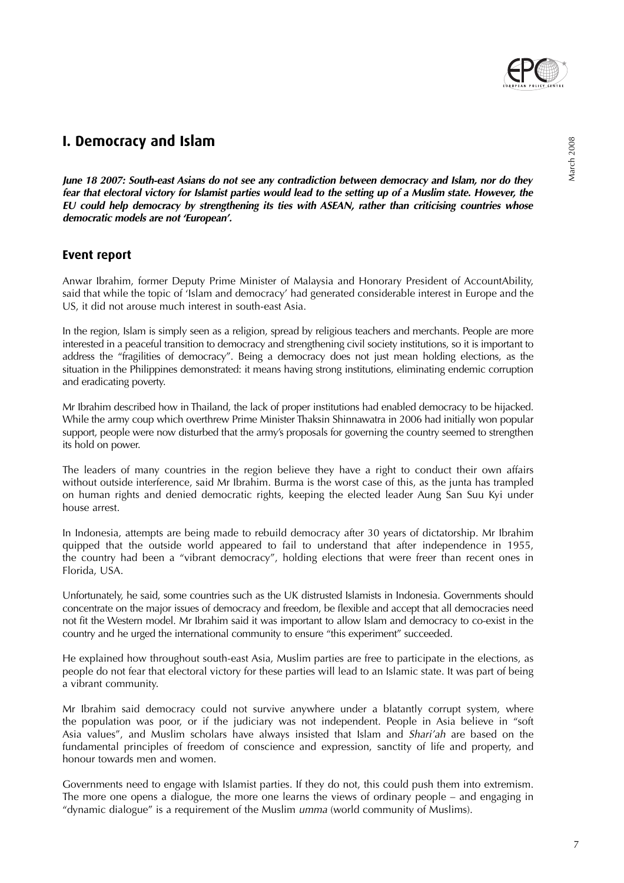# I. Democracy and Islam

***June 18 2007: South-east Asians do not see any contradiction between democracy and Islam, nor do they fear that electoral victory for Islamist parties would lead to the setting up of a Muslim state. However, the EU could help democracy by strengthening its ties with ASEAN, rather than criticising countries whose democratic models are not 'European'.***

## Event report

Anwar Ibrahim, former Deputy Prime Minister of Malaysia and Honorary President of AccountAbility, said that while the topic of 'Islam and democracy' had generated considerable interest in Europe and the US, it did not arouse much interest in south-east Asia.

In the region, Islam is simply seen as a religion, spread by religious teachers and merchants. People are more interested in a peaceful transition to democracy and strengthening civil society institutions, so it is important to address the "fragilities of democracy". Being a democracy does not just mean holding elections, as the situation in the Philippines demonstrated: it means having strong institutions, eliminating endemic corruption and eradicating poverty.

Mr Ibrahim described how in Thailand, the lack of proper institutions had enabled democracy to be hijacked. While the army coup which overthrew Prime Minister Thaksin Shinnawatra in 2006 had initially won popular support, people were now disturbed that the army's proposals for governing the country seemed to strengthen its hold on power.

The leaders of many countries in the region believe they have a right to conduct their own affairs without outside interference, said Mr Ibrahim. Burma is the worst case of this, as the junta has trampled on human rights and denied democratic rights, keeping the elected leader Aung San Suu Kyi under house arrest.

In Indonesia, attempts are being made to rebuild democracy after 30 years of dictatorship. Mr Ibrahim quipped that the outside world appeared to fail to understand that after independence in 1955, the country had been a "vibrant democracy", holding elections that were freer than recent ones in Florida, USA.

Unfortunately, he said, some countries such as the UK distrusted Islamists in Indonesia. Governments should concentrate on the major issues of democracy and freedom, be flexible and accept that all democracies need not fit the Western model. Mr Ibrahim said it was important to allow Islam and democracy to co-exist in the country and he urged the international community to ensure "this experiment" succeeded.

He explained how throughout south-east Asia, Muslim parties are free to participate in the elections, as people do not fear that electoral victory for these parties will lead to an Islamic state. It was part of being a vibrant community.

Mr Ibrahim said democracy could not survive anywhere under a blatantly corrupt system, where the population was poor, or if the judiciary was not independent. People in Asia believe in "soft Asia values", and Muslim scholars have always insisted that Islam and *Shari'ah* are based on the fundamental principles of freedom of conscience and expression, sanctity of life and property, and honour towards men and women.

Governments need to engage with Islamist parties. If they do not, this could push them into extremism. The more one opens a dialogue, the more one learns the views of ordinary people – and engaging in "dynamic dialogue" is a requirement of the Muslim *umma* (world community of Muslims).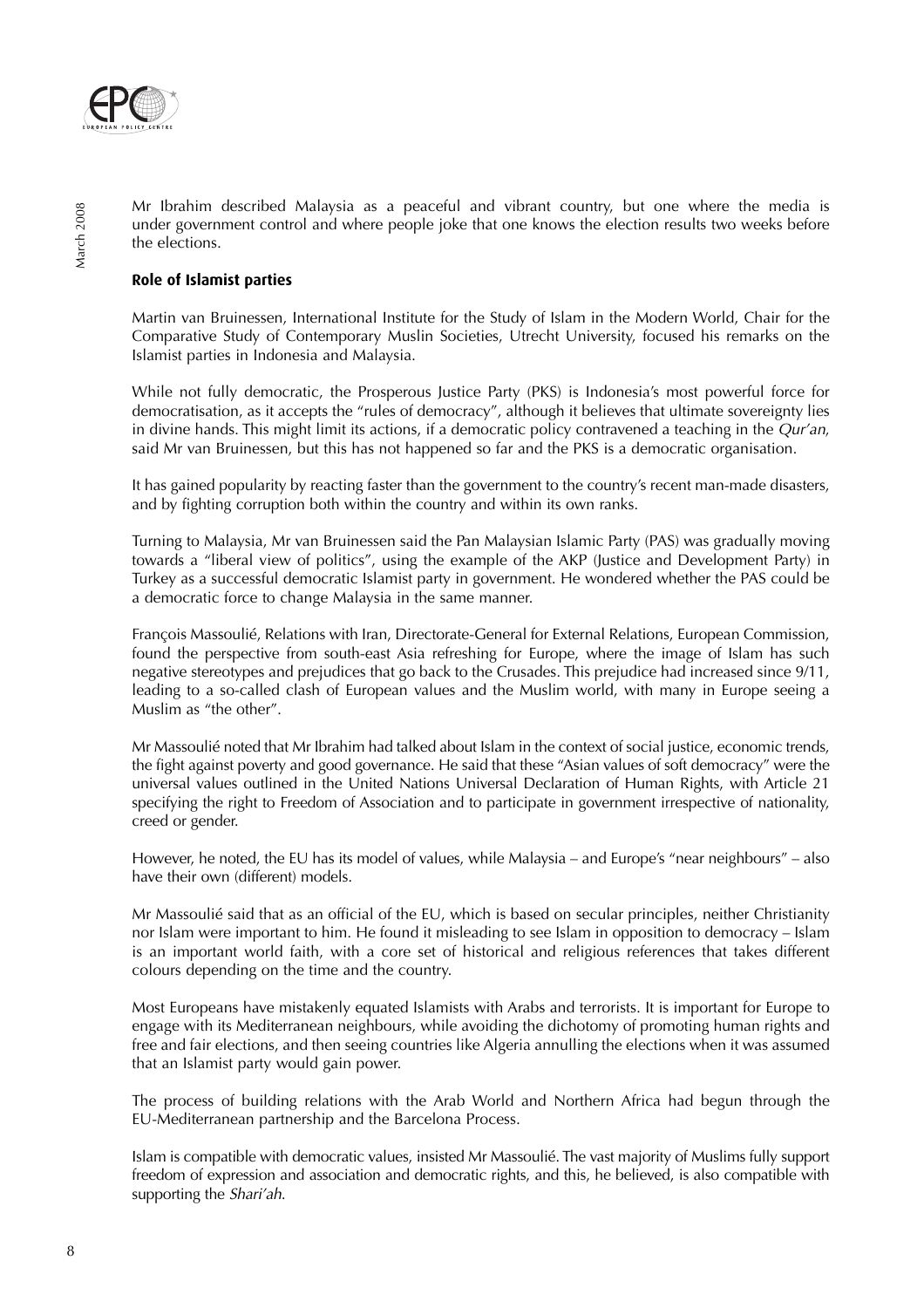Mr Ibrahim described Malaysia as a peaceful and vibrant country, but one where the media is under government control and where people joke that one knows the election results two weeks before the elections.

## Role of Islamist parties

Martin van Bruinessen, International Institute for the Study of Islam in the Modern World, Chair for the Comparative Study of Contemporary Muslin Societies, Utrecht University, focused his remarks on the Islamist parties in Indonesia and Malaysia.

While not fully democratic, the Prosperous Justice Party (PKS) is Indonesia's most powerful force for democratisation, as it accepts the "rules of democracy", although it believes that ultimate sovereignty lies in divine hands. This might limit its actions, if a democratic policy contravened a teaching in the *Qur'an*, said Mr van Bruinessen, but this has not happened so far and the PKS is a democratic organisation.

It has gained popularity by reacting faster than the government to the country's recent man-made disasters, and by fighting corruption both within the country and within its own ranks.

Turning to Malaysia, Mr van Bruinessen said the Pan Malaysian Islamic Party (PAS) was gradually moving towards a "liberal view of politics", using the example of the AKP (Justice and Development Party) in Turkey as a successful democratic Islamist party in government. He wondered whether the PAS could be a democratic force to change Malaysia in the same manner.

François Massoulié, Relations with Iran, Directorate-General for External Relations, European Commission, found the perspective from south-east Asia refreshing for Europe, where the image of Islam has such negative stereotypes and prejudices that go back to the Crusades. This prejudice had increased since 9/11, leading to a so-called clash of European values and the Muslim world, with many in Europe seeing a Muslim as "the other".

Mr Massoulié noted that Mr Ibrahim had talked about Islam in the context of social justice, economic trends, the fight against poverty and good governance. He said that these "Asian values of soft democracy" were the universal values outlined in the United Nations Universal Declaration of Human Rights, with Article 21 specifying the right to Freedom of Association and to participate in government irrespective of nationality, creed or gender.

However, he noted, the EU has its model of values, while Malaysia – and Europe's "near neighbours" – also have their own (different) models.

Mr Massoulié said that as an official of the EU, which is based on secular principles, neither Christianity nor Islam were important to him. He found it misleading to see Islam in opposition to democracy – Islam is an important world faith, with a core set of historical and religious references that takes different colours depending on the time and the country.

Most Europeans have mistakenly equated Islamists with Arabs and terrorists. It is important for Europe to engage with its Mediterranean neighbours, while avoiding the dichotomy of promoting human rights and free and fair elections, and then seeing countries like Algeria annulling the elections when it was assumed that an Islamist party would gain power.

The process of building relations with the Arab World and Northern Africa had begun through the EU-Mediterranean partnership and the Barcelona Process.

Islam is compatible with democratic values, insisted Mr Massoulié. The vast majority of Muslims fully support freedom of expression and association and democratic rights, and this, he believed, is also compatible with supporting the *Shari'ah*.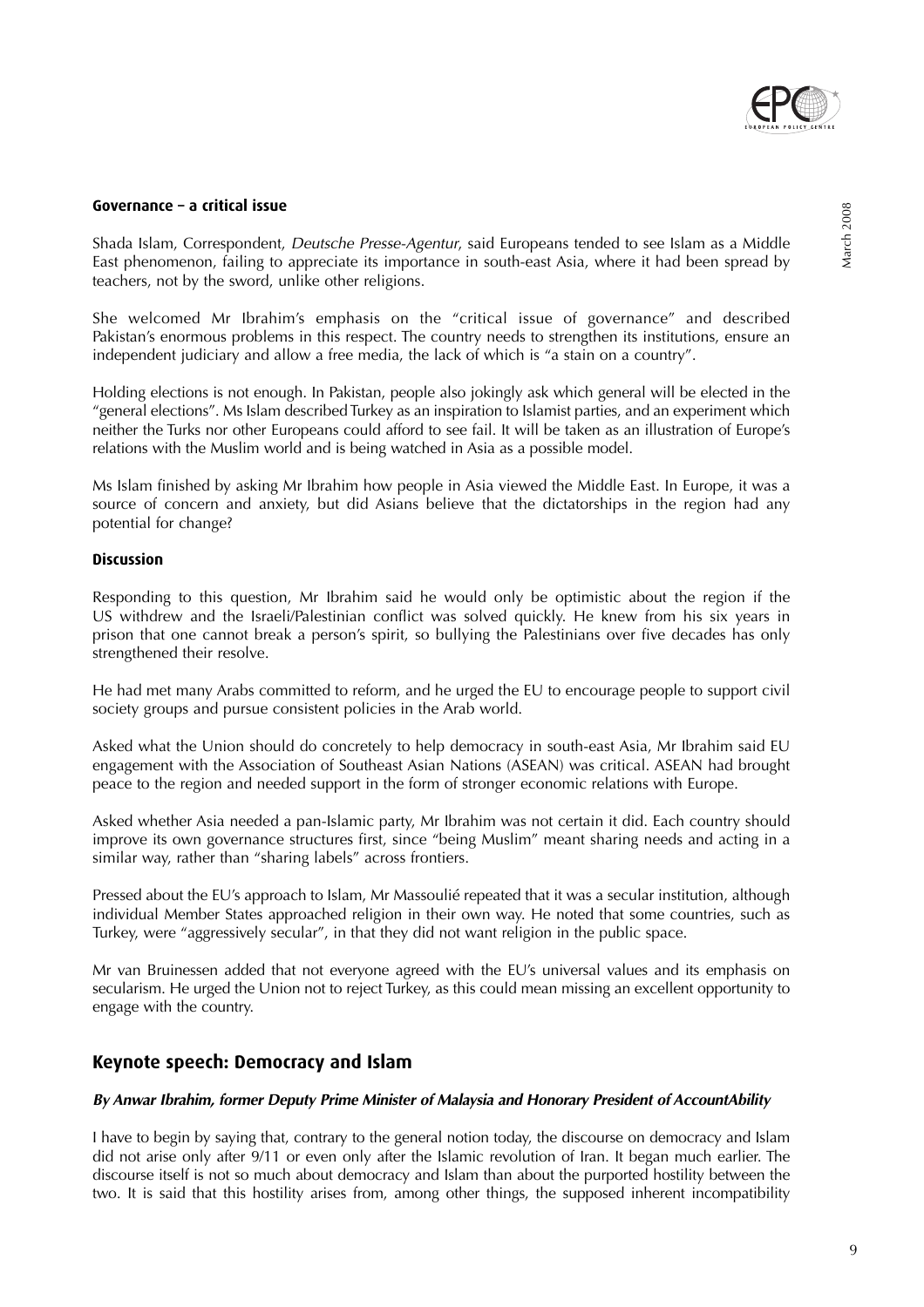**Governance – a critical issue**

Shada Islam, Correspondent, *Deutsche Presse-Agentur*, said Europeans tended to see Islam as a Middle East phenomenon, failing to appreciate its importance in south-east Asia, where it had been spread by teachers, not by the sword, unlike other religions.

She welcomed Mr Ibrahim's emphasis on the "critical issue of governance" and described Pakistan's enormous problems in this respect. The country needs to strengthen its institutions, ensure an independent judiciary and allow a free media, the lack of which is "a stain on a country".

Holding elections is not enough. In Pakistan, people also jokingly ask which general will be elected in the "general elections". Ms Islam described Turkey as an inspiration to Islamist parties, and an experiment which neither the Turks nor other Europeans could afford to see fail. It will be taken as an illustration of Europe's relations with the Muslim world and is being watched in Asia as a possible model.

Ms Islam finished by asking Mr Ibrahim how people in Asia viewed the Middle East. In Europe, it was a source of concern and anxiety, but did Asians believe that the dictatorships in the region had any potential for change?

**Discussion**

Responding to this question, Mr Ibrahim said he would only be optimistic about the region if the US withdrew and the Israeli/Palestinian conflict was solved quickly. He knew from his six years in prison that one cannot break a person's spirit, so bullying the Palestinians over five decades has only strengthened their resolve.

He had met many Arabs committed to reform, and he urged the EU to encourage people to support civil society groups and pursue consistent policies in the Arab world.

Asked what the Union should do concretely to help democracy in south-east Asia, Mr Ibrahim said EU engagement with the Association of Southeast Asian Nations (ASEAN) was critical. ASEAN had brought peace to the region and needed support in the form of stronger economic relations with Europe.

Asked whether Asia needed a pan-Islamic party, Mr Ibrahim was not certain it did. Each country should improve its own governance structures first, since "being Muslim" meant sharing needs and acting in a similar way, rather than "sharing labels" across frontiers.

Pressed about the EU's approach to Islam, Mr Massoulié repeated that it was a secular institution, although individual Member States approached religion in their own way. He noted that some countries, such as Turkey, were "aggressively secular", in that they did not want religion in the public space.

Mr van Bruinessen added that not everyone agreed with the EU's universal values and its emphasis on secularism. He urged the Union not to reject Turkey, as this could mean missing an excellent opportunity to engage with the country.

## Keynote speech: Democracy and Islam

***By Anwar Ibrahim, former Deputy Prime Minister of Malaysia and Honorary President of AccountAbility***

I have to begin by saying that, contrary to the general notion today, the discourse on democracy and Islam did not arise only after 9/11 or even only after the Islamic revolution of Iran. It began much earlier. The discourse itself is not so much about democracy and Islam than about the purported hostility between the two. It is said that this hostility arises from, among other things, the supposed inherent incompatibility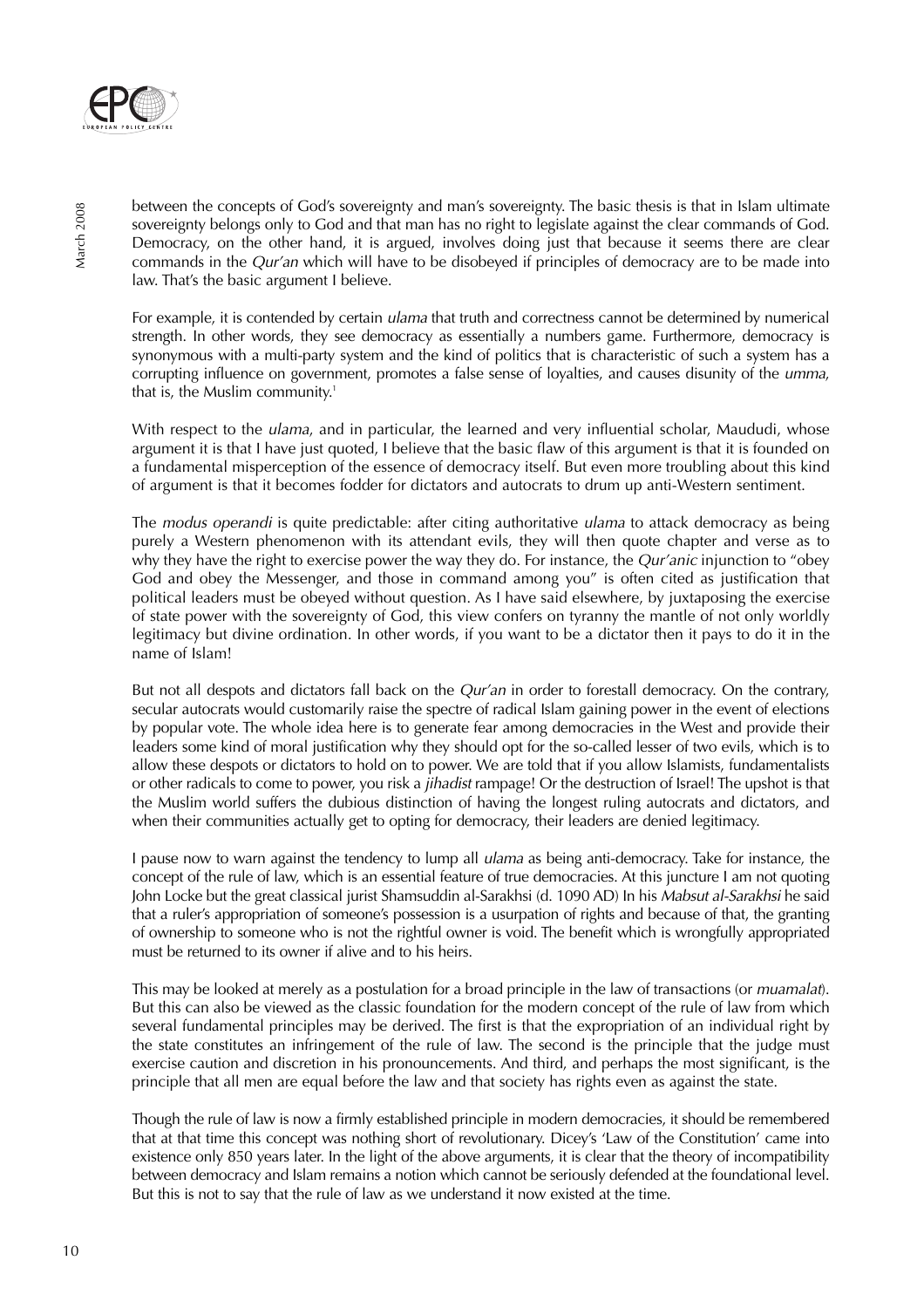between the concepts of God's sovereignty and man's sovereignty. The basic thesis is that in Islam ultimate sovereignty belongs only to God and that man has no right to legislate against the clear commands of God. Democracy, on the other hand, it is argued, involves doing just that because it seems there are clear commands in the *Qur'an* which will have to be disobeyed if principles of democracy are to be made into law. That's the basic argument I believe.

For example, it is contended by certain *ulama* that truth and correctness cannot be determined by numerical strength. In other words, they see democracy as essentially a numbers game. Furthermore, democracy is synonymous with a multi-party system and the kind of politics that is characteristic of such a system has a corrupting influence on government, promotes a false sense of loyalties, and causes disunity of the *umma*, that is, the Muslim community.[1]

With respect to the *ulama*, and in particular, the learned and very influential scholar, Maududi, whose argument it is that I have just quoted, I believe that the basic flaw of this argument is that it is founded on a fundamental misperception of the essence of democracy itself. But even more troubling about this kind of argument is that it becomes fodder for dictators and autocrats to drum up anti-Western sentiment.

The *modus operandi* is quite predictable: after citing authoritative *ulama* to attack democracy as being purely a Western phenomenon with its attendant evils, they will then quote chapter and verse as to why they have the right to exercise power the way they do. For instance, the *Qur'anic* injunction to "obey God and obey the Messenger, and those in command among you" is often cited as justification that political leaders must be obeyed without question. As I have said elsewhere, by juxtaposing the exercise of state power with the sovereignty of God, this view confers on tyranny the mantle of not only worldly legitimacy but divine ordination. In other words, if you want to be a dictator then it pays to do it in the name of Islam!

But not all despots and dictators fall back on the *Qur'an* in order to forestall democracy. On the contrary, secular autocrats would customarily raise the spectre of radical Islam gaining power in the event of elections by popular vote. The whole idea here is to generate fear among democracies in the West and provide their leaders some kind of moral justification why they should opt for the so-called lesser of two evils, which is to allow these despots or dictators to hold on to power. We are told that if you allow Islamists, fundamentalists or other radicals to come to power, you risk a *jihadist* rampage! Or the destruction of Israel! The upshot is that the Muslim world suffers the dubious distinction of having the longest ruling autocrats and dictators, and when their communities actually get to opting for democracy, their leaders are denied legitimacy.

I pause now to warn against the tendency to lump all *ulama* as being anti-democracy. Take for instance, the concept of the rule of law, which is an essential feature of true democracies. At this juncture I am not quoting John Locke but the great classical jurist Shamsuddin al-Sarakhsi (d. 1090 AD) In his *Mabsut al-Sarakhsi* he said that a ruler's appropriation of someone's possession is a usurpation of rights and because of that, the granting of ownership to someone who is not the rightful owner is void. The benefit which is wrongfully appropriated must be returned to its owner if alive and to his heirs.

This may be looked at merely as a postulation for a broad principle in the law of transactions (or *muamalat*). But this can also be viewed as the classic foundation for the modern concept of the rule of law from which several fundamental principles may be derived. The first is that the expropriation of an individual right by the state constitutes an infringement of the rule of law. The second is the principle that the judge must exercise caution and discretion in his pronouncements. And third, and perhaps the most significant, is the principle that all men are equal before the law and that society has rights even as against the state.

Though the rule of law is now a firmly established principle in modern democracies, it should be remembered that at that time this concept was nothing short of revolutionary. Dicey's 'Law of the Constitution' came into existence only 850 years later. In the light of the above arguments, it is clear that the theory of incompatibility between democracy and Islam remains a notion which cannot be seriously defended at the foundational level. But this is not to say that the rule of law as we understand it now existed at the time.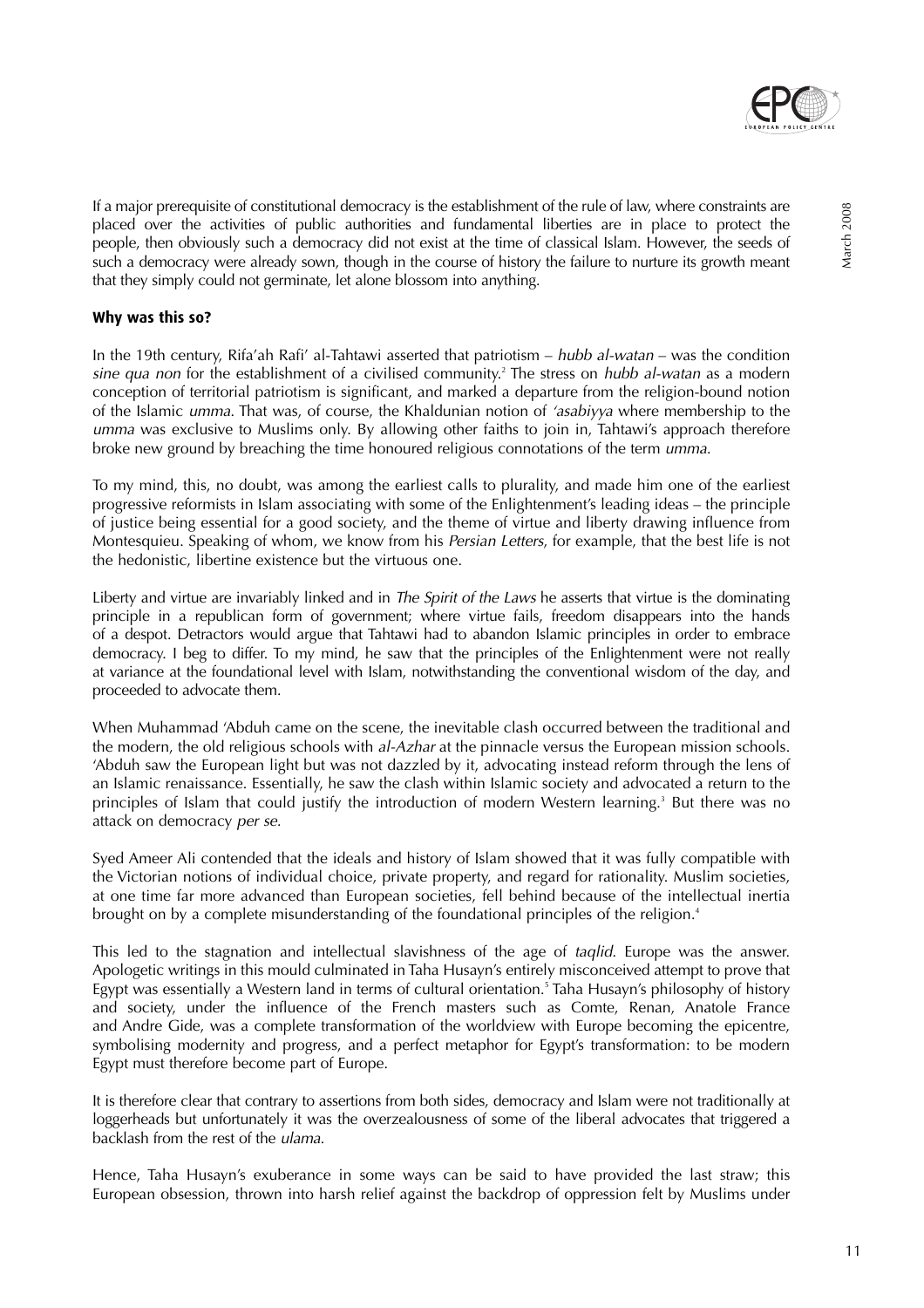If a major prerequisite of constitutional democracy is the establishment of the rule of law, where constraints are placed over the activities of public authorities and fundamental liberties are in place to protect the people, then obviously such a democracy did not exist at the time of classical Islam. However, the seeds of such a democracy were already sown, though in the course of history the failure to nurture its growth meant that they simply could not germinate, let alone blossom into anything.

**Why was this so?**

In the 19th century, Rifa'ah Rafi' al-Tahtawi asserted that patriotism – *hubb al-watan* – was the condition *sine qua non* for the establishment of a civilised community.[2] The stress on *hubb al-watan* as a modern conception of territorial patriotism is significant, and marked a departure from the religion-bound notion of the Islamic *umma*. That was, of course, the Khaldunian notion of *'asabiyya* where membership to the *umma* was exclusive to Muslims only. By allowing other faiths to join in, Tahtawi's approach therefore broke new ground by breaching the time honoured religious connotations of the term *umma*.

To my mind, this, no doubt, was among the earliest calls to plurality, and made him one of the earliest progressive reformists in Islam associating with some of the Enlightenment's leading ideas – the principle of justice being essential for a good society, and the theme of virtue and liberty drawing influence from Montesquieu. Speaking of whom, we know from his *Persian Letters*, for example, that the best life is not the hedonistic, libertine existence but the virtuous one.

Liberty and virtue are invariably linked and in *The Spirit of the Laws* he asserts that virtue is the dominating principle in a republican form of government; where virtue fails, freedom disappears into the hands of a despot. Detractors would argue that Tahtawi had to abandon Islamic principles in order to embrace democracy. I beg to differ. To my mind, he saw that the principles of the Enlightenment were not really at variance at the foundational level with Islam, notwithstanding the conventional wisdom of the day, and proceeded to advocate them.

When Muhammad 'Abduh came on the scene, the inevitable clash occurred between the traditional and the modern, the old religious schools with *al-Azhar* at the pinnacle versus the European mission schools. 'Abduh saw the European light but was not dazzled by it, advocating instead reform through the lens of an Islamic renaissance. Essentially, he saw the clash within Islamic society and advocated a return to the principles of Islam that could justify the introduction of modern Western learning.[3] But there was no attack on democracy *per se*.

Syed Ameer Ali contended that the ideals and history of Islam showed that it was fully compatible with the Victorian notions of individual choice, private property, and regard for rationality. Muslim societies, at one time far more advanced than European societies, fell behind because of the intellectual inertia brought on by a complete misunderstanding of the foundational principles of the religion.[4]

This led to the stagnation and intellectual slavishness of the age of *taqlid*. Europe was the answer. Apologetic writings in this mould culminated in Taha Husayn's entirely misconceived attempt to prove that Egypt was essentially a Western land in terms of cultural orientation.[5] Taha Husayn's philosophy of history and society, under the influence of the French masters such as Comte, Renan, Anatole France and Andre Gide, was a complete transformation of the worldview with Europe becoming the epicentre, symbolising modernity and progress, and a perfect metaphor for Egypt's transformation: to be modern Egypt must therefore become part of Europe.

It is therefore clear that contrary to assertions from both sides, democracy and Islam were not traditionally at loggerheads but unfortunately it was the overzealousness of some of the liberal advocates that triggered a backlash from the rest of the *ulama*.

Hence, Taha Husayn's exuberance in some ways can be said to have provided the last straw; this European obsession, thrown into harsh relief against the backdrop of oppression felt by Muslims under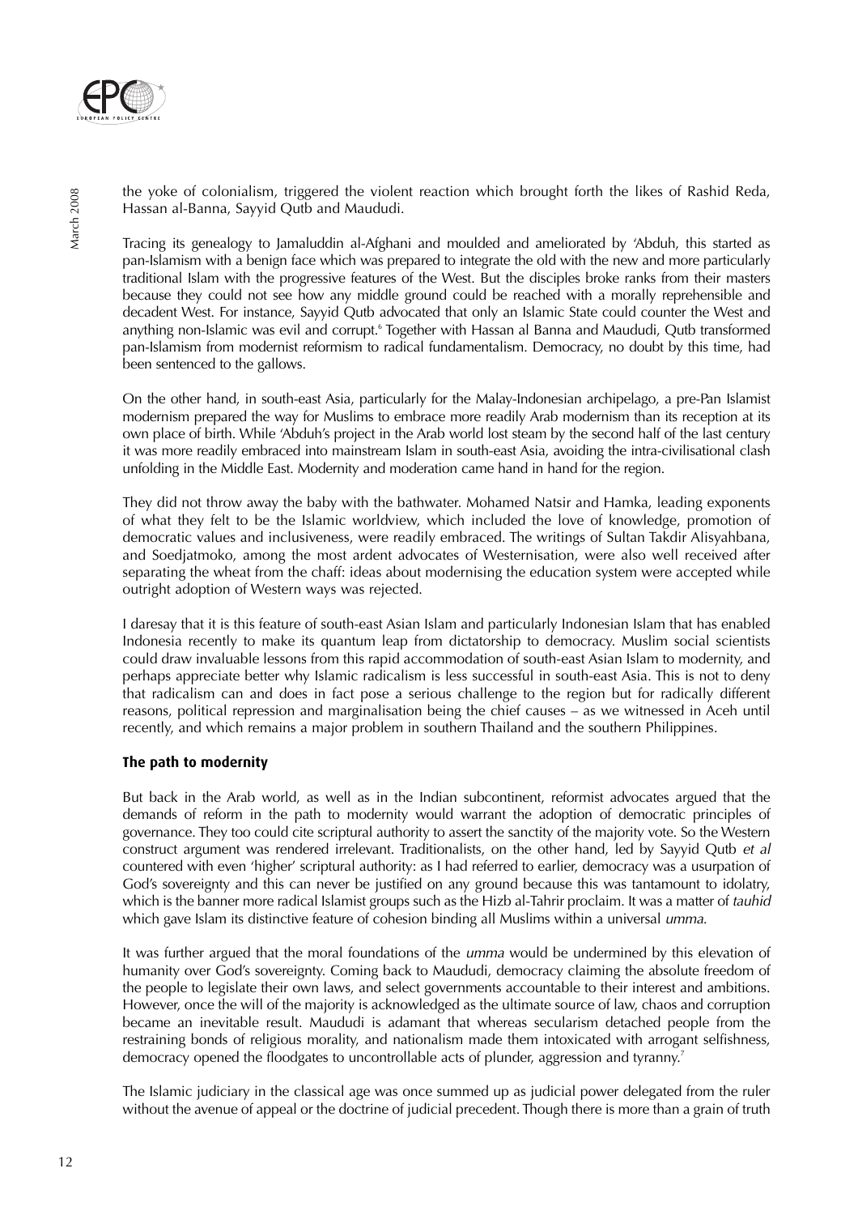the yoke of colonialism, triggered the violent reaction which brought forth the likes of Rashid Reda, Hassan al-Banna, Sayyid Qutb and Maududi.

Tracing its genealogy to Jamaluddin al-Afghani and moulded and ameliorated by 'Abduh, this started as pan-Islamism with a benign face which was prepared to integrate the old with the new and more particularly traditional Islam with the progressive features of the West. But the disciples broke ranks from their masters because they could not see how any middle ground could be reached with a morally reprehensible and decadent West. For instance, Sayyid Qutb advocated that only an Islamic State could counter the West and anything non-Islamic was evil and corrupt.[6] Together with Hassan al Banna and Maududi, Qutb transformed pan-Islamism from modernist reformism to radical fundamentalism. Democracy, no doubt by this time, had been sentenced to the gallows.

On the other hand, in south-east Asia, particularly for the Malay-Indonesian archipelago, a pre-Pan Islamist modernism prepared the way for Muslims to embrace more readily Arab modernism than its reception at its own place of birth. While 'Abduh's project in the Arab world lost steam by the second half of the last century it was more readily embraced into mainstream Islam in south-east Asia, avoiding the intra-civilisational clash unfolding in the Middle East. Modernity and moderation came hand in hand for the region.

They did not throw away the baby with the bathwater. Mohamed Natsir and Hamka, leading exponents of what they felt to be the Islamic worldview, which included the love of knowledge, promotion of democratic values and inclusiveness, were readily embraced. The writings of Sultan Takdir Alisyahbana, and Soedjatmoko, among the most ardent advocates of Westernisation, were also well received after separating the wheat from the chaff: ideas about modernising the education system were accepted while outright adoption of Western ways was rejected.

I daresay that it is this feature of south-east Asian Islam and particularly Indonesian Islam that has enabled Indonesia recently to make its quantum leap from dictatorship to democracy. Muslim social scientists could draw invaluable lessons from this rapid accommodation of south-east Asian Islam to modernity, and perhaps appreciate better why Islamic radicalism is less successful in south-east Asia. This is not to deny that radicalism can and does in fact pose a serious challenge to the region but for radically different reasons, political repression and marginalisation being the chief causes – as we witnessed in Aceh until recently, and which remains a major problem in southern Thailand and the southern Philippines.

### The path to modernity

But back in the Arab world, as well as in the Indian subcontinent, reformist advocates argued that the demands of reform in the path to modernity would warrant the adoption of democratic principles of governance. They too could cite scriptural authority to assert the sanctity of the majority vote. So the Western construct argument was rendered irrelevant. Traditionalists, on the other hand, led by Sayyid Qutb *et al* countered with even 'higher' scriptural authority: as I had referred to earlier, democracy was a usurpation of God's sovereignty and this can never be justified on any ground because this was tantamount to idolatry, which is the banner more radical Islamist groups such as the Hizb al-Tahrir proclaim. It was a matter of *tauhid* which gave Islam its distinctive feature of cohesion binding all Muslims within a universal *umma*.

It was further argued that the moral foundations of the *umma* would be undermined by this elevation of humanity over God's sovereignty. Coming back to Maududi, democracy claiming the absolute freedom of the people to legislate their own laws, and select governments accountable to their interest and ambitions. However, once the will of the majority is acknowledged as the ultimate source of law, chaos and corruption became an inevitable result. Maududi is adamant that whereas secularism detached people from the restraining bonds of religious morality, and nationalism made them intoxicated with arrogant selfishness, democracy opened the floodgates to uncontrollable acts of plunder, aggression and tyranny.[7]

The Islamic judiciary in the classical age was once summed up as judicial power delegated from the ruler without the avenue of appeal or the doctrine of judicial precedent. Though there is more than a grain of truth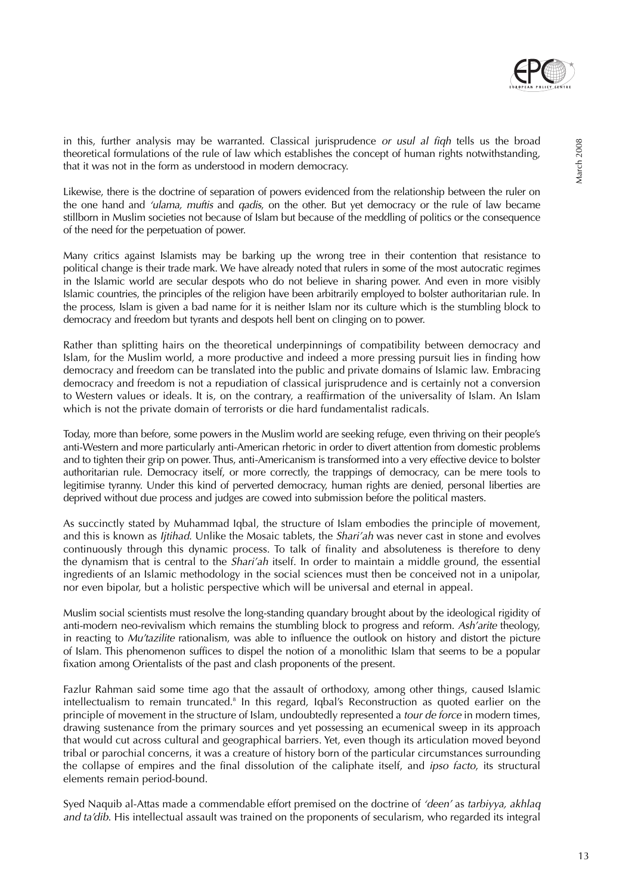in this, further analysis may be warranted. Classical jurisprudence *or usul al fiqh* tells us the broad theoretical formulations of the rule of law which establishes the concept of human rights notwithstanding, that it was not in the form as understood in modern democracy.

Likewise, there is the doctrine of separation of powers evidenced from the relationship between the ruler on the one hand and *'ulama, muftis* and *qadis*, on the other. But yet democracy or the rule of law became stillborn in Muslim societies not because of Islam but because of the meddling of politics or the consequence of the need for the perpetuation of power.

Many critics against Islamists may be barking up the wrong tree in their contention that resistance to political change is their trade mark. We have already noted that rulers in some of the most autocratic regimes in the Islamic world are secular despots who do not believe in sharing power. And even in more visibly Islamic countries, the principles of the religion have been arbitrarily employed to bolster authoritarian rule. In the process, Islam is given a bad name for it is neither Islam nor its culture which is the stumbling block to democracy and freedom but tyrants and despots hell bent on clinging on to power.

Rather than splitting hairs on the theoretical underpinnings of compatibility between democracy and Islam, for the Muslim world, a more productive and indeed a more pressing pursuit lies in finding how democracy and freedom can be translated into the public and private domains of Islamic law. Embracing democracy and freedom is not a repudiation of classical jurisprudence and is certainly not a conversion to Western values or ideals. It is, on the contrary, a reaffirmation of the universality of Islam. An Islam which is not the private domain of terrorists or die hard fundamentalist radicals.

Today, more than before, some powers in the Muslim world are seeking refuge, even thriving on their people's anti-Western and more particularly anti-American rhetoric in order to divert attention from domestic problems and to tighten their grip on power. Thus, anti-Americanism is transformed into a very effective device to bolster authoritarian rule. Democracy itself, or more correctly, the trappings of democracy, can be mere tools to legitimise tyranny. Under this kind of perverted democracy, human rights are denied, personal liberties are deprived without due process and judges are cowed into submission before the political masters.

As succinctly stated by Muhammad Iqbal, the structure of Islam embodies the principle of movement, and this is known as *Ijtihad*. Unlike the Mosaic tablets, the *Shari'ah* was never cast in stone and evolves continuously through this dynamic process. To talk of finality and absoluteness is therefore to deny the dynamism that is central to the *Shari'ah* itself. In order to maintain a middle ground, the essential ingredients of an Islamic methodology in the social sciences must then be conceived not in a unipolar, nor even bipolar, but a holistic perspective which will be universal and eternal in appeal.

Muslim social scientists must resolve the long-standing quandary brought about by the ideological rigidity of anti-modern neo-revivalism which remains the stumbling block to progress and reform. *Ash'arite* theology, in reacting to *Mu'tazilite* rationalism, was able to influence the outlook on history and distort the picture of Islam. This phenomenon suffices to dispel the notion of a monolithic Islam that seems to be a popular fixation among Orientalists of the past and clash proponents of the present.

Fazlur Rahman said some time ago that the assault of orthodoxy, among other things, caused Islamic intellectualism to remain truncated.[8] In this regard, Iqbal's Reconstruction as quoted earlier on the principle of movement in the structure of Islam, undoubtedly represented a *tour de force* in modern times, drawing sustenance from the primary sources and yet possessing an ecumenical sweep in its approach that would cut across cultural and geographical barriers. Yet, even though its articulation moved beyond tribal or parochial concerns, it was a creature of history born of the particular circumstances surrounding the collapse of empires and the final dissolution of the caliphate itself, and *ipso facto*, its structural elements remain period-bound.

Syed Naquib al-Attas made a commendable effort premised on the doctrine of *'deen'* as *tarbiyya, akhlaq and ta'dib*. His intellectual assault was trained on the proponents of secularism, who regarded its integral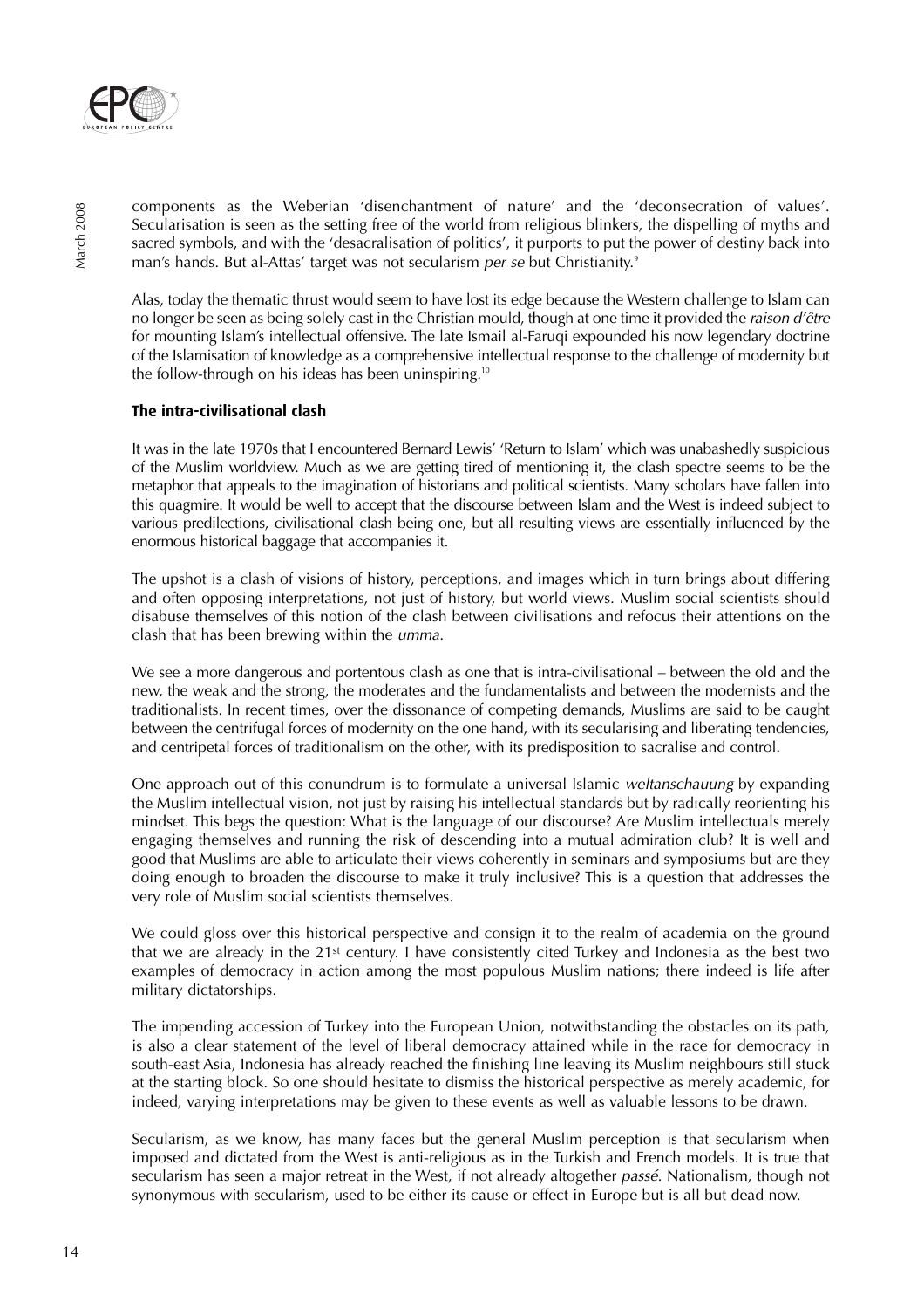components as the Weberian 'disenchantment of nature' and the 'deconsecration of values'. Secularisation is seen as the setting free of the world from religious blinkers, the dispelling of myths and sacred symbols, and with the 'desacralisation of politics', it purports to put the power of destiny back into man's hands. But al-Attas' target was not secularism *per se* but Christianity.[9]

Alas, today the thematic thrust would seem to have lost its edge because the Western challenge to Islam can no longer be seen as being solely cast in the Christian mould, though at one time it provided the *raison d'être* for mounting Islam's intellectual offensive. The late Ismail al-Faruqi expounded his now legendary doctrine of the Islamisation of knowledge as a comprehensive intellectual response to the challenge of modernity but the follow-through on his ideas has been uninspiring.[10]

### The intra-civilisational clash

It was in the late 1970s that I encountered Bernard Lewis' 'Return to Islam' which was unabashedly suspicious of the Muslim worldview. Much as we are getting tired of mentioning it, the clash spectre seems to be the metaphor that appeals to the imagination of historians and political scientists. Many scholars have fallen into this quagmire. It would be well to accept that the discourse between Islam and the West is indeed subject to various predilections, civilisational clash being one, but all resulting views are essentially influenced by the enormous historical baggage that accompanies it.

The upshot is a clash of visions of history, perceptions, and images which in turn brings about differing and often opposing interpretations, not just of history, but world views. Muslim social scientists should disabuse themselves of this notion of the clash between civilisations and refocus their attentions on the clash that has been brewing within the *umma*.

We see a more dangerous and portentous clash as one that is intra-civilisational – between the old and the new, the weak and the strong, the moderates and the fundamentalists and between the modernists and the traditionalists. In recent times, over the dissonance of competing demands, Muslims are said to be caught between the centrifugal forces of modernity on the one hand, with its secularising and liberating tendencies, and centripetal forces of traditionalism on the other, with its predisposition to sacralise and control.

One approach out of this conundrum is to formulate a universal Islamic *weltanschauung* by expanding the Muslim intellectual vision, not just by raising his intellectual standards but by radically reorienting his mindset. This begs the question: What is the language of our discourse? Are Muslim intellectuals merely engaging themselves and running the risk of descending into a mutual admiration club? It is well and good that Muslims are able to articulate their views coherently in seminars and symposiums but are they doing enough to broaden the discourse to make it truly inclusive? This is a question that addresses the very role of Muslim social scientists themselves.

We could gloss over this historical perspective and consign it to the realm of academia on the ground that we are already in the 21st century. I have consistently cited Turkey and Indonesia as the best two examples of democracy in action among the most populous Muslim nations; there indeed is life after military dictatorships.

The impending accession of Turkey into the European Union, notwithstanding the obstacles on its path, is also a clear statement of the level of liberal democracy attained while in the race for democracy in south-east Asia, Indonesia has already reached the finishing line leaving its Muslim neighbours still stuck at the starting block. So one should hesitate to dismiss the historical perspective as merely academic, for indeed, varying interpretations may be given to these events as well as valuable lessons to be drawn.

Secularism, as we know, has many faces but the general Muslim perception is that secularism when imposed and dictated from the West is anti-religious as in the Turkish and French models. It is true that secularism has seen a major retreat in the West, if not already altogether *passé*. Nationalism, though not synonymous with secularism, used to be either its cause or effect in Europe but is all but dead now.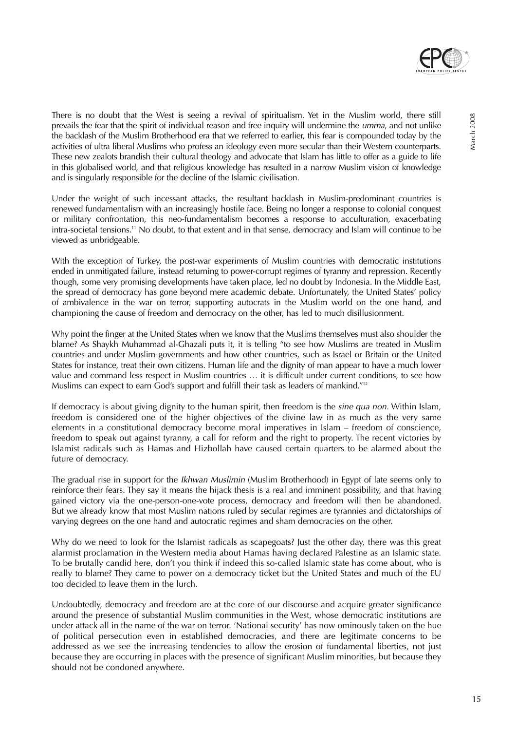There is no doubt that the West is seeing a revival of spiritualism. Yet in the Muslim world, there still prevails the fear that the spirit of individual reason and free inquiry will undermine the *umma*, and not unlike the backlash of the Muslim Brotherhood era that we referred to earlier, this fear is compounded today by the activities of ultra liberal Muslims who profess an ideology even more secular than their Western counterparts. These new zealots brandish their cultural theology and advocate that Islam has little to offer as a guide to life in this globalised world, and that religious knowledge has resulted in a narrow Muslim vision of knowledge and is singularly responsible for the decline of the Islamic civilisation.

Under the weight of such incessant attacks, the resultant backlash in Muslim-predominant countries is renewed fundamentalism with an increasingly hostile face. Being no longer a response to colonial conquest or military confrontation, this neo-fundamentalism becomes a response to acculturation, exacerbating intra-societal tensions.[11] No doubt, to that extent and in that sense, democracy and Islam will continue to be viewed as unbridgeable.

With the exception of Turkey, the post-war experiments of Muslim countries with democratic institutions ended in unmitigated failure, instead returning to power-corrupt regimes of tyranny and repression. Recently though, some very promising developments have taken place, led no doubt by Indonesia. In the Middle East, the spread of democracy has gone beyond mere academic debate. Unfortunately, the United States' policy of ambivalence in the war on terror, supporting autocrats in the Muslim world on the one hand, and championing the cause of freedom and democracy on the other, has led to much disillusionment.

Why point the finger at the United States when we know that the Muslims themselves must also shoulder the blame? As Shaykh Muhammad al-Ghazali puts it, it is telling "to see how Muslims are treated in Muslim countries and under Muslim governments and how other countries, such as Israel or Britain or the United States for instance, treat their own citizens. Human life and the dignity of man appear to have a much lower value and command less respect in Muslim countries … it is difficult under current conditions, to see how Muslims can expect to earn God's support and fulfill their task as leaders of mankind."[12]

If democracy is about giving dignity to the human spirit, then freedom is the *sine qua non*. Within Islam, freedom is considered one of the higher objectives of the divine law in as much as the very same elements in a constitutional democracy become moral imperatives in Islam – freedom of conscience, freedom to speak out against tyranny, a call for reform and the right to property. The recent victories by Islamist radicals such as Hamas and Hizbollah have caused certain quarters to be alarmed about the future of democracy.

The gradual rise in support for the *Ikhwan Muslimin* (Muslim Brotherhood) in Egypt of late seems only to reinforce their fears. They say it means the hijack thesis is a real and imminent possibility, and that having gained victory via the one-person-one-vote process, democracy and freedom will then be abandoned. But we already know that most Muslim nations ruled by secular regimes are tyrannies and dictatorships of varying degrees on the one hand and autocratic regimes and sham democracies on the other.

Why do we need to look for the Islamist radicals as scapegoats? Just the other day, there was this great alarmist proclamation in the Western media about Hamas having declared Palestine as an Islamic state. To be brutally candid here, don't you think if indeed this so-called Islamic state has come about, who is really to blame? They came to power on a democracy ticket but the United States and much of the EU too decided to leave them in the lurch.

Undoubtedly, democracy and freedom are at the core of our discourse and acquire greater significance around the presence of substantial Muslim communities in the West, whose democratic institutions are under attack all in the name of the war on terror. 'National security' has now ominously taken on the hue of political persecution even in established democracies, and there are legitimate concerns to be addressed as we see the increasing tendencies to allow the erosion of fundamental liberties, not just because they are occurring in places with the presence of significant Muslim minorities, but because they should not be condoned anywhere.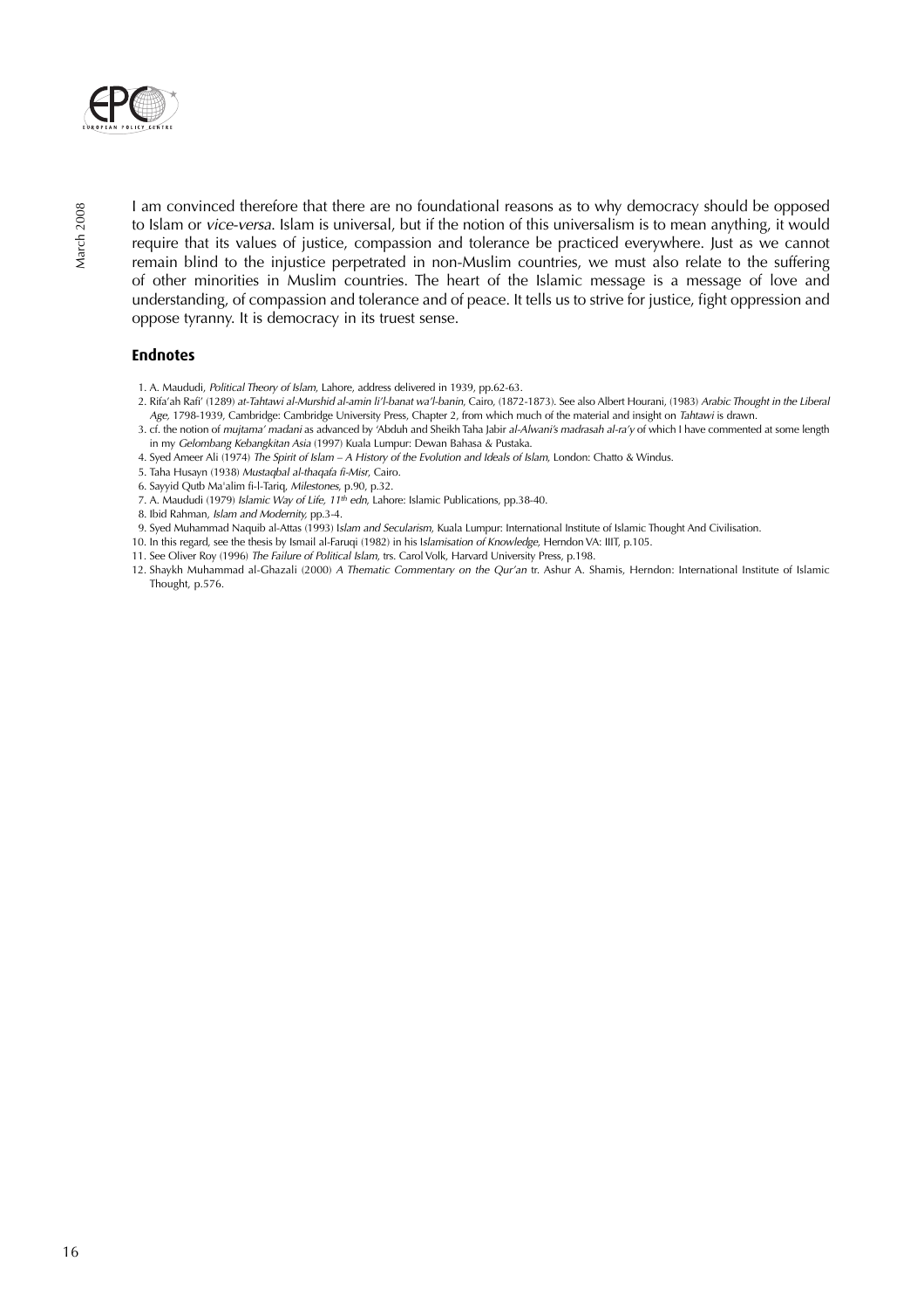I am convinced therefore that there are no foundational reasons as to why democracy should be opposed to Islam or *vice-versa*. Islam is universal, but if the notion of this universalism is to mean anything, it would require that its values of justice, compassion and tolerance be practiced everywhere. Just as we cannot remain blind to the injustice perpetrated in non-Muslim countries, we must also relate to the suffering of other minorities in Muslim countries. The heart of the Islamic message is a message of love and understanding, of compassion and tolerance and of peace. It tells us to strive for justice, fight oppression and oppose tyranny. It is democracy in its truest sense.

## Endnotes

1. A. Maududi, *Political Theory of Islam*, Lahore, address delivered in 1939, pp.62-63.
2. Rifa'ah Rafi' (1289) *at-Tahtawi al-Murshid al-amin li'l-banat wa'l-banin*, Cairo, (1872-1873). See also Albert Hourani, (1983) *Arabic Thought in the Liberal Age*, 1798-1939, Cambridge: Cambridge University Press, Chapter 2, from which much of the material and insight on *Tahtawi* is drawn.
3. cf. the notion of *mujtama' madani* as advanced by 'Abduh and Sheikh Taha Jabir *al-Alwani's madrasah al-ra'y* of which I have commented at some length in my *Gelombang Kebangkitan Asia* (1997) Kuala Lumpur: Dewan Bahasa & Pustaka.
4. Syed Ameer Ali (1974) *The Spirit of Islam – A History of the Evolution and Ideals of Islam*, London: Chatto & Windus.
5. Taha Husayn (1938) *Mustaqbal al-thaqafa fi-Misr*, Cairo.
6. Sayyid Qutb Ma'alim fi-l-Tariq, *Milestones*, p.90, p.32.
7. A. Maududi (1979) *Islamic Way of Life, 11th edn*, Lahore: Islamic Publications, pp.38-40.
8. Ibid Rahman, *Islam and Modernity*, pp.3-4.
9. Syed Muhammad Naquib al-Attas (1993) I*slam and Secularism*, Kuala Lumpur: International Institute of Islamic Thought And Civilisation.
10. In this regard, see the thesis by Ismail al-Faruqi (1982) in his Is*lamisation of Knowledge*, Herndon VA: IIIT, p.105.
11. See Oliver Roy (1996) *The Failure of Political Islam*, trs. Carol Volk, Harvard University Press, p.198.
12. Shaykh Muhammad al-Ghazali (2000) *A Thematic Commentary on the Qur'an* tr. Ashur A. Shamis, Herndon: International Institute of Islamic Thought, p.576.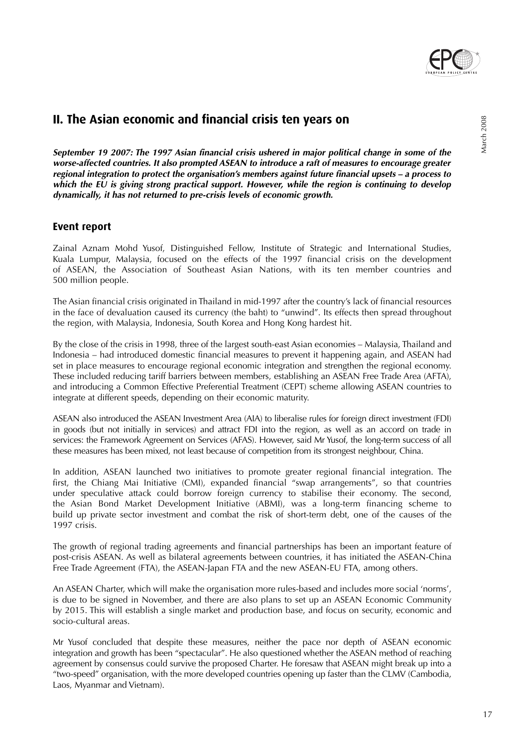## II. The Asian economic and financial crisis ten years on

***September 19 2007: The 1997 Asian financial crisis ushered in major political change in some of the worse-affected countries. It also prompted ASEAN to introduce a raft of measures to encourage greater regional integration to protect the organisation's members against future financial upsets – a process to which the EU is giving strong practical support. However, while the region is continuing to develop dynamically, it has not returned to pre-crisis levels of economic growth.***

### Event report

Zainal Aznam Mohd Yusof, Distinguished Fellow, Institute of Strategic and International Studies, Kuala Lumpur, Malaysia, focused on the effects of the 1997 financial crisis on the development of ASEAN, the Association of Southeast Asian Nations, with its ten member countries and 500 million people.

The Asian financial crisis originated in Thailand in mid-1997 after the country's lack of financial resources in the face of devaluation caused its currency (the baht) to "unwind". Its effects then spread throughout the region, with Malaysia, Indonesia, South Korea and Hong Kong hardest hit.

By the close of the crisis in 1998, three of the largest south-east Asian economies – Malaysia, Thailand and Indonesia – had introduced domestic financial measures to prevent it happening again, and ASEAN had set in place measures to encourage regional economic integration and strengthen the regional economy. These included reducing tariff barriers between members, establishing an ASEAN Free Trade Area (AFTA), and introducing a Common Effective Preferential Treatment (CEPT) scheme allowing ASEAN countries to integrate at different speeds, depending on their economic maturity.

ASEAN also introduced the ASEAN Investment Area (AIA) to liberalise rules for foreign direct investment (FDI) in goods (but not initially in services) and attract FDI into the region, as well as an accord on trade in services: the Framework Agreement on Services (AFAS). However, said Mr Yusof, the long-term success of all these measures has been mixed, not least because of competition from its strongest neighbour, China.

In addition, ASEAN launched two initiatives to promote greater regional financial integration. The first, the Chiang Mai Initiative (CMI), expanded financial "swap arrangements", so that countries under speculative attack could borrow foreign currency to stabilise their economy. The second, the Asian Bond Market Development Initiative (ABMI), was a long-term financing scheme to build up private sector investment and combat the risk of short-term debt, one of the causes of the 1997 crisis.

The growth of regional trading agreements and financial partnerships has been an important feature of post-crisis ASEAN. As well as bilateral agreements between countries, it has initiated the ASEAN-China Free Trade Agreement (FTA), the ASEAN-Japan FTA and the new ASEAN-EU FTA, among others.

An ASEAN Charter, which will make the organisation more rules-based and includes more social 'norms', is due to be signed in November, and there are also plans to set up an ASEAN Economic Community by 2015. This will establish a single market and production base, and focus on security, economic and socio-cultural areas.

Mr Yusof concluded that despite these measures, neither the pace nor depth of ASEAN economic integration and growth has been "spectacular". He also questioned whether the ASEAN method of reaching agreement by consensus could survive the proposed Charter. He foresaw that ASEAN might break up into a "two-speed" organisation, with the more developed countries opening up faster than the CLMV (Cambodia, Laos, Myanmar and Vietnam).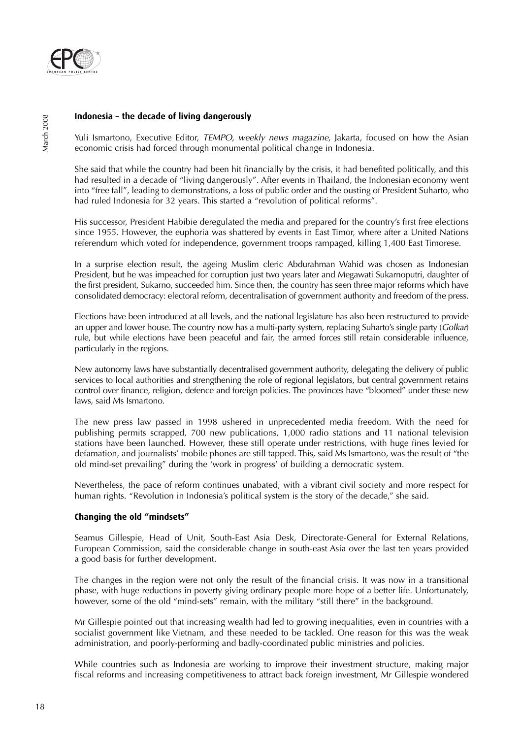### Indonesia – the decade of living dangerously

Yuli Ismartono, Executive Editor, *TEMPO, weekly news magazine*, Jakarta, focused on how the Asian economic crisis had forced through monumental political change in Indonesia.

She said that while the country had been hit financially by the crisis, it had benefited politically, and this had resulted in a decade of "living dangerously". After events in Thailand, the Indonesian economy went into "free fall", leading to demonstrations, a loss of public order and the ousting of President Suharto, who had ruled Indonesia for 32 years. This started a "revolution of political reforms".

His successor, President Habibie deregulated the media and prepared for the country's first free elections since 1955. However, the euphoria was shattered by events in East Timor, where after a United Nations referendum which voted for independence, government troops rampaged, killing 1,400 East Timorese.

In a surprise election result, the ageing Muslim cleric Abdurahman Wahid was chosen as Indonesian President, but he was impeached for corruption just two years later and Megawati Sukarnoputri, daughter of the first president, Sukarno, succeeded him. Since then, the country has seen three major reforms which have consolidated democracy: electoral reform, decentralisation of government authority and freedom of the press.

Elections have been introduced at all levels, and the national legislature has also been restructured to provide an upper and lower house. The country now has a multi-party system, replacing Suharto's single party (*Golkar*) rule, but while elections have been peaceful and fair, the armed forces still retain considerable influence, particularly in the regions.

New autonomy laws have substantially decentralised government authority, delegating the delivery of public services to local authorities and strengthening the role of regional legislators, but central government retains control over finance, religion, defence and foreign policies. The provinces have "bloomed" under these new laws, said Ms Ismartono.

The new press law passed in 1998 ushered in unprecedented media freedom. With the need for publishing permits scrapped, 700 new publications, 1,000 radio stations and 11 national television stations have been launched. However, these still operate under restrictions, with huge fines levied for defamation, and journalists' mobile phones are still tapped. This, said Ms Ismartono, was the result of "the old mind-set prevailing" during the 'work in progress' of building a democratic system.

Nevertheless, the pace of reform continues unabated, with a vibrant civil society and more respect for human rights. "Revolution in Indonesia's political system is the story of the decade," she said.

### Changing the old "mindsets"

Seamus Gillespie, Head of Unit, South-East Asia Desk, Directorate-General for External Relations, European Commission, said the considerable change in south-east Asia over the last ten years provided a good basis for further development.

The changes in the region were not only the result of the financial crisis. It was now in a transitional phase, with huge reductions in poverty giving ordinary people more hope of a better life. Unfortunately, however, some of the old "mind-sets" remain, with the military "still there" in the background.

Mr Gillespie pointed out that increasing wealth had led to growing inequalities, even in countries with a socialist government like Vietnam, and these needed to be tackled. One reason for this was the weak administration, and poorly-performing and badly-coordinated public ministries and policies.

While countries such as Indonesia are working to improve their investment structure, making major fiscal reforms and increasing competitiveness to attract back foreign investment, Mr Gillespie wondered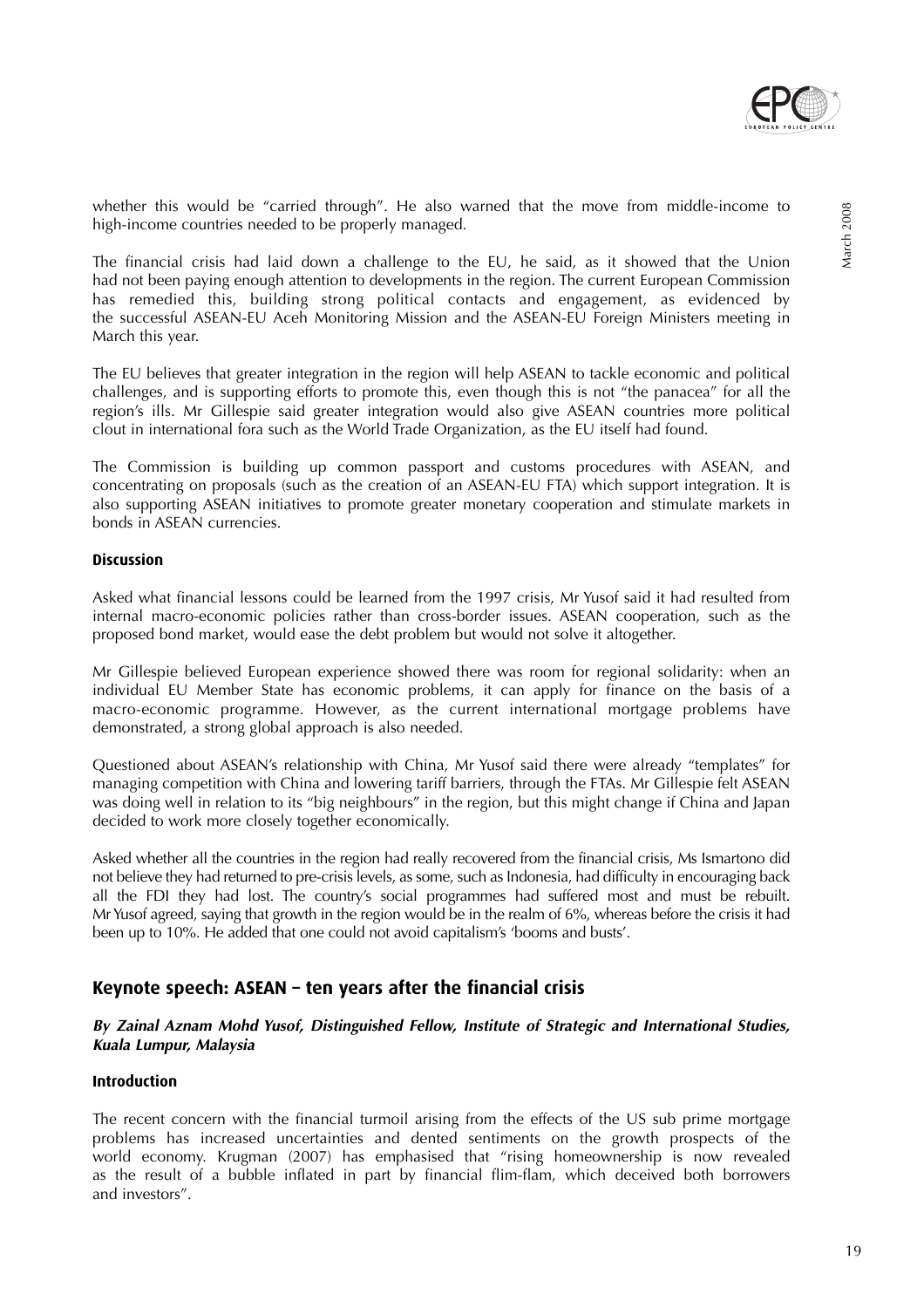whether this would be "carried through". He also warned that the move from middle-income to high-income countries needed to be properly managed.

The financial crisis had laid down a challenge to the EU, he said, as it showed that the Union had not been paying enough attention to developments in the region. The current European Commission has remedied this, building strong political contacts and engagement, as evidenced by the successful ASEAN-EU Aceh Monitoring Mission and the ASEAN-EU Foreign Ministers meeting in March this year.

The EU believes that greater integration in the region will help ASEAN to tackle economic and political challenges, and is supporting efforts to promote this, even though this is not "the panacea" for all the region's ills. Mr Gillespie said greater integration would also give ASEAN countries more political clout in international fora such as the World Trade Organization, as the EU itself had found.

The Commission is building up common passport and customs procedures with ASEAN, and concentrating on proposals (such as the creation of an ASEAN-EU FTA) which support integration. It is also supporting ASEAN initiatives to promote greater monetary cooperation and stimulate markets in bonds in ASEAN currencies.

### Discussion

Asked what financial lessons could be learned from the 1997 crisis, Mr Yusof said it had resulted from internal macro-economic policies rather than cross-border issues. ASEAN cooperation, such as the proposed bond market, would ease the debt problem but would not solve it altogether.

Mr Gillespie believed European experience showed there was room for regional solidarity: when an individual EU Member State has economic problems, it can apply for finance on the basis of a macro-economic programme. However, as the current international mortgage problems have demonstrated, a strong global approach is also needed.

Questioned about ASEAN's relationship with China, Mr Yusof said there were already "templates" for managing competition with China and lowering tariff barriers, through the FTAs. Mr Gillespie felt ASEAN was doing well in relation to its "big neighbours" in the region, but this might change if China and Japan decided to work more closely together economically.

Asked whether all the countries in the region had really recovered from the financial crisis, Ms Ismartono did not believe they had returned to pre-crisis levels, as some, such as Indonesia, had difficulty in encouraging back all the FDI they had lost. The country's social programmes had suffered most and must be rebuilt. Mr Yusof agreed, saying that growth in the region would be in the realm of 6%, whereas before the crisis it had been up to 10%. He added that one could not avoid capitalism's 'booms and busts'.

## Keynote speech: ASEAN – ten years after the financial crisis

***By Zainal Aznam Mohd Yusof, Distinguished Fellow, Institute of Strategic and International Studies, Kuala Lumpur, Malaysia***

### Introduction

The recent concern with the financial turmoil arising from the effects of the US sub prime mortgage problems has increased uncertainties and dented sentiments on the growth prospects of the world economy. Krugman (2007) has emphasised that "rising homeownership is now revealed as the result of a bubble inflated in part by financial flim-flam, which deceived both borrowers and investors".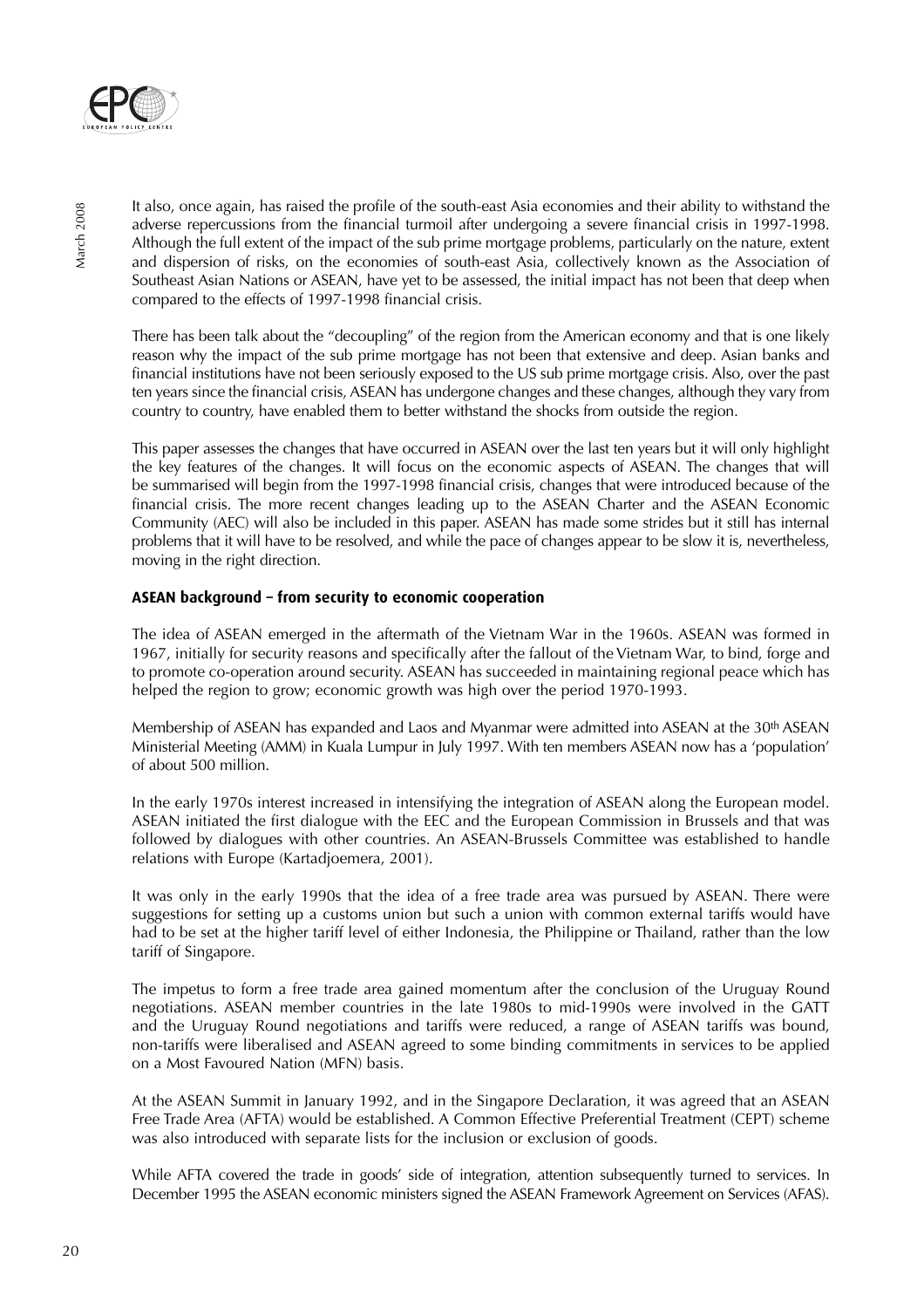It also, once again, has raised the profile of the south-east Asia economies and their ability to withstand the adverse repercussions from the financial turmoil after undergoing a severe financial crisis in 1997-1998. Although the full extent of the impact of the sub prime mortgage problems, particularly on the nature, extent and dispersion of risks, on the economies of south-east Asia, collectively known as the Association of Southeast Asian Nations or ASEAN, have yet to be assessed, the initial impact has not been that deep when compared to the effects of 1997-1998 financial crisis.

There has been talk about the "decoupling" of the region from the American economy and that is one likely reason why the impact of the sub prime mortgage has not been that extensive and deep. Asian banks and financial institutions have not been seriously exposed to the US sub prime mortgage crisis. Also, over the past ten years since the financial crisis, ASEAN has undergone changes and these changes, although they vary from country to country, have enabled them to better withstand the shocks from outside the region.

This paper assesses the changes that have occurred in ASEAN over the last ten years but it will only highlight the key features of the changes. It will focus on the economic aspects of ASEAN. The changes that will be summarised will begin from the 1997-1998 financial crisis, changes that were introduced because of the financial crisis. The more recent changes leading up to the ASEAN Charter and the ASEAN Economic Community (AEC) will also be included in this paper. ASEAN has made some strides but it still has internal problems that it will have to be resolved, and while the pace of changes appear to be slow it is, nevertheless, moving in the right direction.

### ASEAN background – from security to economic cooperation

The idea of ASEAN emerged in the aftermath of the Vietnam War in the 1960s. ASEAN was formed in 1967, initially for security reasons and specifically after the fallout of the Vietnam War, to bind, forge and to promote co-operation around security. ASEAN has succeeded in maintaining regional peace which has helped the region to grow; economic growth was high over the period 1970-1993.

Membership of ASEAN has expanded and Laos and Myanmar were admitted into ASEAN at the 30th ASEAN Ministerial Meeting (AMM) in Kuala Lumpur in July 1997. With ten members ASEAN now has a 'population' of about 500 million.

In the early 1970s interest increased in intensifying the integration of ASEAN along the European model. ASEAN initiated the first dialogue with the EEC and the European Commission in Brussels and that was followed by dialogues with other countries. An ASEAN-Brussels Committee was established to handle relations with Europe (Kartadjoemera, 2001).

It was only in the early 1990s that the idea of a free trade area was pursued by ASEAN. There were suggestions for setting up a customs union but such a union with common external tariffs would have had to be set at the higher tariff level of either Indonesia, the Philippine or Thailand, rather than the low tariff of Singapore.

The impetus to form a free trade area gained momentum after the conclusion of the Uruguay Round negotiations. ASEAN member countries in the late 1980s to mid-1990s were involved in the GATT and the Uruguay Round negotiations and tariffs were reduced, a range of ASEAN tariffs was bound, non-tariffs were liberalised and ASEAN agreed to some binding commitments in services to be applied on a Most Favoured Nation (MFN) basis.

At the ASEAN Summit in January 1992, and in the Singapore Declaration, it was agreed that an ASEAN Free Trade Area (AFTA) would be established. A Common Effective Preferential Treatment (CEPT) scheme was also introduced with separate lists for the inclusion or exclusion of goods.

While AFTA covered the trade in goods' side of integration, attention subsequently turned to services. In December 1995 the ASEAN economic ministers signed the ASEAN Framework Agreement on Services (AFAS).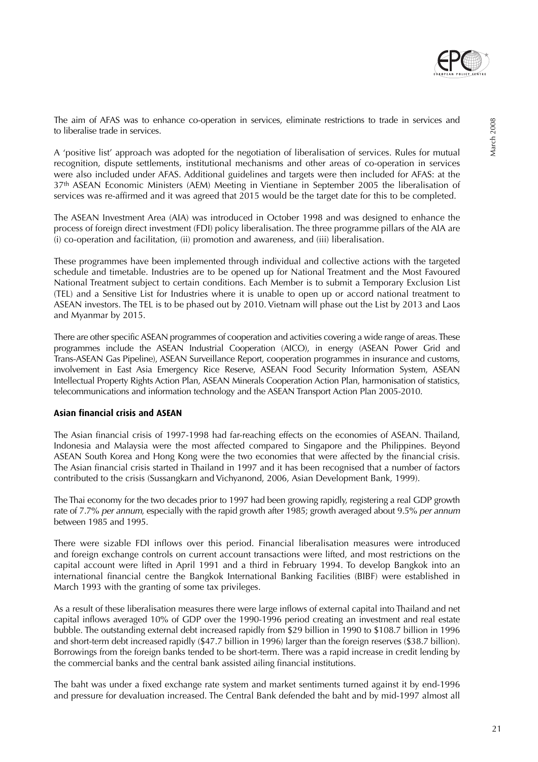The aim of AFAS was to enhance co-operation in services, eliminate restrictions to trade in services and to liberalise trade in services.

A 'positive list' approach was adopted for the negotiation of liberalisation of services. Rules for mutual recognition, dispute settlements, institutional mechanisms and other areas of co-operation in services were also included under AFAS. Additional guidelines and targets were then included for AFAS: at the 37th ASEAN Economic Ministers (AEM) Meeting in Vientiane in September 2005 the liberalisation of services was re-affirmed and it was agreed that 2015 would be the target date for this to be completed.

The ASEAN Investment Area (AIA) was introduced in October 1998 and was designed to enhance the process of foreign direct investment (FDI) policy liberalisation. The three programme pillars of the AIA are (i) co-operation and facilitation, (ii) promotion and awareness, and (iii) liberalisation.

These programmes have been implemented through individual and collective actions with the targeted schedule and timetable. Industries are to be opened up for National Treatment and the Most Favoured National Treatment subject to certain conditions. Each Member is to submit a Temporary Exclusion List (TEL) and a Sensitive List for Industries where it is unable to open up or accord national treatment to ASEAN investors. The TEL is to be phased out by 2010. Vietnam will phase out the List by 2013 and Laos and Myanmar by 2015.

There are other specific ASEAN programmes of cooperation and activities covering a wide range of areas. These programmes include the ASEAN Industrial Cooperation (AICO), in energy (ASEAN Power Grid and Trans-ASEAN Gas Pipeline), ASEAN Surveillance Report, cooperation programmes in insurance and customs, involvement in East Asia Emergency Rice Reserve, ASEAN Food Security Information System, ASEAN Intellectual Property Rights Action Plan, ASEAN Minerals Cooperation Action Plan, harmonisation of statistics, telecommunications and information technology and the ASEAN Transport Action Plan 2005-2010.

**Asian financial crisis and ASEAN**

The Asian financial crisis of 1997-1998 had far-reaching effects on the economies of ASEAN. Thailand, Indonesia and Malaysia were the most affected compared to Singapore and the Philippines. Beyond ASEAN South Korea and Hong Kong were the two economies that were affected by the financial crisis. The Asian financial crisis started in Thailand in 1997 and it has been recognised that a number of factors contributed to the crisis (Sussangkarn and Vichyanond, 2006, Asian Development Bank, 1999).

The Thai economy for the two decades prior to 1997 had been growing rapidly, registering a real GDP growth rate of 7.7% *per annum*, especially with the rapid growth after 1985; growth averaged about 9.5% *per annum* between 1985 and 1995.

There were sizable FDI inflows over this period. Financial liberalisation measures were introduced and foreign exchange controls on current account transactions were lifted, and most restrictions on the capital account were lifted in April 1991 and a third in February 1994. To develop Bangkok into an international financial centre the Bangkok International Banking Facilities (BIBF) were established in March 1993 with the granting of some tax privileges.

As a result of these liberalisation measures there were large inflows of external capital into Thailand and net capital inflows averaged 10% of GDP over the 1990-1996 period creating an investment and real estate bubble. The outstanding external debt increased rapidly from $29 billion in 1990 to $108.7 billion in 1996 and short-term debt increased rapidly ($47.7 billion in 1996) larger than the foreign reserves ($38.7 billion). Borrowings from the foreign banks tended to be short-term. There was a rapid increase in credit lending by the commercial banks and the central bank assisted ailing financial institutions.

The baht was under a fixed exchange rate system and market sentiments turned against it by end-1996 and pressure for devaluation increased. The Central Bank defended the baht and by mid-1997 almost all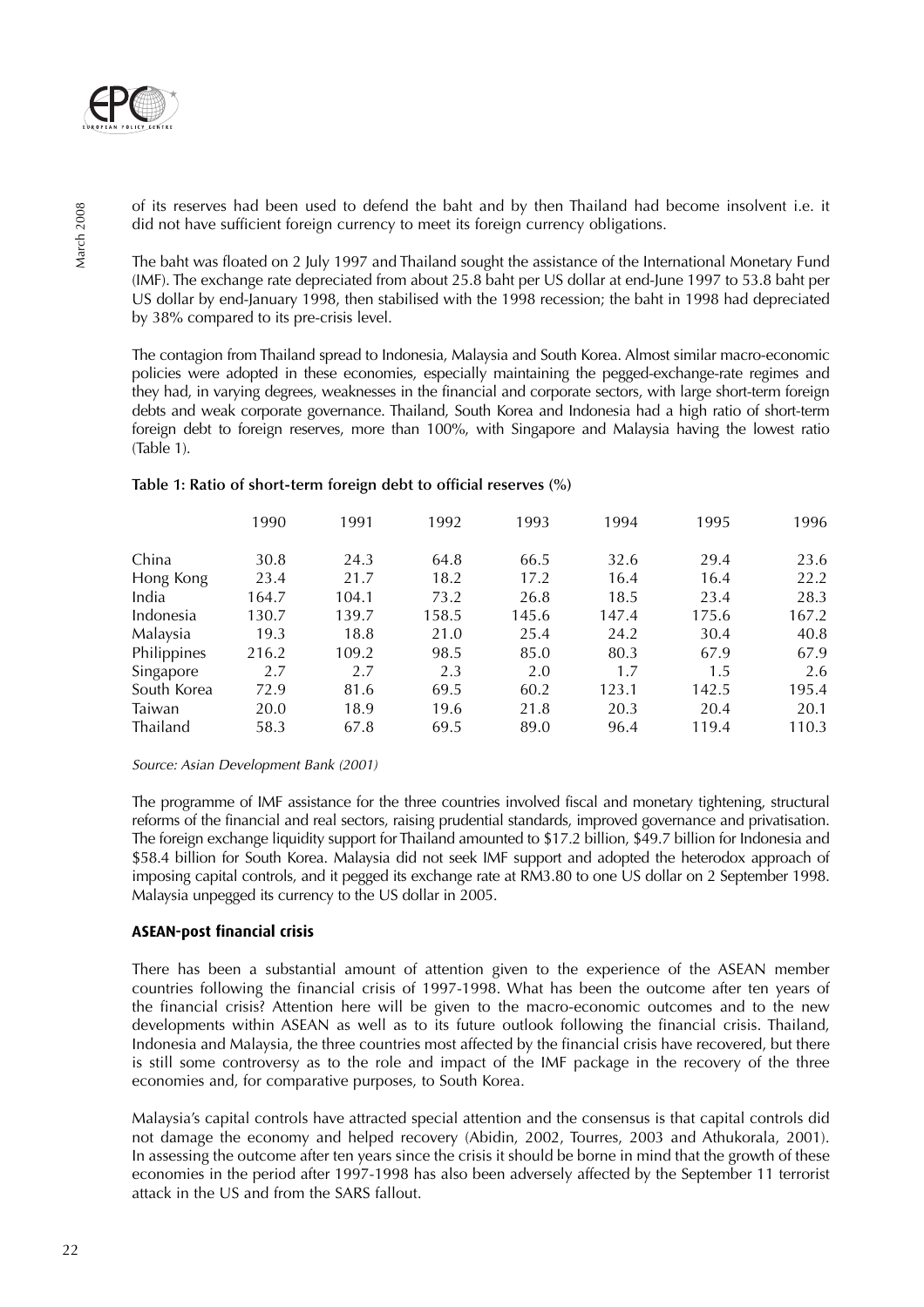of its reserves had been used to defend the baht and by then Thailand had become insolvent i.e. it did not have sufficient foreign currency to meet its foreign currency obligations.

The baht was floated on 2 July 1997 and Thailand sought the assistance of the International Monetary Fund (IMF). The exchange rate depreciated from about 25.8 baht per US dollar at end-June 1997 to 53.8 baht per US dollar by end-January 1998, then stabilised with the 1998 recession; the baht in 1998 had depreciated by 38% compared to its pre-crisis level.

The contagion from Thailand spread to Indonesia, Malaysia and South Korea. Almost similar macro-economic policies were adopted in these economies, especially maintaining the pegged-exchange-rate regimes and they had, in varying degrees, weaknesses in the financial and corporate sectors, with large short-term foreign debts and weak corporate governance. Thailand, South Korea and Indonesia had a high ratio of short-term foreign debt to foreign reserves, more than 100%, with Singapore and Malaysia having the lowest ratio (Table 1).

**Table 1: Ratio of short-term foreign debt to official reserves (%)**

| | 1990 | 1991 | 1992 | 1993 | 1994 | 1995 | 1996 |
|---|---|---|---|---|---|---|---|
| China | 30.8 | 24.3 | 64.8 | 66.5 | 32.6 | 29.4 | 23.6 |
| Hong Kong | 23.4 | 21.7 | 18.2 | 17.2 | 16.4 | 16.4 | 22.2 |
| India | 164.7 | 104.1 | 73.2 | 26.8 | 18.5 | 23.4 | 28.3 |
| Indonesia | 130.7 | 139.7 | 158.5 | 145.6 | 147.4 | 175.6 | 167.2 |
| Malaysia | 19.3 | 18.8 | 21.0 | 25.4 | 24.2 | 30.4 | 40.8 |
| Philippines | 216.2 | 109.2 | 98.5 | 85.0 | 80.3 | 67.9 | 67.9 |
| Singapore | 2.7 | 2.7 | 2.3 | 2.0 | 1.7 | 1.5 | 2.6 |
| South Korea | 72.9 | 81.6 | 69.5 | 60.2 | 123.1 | 142.5 | 195.4 |
| Taiwan | 20.0 | 18.9 | 19.6 | 21.8 | 20.3 | 20.4 | 20.1 |
| Thailand | 58.3 | 67.8 | 69.5 | 89.0 | 96.4 | 119.4 | 110.3 |

*Source: Asian Development Bank (2001)*

The programme of IMF assistance for the three countries involved fiscal and monetary tightening, structural reforms of the financial and real sectors, raising prudential standards, improved governance and privatisation. The foreign exchange liquidity support for Thailand amounted to $17.2 billion, $49.7 billion for Indonesia and $58.4 billion for South Korea. Malaysia did not seek IMF support and adopted the heterodox approach of imposing capital controls, and it pegged its exchange rate at RM3.80 to one US dollar on 2 September 1998. Malaysia unpegged its currency to the US dollar in 2005.

### ASEAN-post financial crisis

There has been a substantial amount of attention given to the experience of the ASEAN member countries following the financial crisis of 1997-1998. What has been the outcome after ten years of the financial crisis? Attention here will be given to the macro-economic outcomes and to the new developments within ASEAN as well as to its future outlook following the financial crisis. Thailand, Indonesia and Malaysia, the three countries most affected by the financial crisis have recovered, but there is still some controversy as to the role and impact of the IMF package in the recovery of the three economies and, for comparative purposes, to South Korea.

Malaysia's capital controls have attracted special attention and the consensus is that capital controls did not damage the economy and helped recovery (Abidin, 2002, Tourres, 2003 and Athukorala, 2001). In assessing the outcome after ten years since the crisis it should be borne in mind that the growth of these economies in the period after 1997-1998 has also been adversely affected by the September 11 terrorist attack in the US and from the SARS fallout.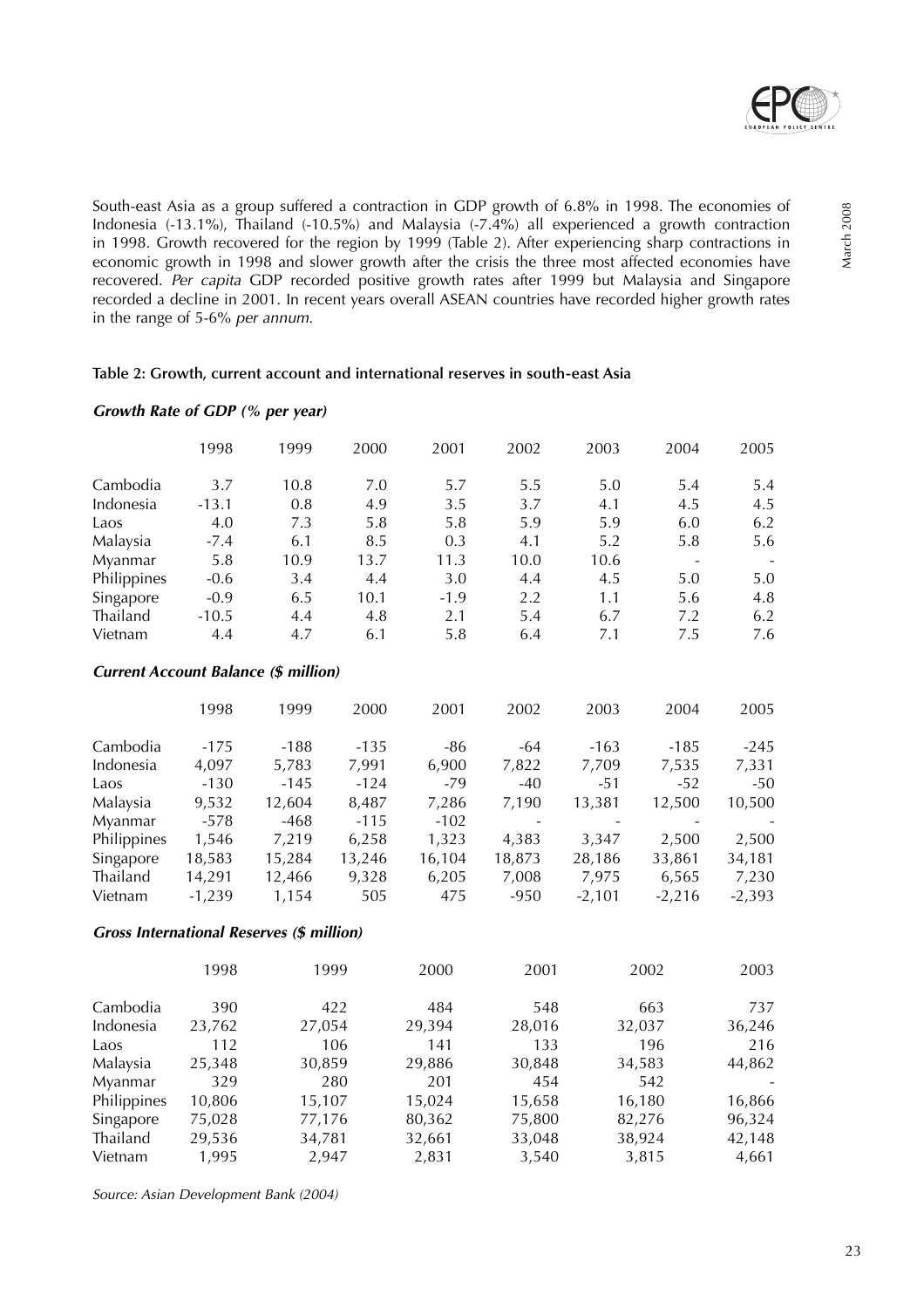South-east Asia as a group suffered a contraction in GDP growth of 6.8% in 1998. The economies of Indonesia (-13.1%), Thailand (-10.5%) and Malaysia (-7.4%) all experienced a growth contraction in 1998. Growth recovered for the region by 1999 (Table 2). After experiencing sharp contractions in economic growth in 1998 and slower growth after the crisis the three most affected economies have recovered. *Per capita* GDP recorded positive growth rates after 1999 but Malaysia and Singapore recorded a decline in 2001. In recent years overall ASEAN countries have recorded higher growth rates in the range of 5-6% *per annum*.

**Table 2: Growth, current account and international reserves in south-east Asia**

***Growth Rate of GDP (% per year)***

| | 1998 | 1999 | 2000 | 2001 | 2002 | 2003 | 2004 | 2005 |
|---|---|---|---|---|---|---|---|---|
| Cambodia | 3.7 | 10.8 | 7.0 | 5.7 | 5.5 | 5.0 | 5.4 | 5.4 |
| Indonesia | -13.1 | 0.8 | 4.9 | 3.5 | 3.7 | 4.1 | 4.5 | 4.5 |
| Laos | 4.0 | 7.3 | 5.8 | 5.8 | 5.9 | 5.9 | 6.0 | 6.2 |
| Malaysia | -7.4 | 6.1 | 8.5 | 0.3 | 4.1 | 5.2 | 5.8 | 5.6 |
| Myanmar | 5.8 | 10.9 | 13.7 | 11.3 | 10.0 | 10.6 | - | - |
| Philippines | -0.6 | 3.4 | 4.4 | 3.0 | 4.4 | 4.5 | 5.0 | 5.0 |
| Singapore | -0.9 | 6.5 | 10.1 | -1.9 | 2.2 | 1.1 | 5.6 | 4.8 |
| Thailand | -10.5 | 4.4 | 4.8 | 2.1 | 5.4 | 6.7 | 7.2 | 6.2 |
| Vietnam | 4.4 | 4.7 | 6.1 | 5.8 | 6.4 | 7.1 | 7.5 | 7.6 |

***Current Account Balance ($ million)***

| | 1998 | 1999 | 2000 | 2001 | 2002 | 2003 | 2004 | 2005 |
|---|---|---|---|---|---|---|---|---|
| Cambodia | -175 | -188 | -135 | -86 | -64 | -163 | -185 | -245 |
| Indonesia | 4,097 | 5,783 | 7,991 | 6,900 | 7,822 | 7,709 | 7,535 | 7,331 |
| Laos | -130 | -145 | -124 | -79 | -40 | -51 | -52 | -50 |
| Malaysia | 9,532 | 12,604 | 8,487 | 7,286 | 7,190 | 13,381 | 12,500 | 10,500 |
| Myanmar | -578 | -468 | -115 | -102 | - | - | - | - |
| Philippines | 1,546 | 7,219 | 6,258 | 1,323 | 4,383 | 3,347 | 2,500 | 2,500 |
| Singapore | 18,583 | 15,284 | 13,246 | 16,104 | 18,873 | 28,186 | 33,861 | 34,181 |
| Thailand | 14,291 | 12,466 | 9,328 | 6,205 | 7,008 | 7,975 | 6,565 | 7,230 |
| Vietnam | -1,239 | 1,154 | 505 | 475 | -950 | -2,101 | -2,216 | -2,393 |

***Gross International Reserves ($ million)***

| | 1998 | 1999 | 2000 | 2001 | 2002 | 2003 |
|---|---|---|---|---|---|---|
| Cambodia | 390 | 422 | 484 | 548 | 663 | 737 |
| Indonesia | 23,762 | 27,054 | 29,394 | 28,016 | 32,037 | 36,246 |
| Laos | 112 | 106 | 141 | 133 | 196 | 216 |
| Malaysia | 25,348 | 30,859 | 29,886 | 30,848 | 34,583 | 44,862 |
| Myanmar | 329 | 280 | 201 | 454 | 542 | - |
| Philippines | 10,806 | 15,107 | 15,024 | 15,658 | 16,180 | 16,866 |
| Singapore | 75,028 | 77,176 | 80,362 | 75,800 | 82,276 | 96,324 |
| Thailand | 29,536 | 34,781 | 32,661 | 33,048 | 38,924 | 42,148 |
| Vietnam | 1,995 | 2,947 | 2,831 | 3,540 | 3,815 | 4,661 |

*Source: Asian Development Bank (2004)*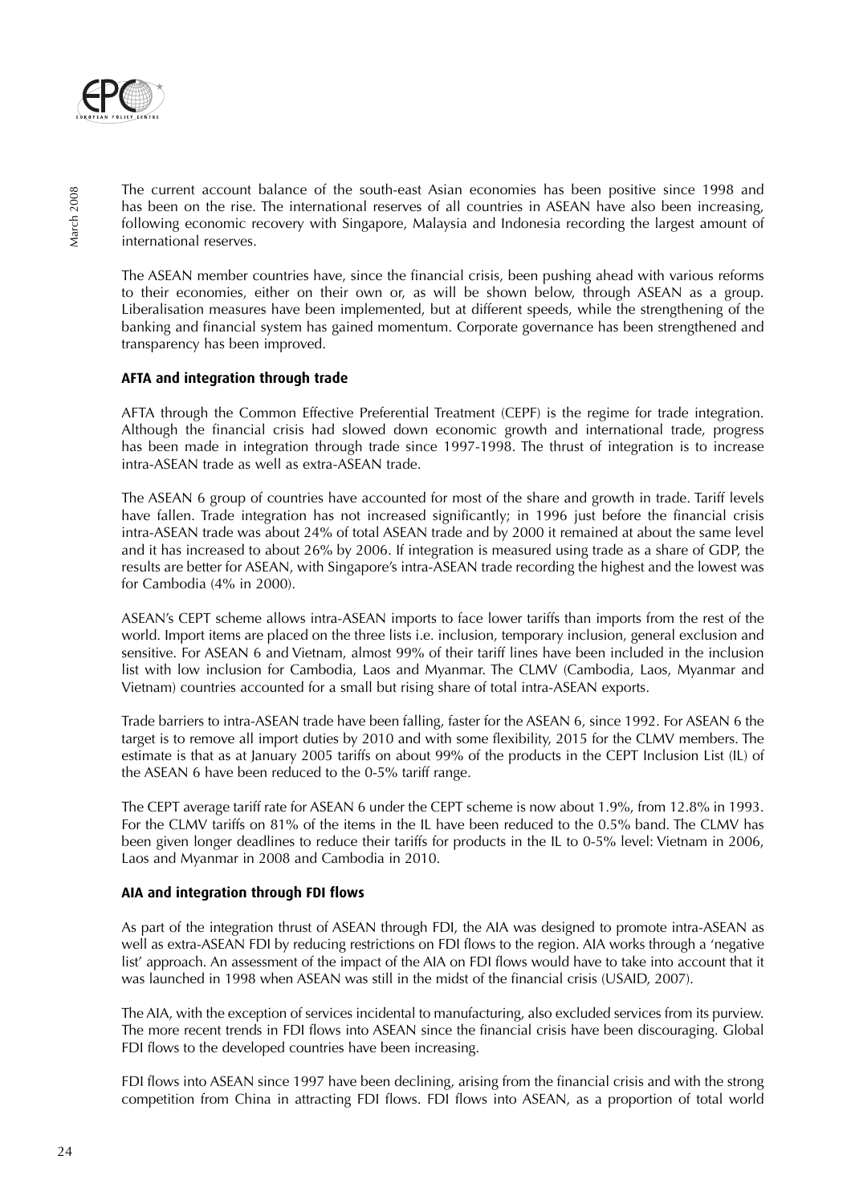The current account balance of the south-east Asian economies has been positive since 1998 and has been on the rise. The international reserves of all countries in ASEAN have also been increasing, following economic recovery with Singapore, Malaysia and Indonesia recording the largest amount of international reserves.

The ASEAN member countries have, since the financial crisis, been pushing ahead with various reforms to their economies, either on their own or, as will be shown below, through ASEAN as a group. Liberalisation measures have been implemented, but at different speeds, while the strengthening of the banking and financial system has gained momentum. Corporate governance has been strengthened and transparency has been improved.

**AFTA and integration through trade**

AFTA through the Common Effective Preferential Treatment (CEPF) is the regime for trade integration. Although the financial crisis had slowed down economic growth and international trade, progress has been made in integration through trade since 1997-1998. The thrust of integration is to increase intra-ASEAN trade as well as extra-ASEAN trade.

The ASEAN 6 group of countries have accounted for most of the share and growth in trade. Tariff levels have fallen. Trade integration has not increased significantly; in 1996 just before the financial crisis intra-ASEAN trade was about 24% of total ASEAN trade and by 2000 it remained at about the same level and it has increased to about 26% by 2006. If integration is measured using trade as a share of GDP, the results are better for ASEAN, with Singapore's intra-ASEAN trade recording the highest and the lowest was for Cambodia (4% in 2000).

ASEAN's CEPT scheme allows intra-ASEAN imports to face lower tariffs than imports from the rest of the world. Import items are placed on the three lists i.e. inclusion, temporary inclusion, general exclusion and sensitive. For ASEAN 6 and Vietnam, almost 99% of their tariff lines have been included in the inclusion list with low inclusion for Cambodia, Laos and Myanmar. The CLMV (Cambodia, Laos, Myanmar and Vietnam) countries accounted for a small but rising share of total intra-ASEAN exports.

Trade barriers to intra-ASEAN trade have been falling, faster for the ASEAN 6, since 1992. For ASEAN 6 the target is to remove all import duties by 2010 and with some flexibility, 2015 for the CLMV members. The estimate is that as at January 2005 tariffs on about 99% of the products in the CEPT Inclusion List (IL) of the ASEAN 6 have been reduced to the 0-5% tariff range.

The CEPT average tariff rate for ASEAN 6 under the CEPT scheme is now about 1.9%, from 12.8% in 1993. For the CLMV tariffs on 81% of the items in the IL have been reduced to the 0.5% band. The CLMV has been given longer deadlines to reduce their tariffs for products in the IL to 0-5% level: Vietnam in 2006, Laos and Myanmar in 2008 and Cambodia in 2010.

**AIA and integration through FDI flows**

As part of the integration thrust of ASEAN through FDI, the AIA was designed to promote intra-ASEAN as well as extra-ASEAN FDI by reducing restrictions on FDI flows to the region. AIA works through a 'negative list' approach. An assessment of the impact of the AIA on FDI flows would have to take into account that it was launched in 1998 when ASEAN was still in the midst of the financial crisis (USAID, 2007).

The AIA, with the exception of services incidental to manufacturing, also excluded services from its purview. The more recent trends in FDI flows into ASEAN since the financial crisis have been discouraging. Global FDI flows to the developed countries have been increasing.

FDI flows into ASEAN since 1997 have been declining, arising from the financial crisis and with the strong competition from China in attracting FDI flows. FDI flows into ASEAN, as a proportion of total world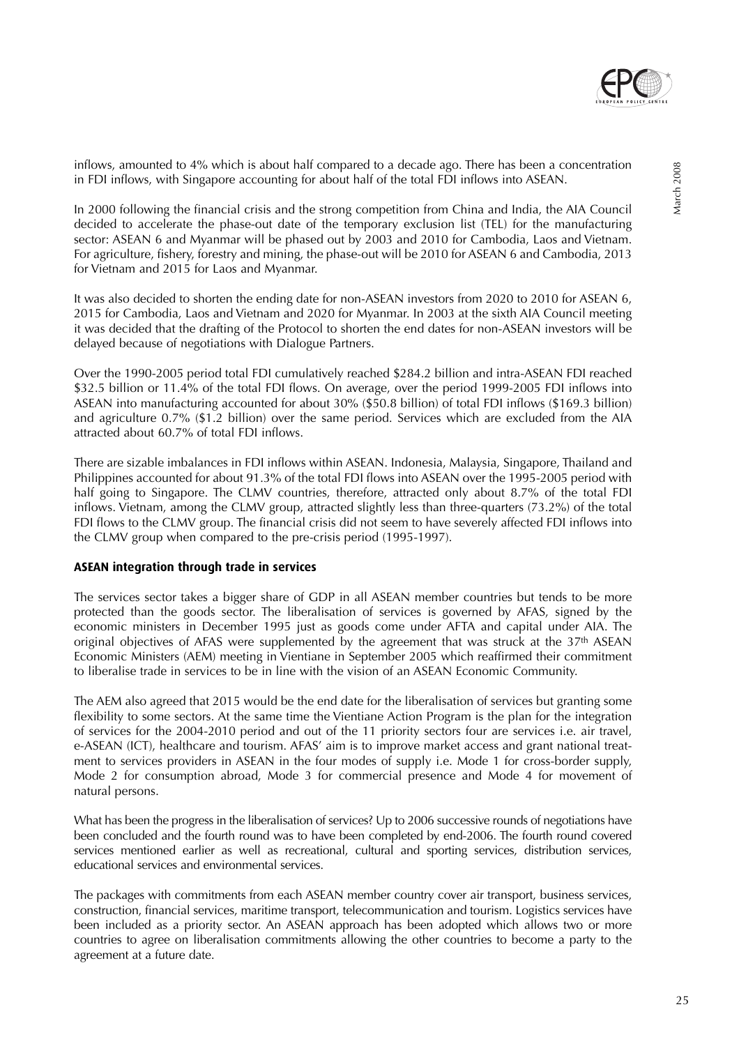inflows, amounted to 4% which is about half compared to a decade ago. There has been a concentration in FDI inflows, with Singapore accounting for about half of the total FDI inflows into ASEAN.

In 2000 following the financial crisis and the strong competition from China and India, the AIA Council decided to accelerate the phase-out date of the temporary exclusion list (TEL) for the manufacturing sector: ASEAN 6 and Myanmar will be phased out by 2003 and 2010 for Cambodia, Laos and Vietnam. For agriculture, fishery, forestry and mining, the phase-out will be 2010 for ASEAN 6 and Cambodia, 2013 for Vietnam and 2015 for Laos and Myanmar.

It was also decided to shorten the ending date for non-ASEAN investors from 2020 to 2010 for ASEAN 6, 2015 for Cambodia, Laos and Vietnam and 2020 for Myanmar. In 2003 at the sixth AIA Council meeting it was decided that the drafting of the Protocol to shorten the end dates for non-ASEAN investors will be delayed because of negotiations with Dialogue Partners.

Over the 1990-2005 period total FDI cumulatively reached \$284.2 billion and intra-ASEAN FDI reached \$32.5 billion or 11.4% of the total FDI flows. On average, over the period 1999-2005 FDI inflows into ASEAN into manufacturing accounted for about 30% (\$50.8 billion) of total FDI inflows (\$169.3 billion) and agriculture 0.7% (\$1.2 billion) over the same period. Services which are excluded from the AIA attracted about 60.7% of total FDI inflows.

There are sizable imbalances in FDI inflows within ASEAN. Indonesia, Malaysia, Singapore, Thailand and Philippines accounted for about 91.3% of the total FDI flows into ASEAN over the 1995-2005 period with half going to Singapore. The CLMV countries, therefore, attracted only about 8.7% of the total FDI inflows. Vietnam, among the CLMV group, attracted slightly less than three-quarters (73.2%) of the total FDI flows to the CLMV group. The financial crisis did not seem to have severely affected FDI inflows into the CLMV group when compared to the pre-crisis period (1995-1997).

**ASEAN integration through trade in services**

The services sector takes a bigger share of GDP in all ASEAN member countries but tends to be more protected than the goods sector. The liberalisation of services is governed by AFAS, signed by the economic ministers in December 1995 just as goods come under AFTA and capital under AIA. The original objectives of AFAS were supplemented by the agreement that was struck at the 37th ASEAN Economic Ministers (AEM) meeting in Vientiane in September 2005 which reaffirmed their commitment to liberalise trade in services to be in line with the vision of an ASEAN Economic Community.

The AEM also agreed that 2015 would be the end date for the liberalisation of services but granting some flexibility to some sectors. At the same time the Vientiane Action Program is the plan for the integration of services for the 2004-2010 period and out of the 11 priority sectors four are services i.e. air travel, e-ASEAN (ICT), healthcare and tourism. AFAS' aim is to improve market access and grant national treatment to services providers in ASEAN in the four modes of supply i.e. Mode 1 for cross-border supply, Mode 2 for consumption abroad, Mode 3 for commercial presence and Mode 4 for movement of natural persons.

What has been the progress in the liberalisation of services? Up to 2006 successive rounds of negotiations have been concluded and the fourth round was to have been completed by end-2006. The fourth round covered services mentioned earlier as well as recreational, cultural and sporting services, distribution services, educational services and environmental services.

The packages with commitments from each ASEAN member country cover air transport, business services, construction, financial services, maritime transport, telecommunication and tourism. Logistics services have been included as a priority sector. An ASEAN approach has been adopted which allows two or more countries to agree on liberalisation commitments allowing the other countries to become a party to the agreement at a future date.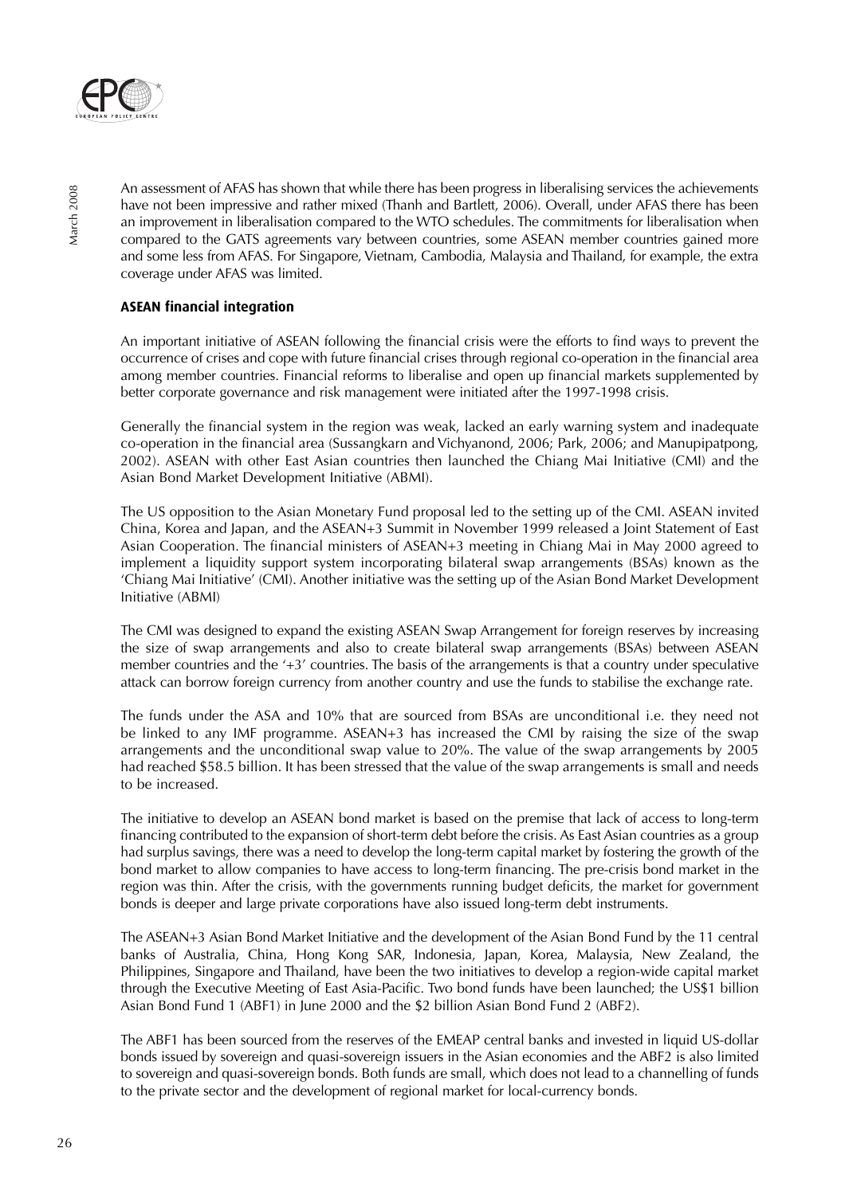An assessment of AFAS has shown that while there has been progress in liberalising services the achievements have not been impressive and rather mixed (Thanh and Bartlett, 2006). Overall, under AFAS there has been an improvement in liberalisation compared to the WTO schedules. The commitments for liberalisation when compared to the GATS agreements vary between countries, some ASEAN member countries gained more and some less from AFAS. For Singapore, Vietnam, Cambodia, Malaysia and Thailand, for example, the extra coverage under AFAS was limited.

**ASEAN financial integration**

An important initiative of ASEAN following the financial crisis were the efforts to find ways to prevent the occurrence of crises and cope with future financial crises through regional co-operation in the financial area among member countries. Financial reforms to liberalise and open up financial markets supplemented by better corporate governance and risk management were initiated after the 1997-1998 crisis.

Generally the financial system in the region was weak, lacked an early warning system and inadequate co-operation in the financial area (Sussangkarn and Vichyanond, 2006; Park, 2006; and Manupipatpong, 2002). ASEAN with other East Asian countries then launched the Chiang Mai Initiative (CMI) and the Asian Bond Market Development Initiative (ABMI).

The US opposition to the Asian Monetary Fund proposal led to the setting up of the CMI. ASEAN invited China, Korea and Japan, and the ASEAN+3 Summit in November 1999 released a Joint Statement of East Asian Cooperation. The financial ministers of ASEAN+3 meeting in Chiang Mai in May 2000 agreed to implement a liquidity support system incorporating bilateral swap arrangements (BSAs) known as the 'Chiang Mai Initiative' (CMI). Another initiative was the setting up of the Asian Bond Market Development Initiative (ABMI)

The CMI was designed to expand the existing ASEAN Swap Arrangement for foreign reserves by increasing the size of swap arrangements and also to create bilateral swap arrangements (BSAs) between ASEAN member countries and the '+3' countries. The basis of the arrangements is that a country under speculative attack can borrow foreign currency from another country and use the funds to stabilise the exchange rate.

The funds under the ASA and 10% that are sourced from BSAs are unconditional i.e. they need not be linked to any IMF programme. ASEAN+3 has increased the CMI by raising the size of the swap arrangements and the unconditional swap value to 20%. The value of the swap arrangements by 2005 had reached $58.5 billion. It has been stressed that the value of the swap arrangements is small and needs to be increased.

The initiative to develop an ASEAN bond market is based on the premise that lack of access to long-term financing contributed to the expansion of short-term debt before the crisis. As East Asian countries as a group had surplus savings, there was a need to develop the long-term capital market by fostering the growth of the bond market to allow companies to have access to long-term financing. The pre-crisis bond market in the region was thin. After the crisis, with the governments running budget deficits, the market for government bonds is deeper and large private corporations have also issued long-term debt instruments.

The ASEAN+3 Asian Bond Market Initiative and the development of the Asian Bond Fund by the 11 central banks of Australia, China, Hong Kong SAR, Indonesia, Japan, Korea, Malaysia, New Zealand, the Philippines, Singapore and Thailand, have been the two initiatives to develop a region-wide capital market through the Executive Meeting of East Asia-Pacific. Two bond funds have been launched; the US$1 billion Asian Bond Fund 1 (ABF1) in June 2000 and the $2 billion Asian Bond Fund 2 (ABF2).

The ABF1 has been sourced from the reserves of the EMEAP central banks and invested in liquid US-dollar bonds issued by sovereign and quasi-sovereign issuers in the Asian economies and the ABF2 is also limited to sovereign and quasi-sovereign bonds. Both funds are small, which does not lead to a channelling of funds to the private sector and the development of regional market for local-currency bonds.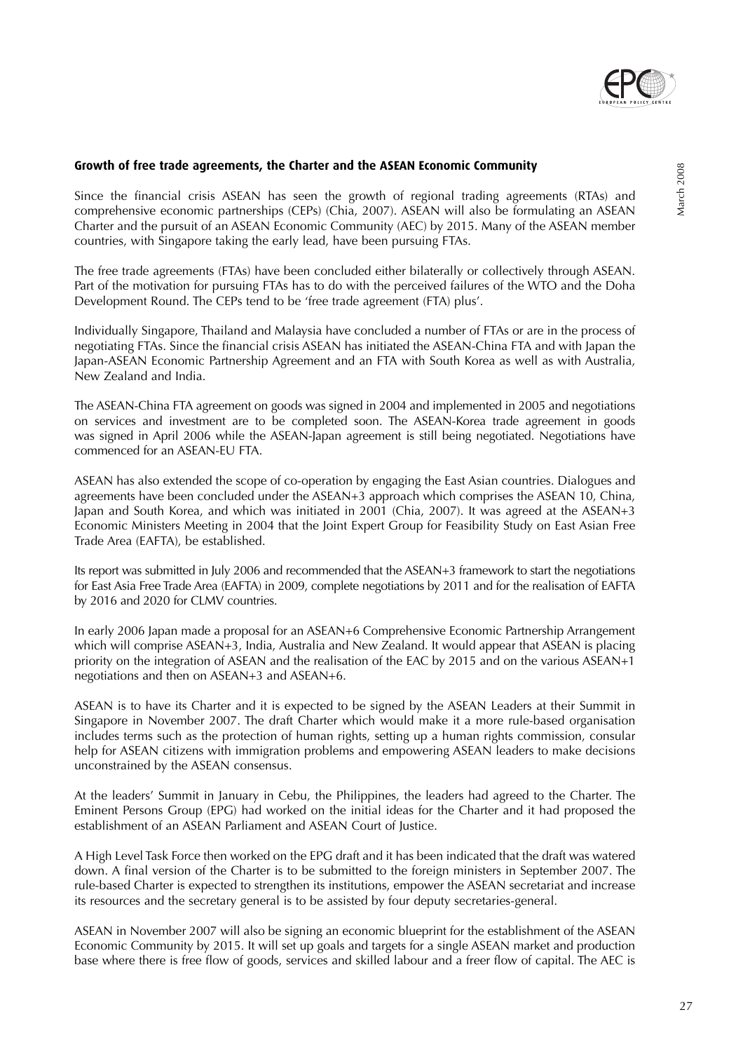### Growth of free trade agreements, the Charter and the ASEAN Economic Community

Since the financial crisis ASEAN has seen the growth of regional trading agreements (RTAs) and comprehensive economic partnerships (CEPs) (Chia, 2007). ASEAN will also be formulating an ASEAN Charter and the pursuit of an ASEAN Economic Community (AEC) by 2015. Many of the ASEAN member countries, with Singapore taking the early lead, have been pursuing FTAs.

The free trade agreements (FTAs) have been concluded either bilaterally or collectively through ASEAN. Part of the motivation for pursuing FTAs has to do with the perceived failures of the WTO and the Doha Development Round. The CEPs tend to be 'free trade agreement (FTA) plus'.

Individually Singapore, Thailand and Malaysia have concluded a number of FTAs or are in the process of negotiating FTAs. Since the financial crisis ASEAN has initiated the ASEAN-China FTA and with Japan the Japan-ASEAN Economic Partnership Agreement and an FTA with South Korea as well as with Australia, New Zealand and India.

The ASEAN-China FTA agreement on goods was signed in 2004 and implemented in 2005 and negotiations on services and investment are to be completed soon. The ASEAN-Korea trade agreement in goods was signed in April 2006 while the ASEAN-Japan agreement is still being negotiated. Negotiations have commenced for an ASEAN-EU FTA.

ASEAN has also extended the scope of co-operation by engaging the East Asian countries. Dialogues and agreements have been concluded under the ASEAN+3 approach which comprises the ASEAN 10, China, Japan and South Korea, and which was initiated in 2001 (Chia, 2007). It was agreed at the ASEAN+3 Economic Ministers Meeting in 2004 that the Joint Expert Group for Feasibility Study on East Asian Free Trade Area (EAFTA), be established.

Its report was submitted in July 2006 and recommended that the ASEAN+3 framework to start the negotiations for East Asia Free Trade Area (EAFTA) in 2009, complete negotiations by 2011 and for the realisation of EAFTA by 2016 and 2020 for CLMV countries.

In early 2006 Japan made a proposal for an ASEAN+6 Comprehensive Economic Partnership Arrangement which will comprise ASEAN+3, India, Australia and New Zealand. It would appear that ASEAN is placing priority on the integration of ASEAN and the realisation of the EAC by 2015 and on the various ASEAN+1 negotiations and then on ASEAN+3 and ASEAN+6.

ASEAN is to have its Charter and it is expected to be signed by the ASEAN Leaders at their Summit in Singapore in November 2007. The draft Charter which would make it a more rule-based organisation includes terms such as the protection of human rights, setting up a human rights commission, consular help for ASEAN citizens with immigration problems and empowering ASEAN leaders to make decisions unconstrained by the ASEAN consensus.

At the leaders' Summit in January in Cebu, the Philippines, the leaders had agreed to the Charter. The Eminent Persons Group (EPG) had worked on the initial ideas for the Charter and it had proposed the establishment of an ASEAN Parliament and ASEAN Court of Justice.

A High Level Task Force then worked on the EPG draft and it has been indicated that the draft was watered down. A final version of the Charter is to be submitted to the foreign ministers in September 2007. The rule-based Charter is expected to strengthen its institutions, empower the ASEAN secretariat and increase its resources and the secretary general is to be assisted by four deputy secretaries-general.

ASEAN in November 2007 will also be signing an economic blueprint for the establishment of the ASEAN Economic Community by 2015. It will set up goals and targets for a single ASEAN market and production base where there is free flow of goods, services and skilled labour and a freer flow of capital. The AEC is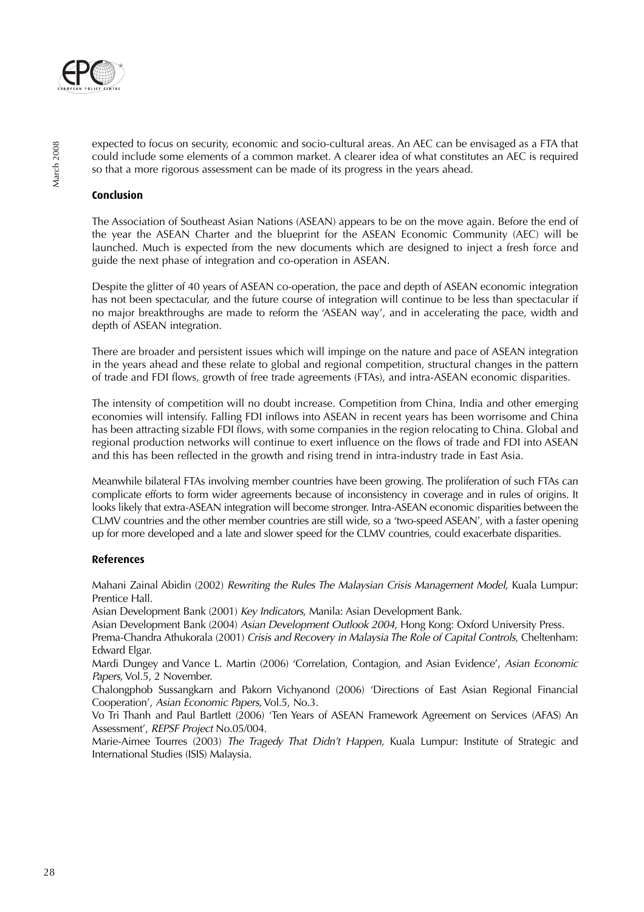expected to focus on security, economic and socio-cultural areas. An AEC can be envisaged as a FTA that could include some elements of a common market. A clearer idea of what constitutes an AEC is required so that a more rigorous assessment can be made of its progress in the years ahead.

### Conclusion

The Association of Southeast Asian Nations (ASEAN) appears to be on the move again. Before the end of the year the ASEAN Charter and the blueprint for the ASEAN Economic Community (AEC) will be launched. Much is expected from the new documents which are designed to inject a fresh force and guide the next phase of integration and co-operation in ASEAN.

Despite the glitter of 40 years of ASEAN co-operation, the pace and depth of ASEAN economic integration has not been spectacular, and the future course of integration will continue to be less than spectacular if no major breakthroughs are made to reform the 'ASEAN way', and in accelerating the pace, width and depth of ASEAN integration.

There are broader and persistent issues which will impinge on the nature and pace of ASEAN integration in the years ahead and these relate to global and regional competition, structural changes in the pattern of trade and FDI flows, growth of free trade agreements (FTAs), and intra-ASEAN economic disparities.

The intensity of competition will no doubt increase. Competition from China, India and other emerging economies will intensify. Falling FDI inflows into ASEAN in recent years has been worrisome and China has been attracting sizable FDI flows, with some companies in the region relocating to China. Global and regional production networks will continue to exert influence on the flows of trade and FDI into ASEAN and this has been reflected in the growth and rising trend in intra-industry trade in East Asia.

Meanwhile bilateral FTAs involving member countries have been growing. The proliferation of such FTAs can complicate efforts to form wider agreements because of inconsistency in coverage and in rules of origins. It looks likely that extra-ASEAN integration will become stronger. Intra-ASEAN economic disparities between the CLMV countries and the other member countries are still wide, so a 'two-speed ASEAN', with a faster opening up for more developed and a late and slower speed for the CLMV countries, could exacerbate disparities.

### References

Mahani Zainal Abidin (2002) *Rewriting the Rules The Malaysian Crisis Management Model*, Kuala Lumpur: Prentice Hall.

Asian Development Bank (2001) *Key Indicators*, Manila: Asian Development Bank.

Asian Development Bank (2004) *Asian Development Outlook 2004*, Hong Kong: Oxford University Press.

Prema-Chandra Athukorala (2001) *Crisis and Recovery in Malaysia The Role of Capital Controls*, Cheltenham: Edward Elgar.

Mardi Dungey and Vance L. Martin (2006) 'Correlation, Contagion, and Asian Evidence', *Asian Economic Papers*, Vol.5, 2 November.

Chalongphob Sussangkarn and Pakorn Vichyanond (2006) 'Directions of East Asian Regional Financial Cooperation', *Asian Economic Papers*, Vol.5, No.3.

Vo Tri Thanh and Paul Bartlett (2006) 'Ten Years of ASEAN Framework Agreement on Services (AFAS) An Assessment', *REPSF Project* No.05/004.

Marie-Aimee Tourres (2003) *The Tragedy That Didn't Happen*, Kuala Lumpur: Institute of Strategic and International Studies (ISIS) Malaysia.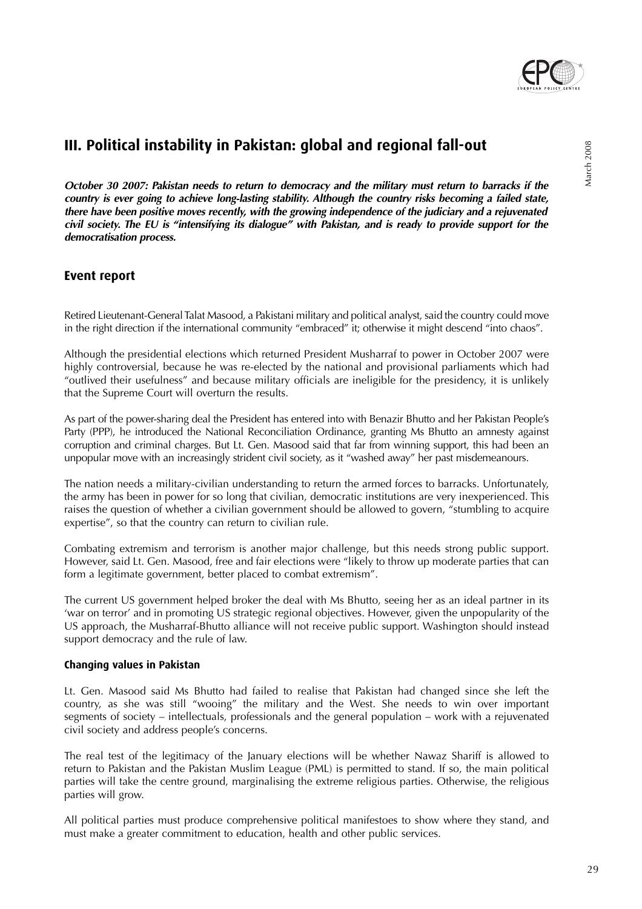## III. Political instability in Pakistan: global and regional fall-out

***October 30 2007: Pakistan needs to return to democracy and the military must return to barracks if the country is ever going to achieve long-lasting stability. Although the country risks becoming a failed state, there have been positive moves recently, with the growing independence of the judiciary and a rejuvenated civil society. The EU is "intensifying its dialogue" with Pakistan, and is ready to provide support for the democratisation process.***

### Event report

Retired Lieutenant-General Talat Masood, a Pakistani military and political analyst, said the country could move in the right direction if the international community "embraced" it; otherwise it might descend "into chaos".

Although the presidential elections which returned President Musharraf to power in October 2007 were highly controversial, because he was re-elected by the national and provisional parliaments which had "outlived their usefulness" and because military officials are ineligible for the presidency, it is unlikely that the Supreme Court will overturn the results.

As part of the power-sharing deal the President has entered into with Benazir Bhutto and her Pakistan People's Party (PPP), he introduced the National Reconciliation Ordinance, granting Ms Bhutto an amnesty against corruption and criminal charges. But Lt. Gen. Masood said that far from winning support, this had been an unpopular move with an increasingly strident civil society, as it "washed away" her past misdemeanours.

The nation needs a military-civilian understanding to return the armed forces to barracks. Unfortunately, the army has been in power for so long that civilian, democratic institutions are very inexperienced. This raises the question of whether a civilian government should be allowed to govern, "stumbling to acquire expertise", so that the country can return to civilian rule.

Combating extremism and terrorism is another major challenge, but this needs strong public support. However, said Lt. Gen. Masood, free and fair elections were "likely to throw up moderate parties that can form a legitimate government, better placed to combat extremism".

The current US government helped broker the deal with Ms Bhutto, seeing her as an ideal partner in its 'war on terror' and in promoting US strategic regional objectives. However, given the unpopularity of the US approach, the Musharraf-Bhutto alliance will not receive public support. Washington should instead support democracy and the rule of law.

#### Changing values in Pakistan

Lt. Gen. Masood said Ms Bhutto had failed to realise that Pakistan had changed since she left the country, as she was still "wooing" the military and the West. She needs to win over important segments of society – intellectuals, professionals and the general population – work with a rejuvenated civil society and address people's concerns.

The real test of the legitimacy of the January elections will be whether Nawaz Shariff is allowed to return to Pakistan and the Pakistan Muslim League (PML) is permitted to stand. If so, the main political parties will take the centre ground, marginalising the extreme religious parties. Otherwise, the religious parties will grow.

All political parties must produce comprehensive political manifestoes to show where they stand, and must make a greater commitment to education, health and other public services.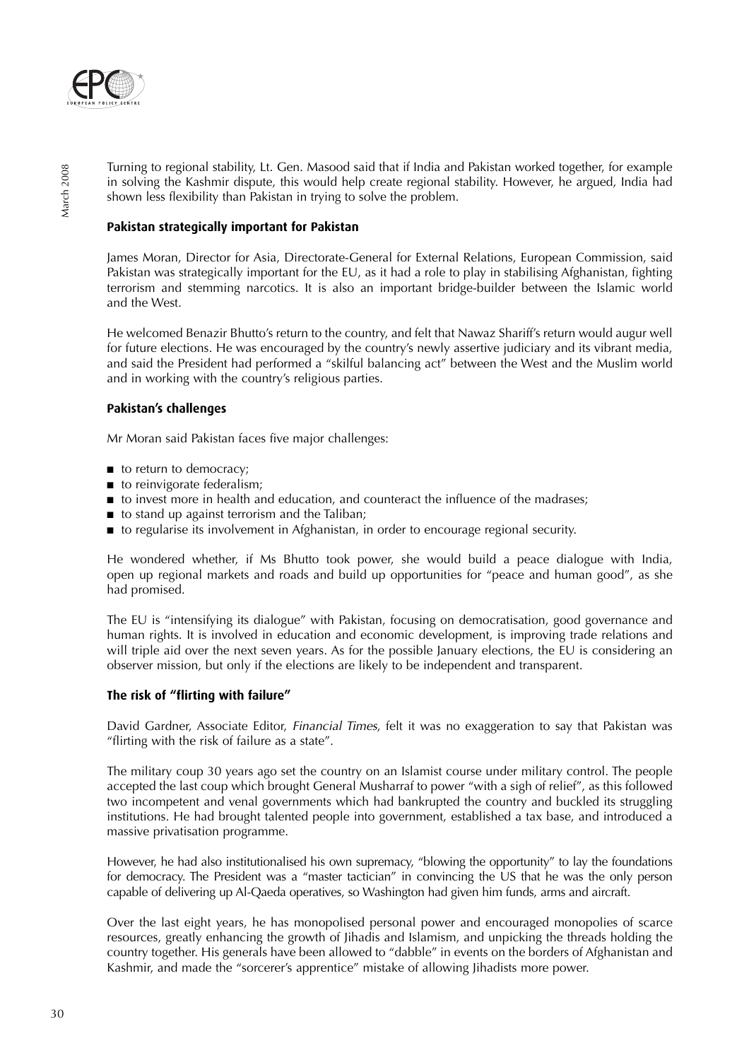Turning to regional stability, Lt. Gen. Masood said that if India and Pakistan worked together, for example in solving the Kashmir dispute, this would help create regional stability. However, he argued, India had shown less flexibility than Pakistan in trying to solve the problem.

### Pakistan strategically important for Pakistan

James Moran, Director for Asia, Directorate-General for External Relations, European Commission, said Pakistan was strategically important for the EU, as it had a role to play in stabilising Afghanistan, fighting terrorism and stemming narcotics. It is also an important bridge-builder between the Islamic world and the West.

He welcomed Benazir Bhutto's return to the country, and felt that Nawaz Shariff's return would augur well for future elections. He was encouraged by the country's newly assertive judiciary and its vibrant media, and said the President had performed a "skilful balancing act" between the West and the Muslim world and in working with the country's religious parties.

### Pakistan's challenges

Mr Moran said Pakistan faces five major challenges:

- to return to democracy;
- to reinvigorate federalism;
- to invest more in health and education, and counteract the influence of the madrases;
- to stand up against terrorism and the Taliban;
- to regularise its involvement in Afghanistan, in order to encourage regional security.

He wondered whether, if Ms Bhutto took power, she would build a peace dialogue with India, open up regional markets and roads and build up opportunities for "peace and human good", as she had promised.

The EU is "intensifying its dialogue" with Pakistan, focusing on democratisation, good governance and human rights. It is involved in education and economic development, is improving trade relations and will triple aid over the next seven years. As for the possible January elections, the EU is considering an observer mission, but only if the elections are likely to be independent and transparent.

### The risk of "flirting with failure"

David Gardner, Associate Editor, *Financial Times*, felt it was no exaggeration to say that Pakistan was "flirting with the risk of failure as a state".

The military coup 30 years ago set the country on an Islamist course under military control. The people accepted the last coup which brought General Musharraf to power "with a sigh of relief", as this followed two incompetent and venal governments which had bankrupted the country and buckled its struggling institutions. He had brought talented people into government, established a tax base, and introduced a massive privatisation programme.

However, he had also institutionalised his own supremacy, "blowing the opportunity" to lay the foundations for democracy. The President was a "master tactician" in convincing the US that he was the only person capable of delivering up Al-Qaeda operatives, so Washington had given him funds, arms and aircraft.

Over the last eight years, he has monopolised personal power and encouraged monopolies of scarce resources, greatly enhancing the growth of Jihadis and Islamism, and unpicking the threads holding the country together. His generals have been allowed to "dabble" in events on the borders of Afghanistan and Kashmir, and made the "sorcerer's apprentice" mistake of allowing Jihadists more power.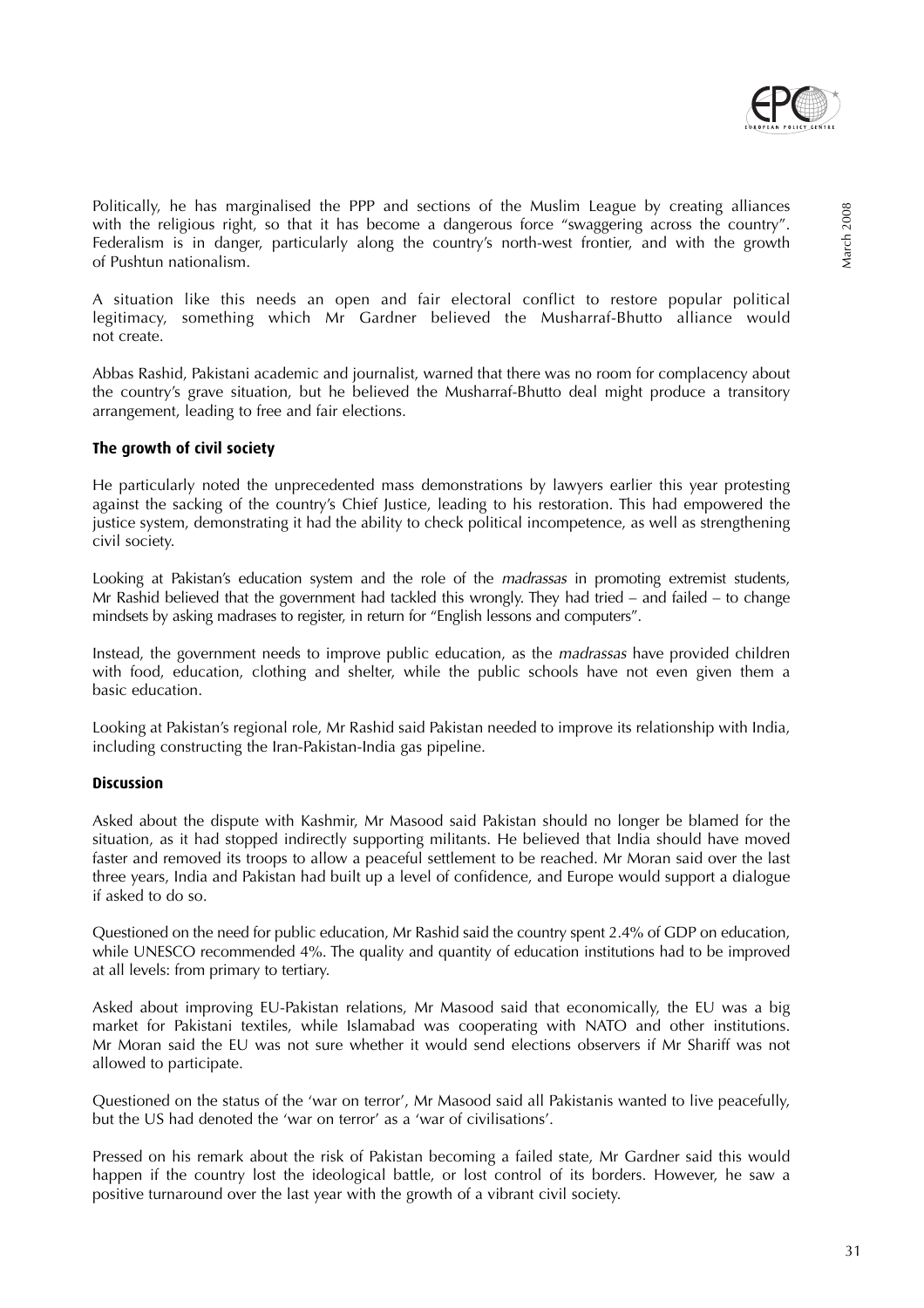Politically, he has marginalised the PPP and sections of the Muslim League by creating alliances with the religious right, so that it has become a dangerous force "swaggering across the country". Federalism is in danger, particularly along the country's north-west frontier, and with the growth of Pushtun nationalism.

A situation like this needs an open and fair electoral conflict to restore popular political legitimacy, something which Mr Gardner believed the Musharraf-Bhutto alliance would not create.

Abbas Rashid, Pakistani academic and journalist, warned that there was no room for complacency about the country's grave situation, but he believed the Musharraf-Bhutto deal might produce a transitory arrangement, leading to free and fair elections.

### The growth of civil society

He particularly noted the unprecedented mass demonstrations by lawyers earlier this year protesting against the sacking of the country's Chief Justice, leading to his restoration. This had empowered the justice system, demonstrating it had the ability to check political incompetence, as well as strengthening civil society.

Looking at Pakistan's education system and the role of the *madrassas* in promoting extremist students, Mr Rashid believed that the government had tackled this wrongly. They had tried – and failed – to change mindsets by asking madrases to register, in return for "English lessons and computers".

Instead, the government needs to improve public education, as the *madrassas* have provided children with food, education, clothing and shelter, while the public schools have not even given them a basic education.

Looking at Pakistan's regional role, Mr Rashid said Pakistan needed to improve its relationship with India, including constructing the Iran-Pakistan-India gas pipeline.

### Discussion

Asked about the dispute with Kashmir, Mr Masood said Pakistan should no longer be blamed for the situation, as it had stopped indirectly supporting militants. He believed that India should have moved faster and removed its troops to allow a peaceful settlement to be reached. Mr Moran said over the last three years, India and Pakistan had built up a level of confidence, and Europe would support a dialogue if asked to do so.

Questioned on the need for public education, Mr Rashid said the country spent 2.4% of GDP on education, while UNESCO recommended 4%. The quality and quantity of education institutions had to be improved at all levels: from primary to tertiary.

Asked about improving EU-Pakistan relations, Mr Masood said that economically, the EU was a big market for Pakistani textiles, while Islamabad was cooperating with NATO and other institutions. Mr Moran said the EU was not sure whether it would send elections observers if Mr Shariff was not allowed to participate.

Questioned on the status of the 'war on terror', Mr Masood said all Pakistanis wanted to live peacefully, but the US had denoted the 'war on terror' as a 'war of civilisations'.

Pressed on his remark about the risk of Pakistan becoming a failed state, Mr Gardner said this would happen if the country lost the ideological battle, or lost control of its borders. However, he saw a positive turnaround over the last year with the growth of a vibrant civil society.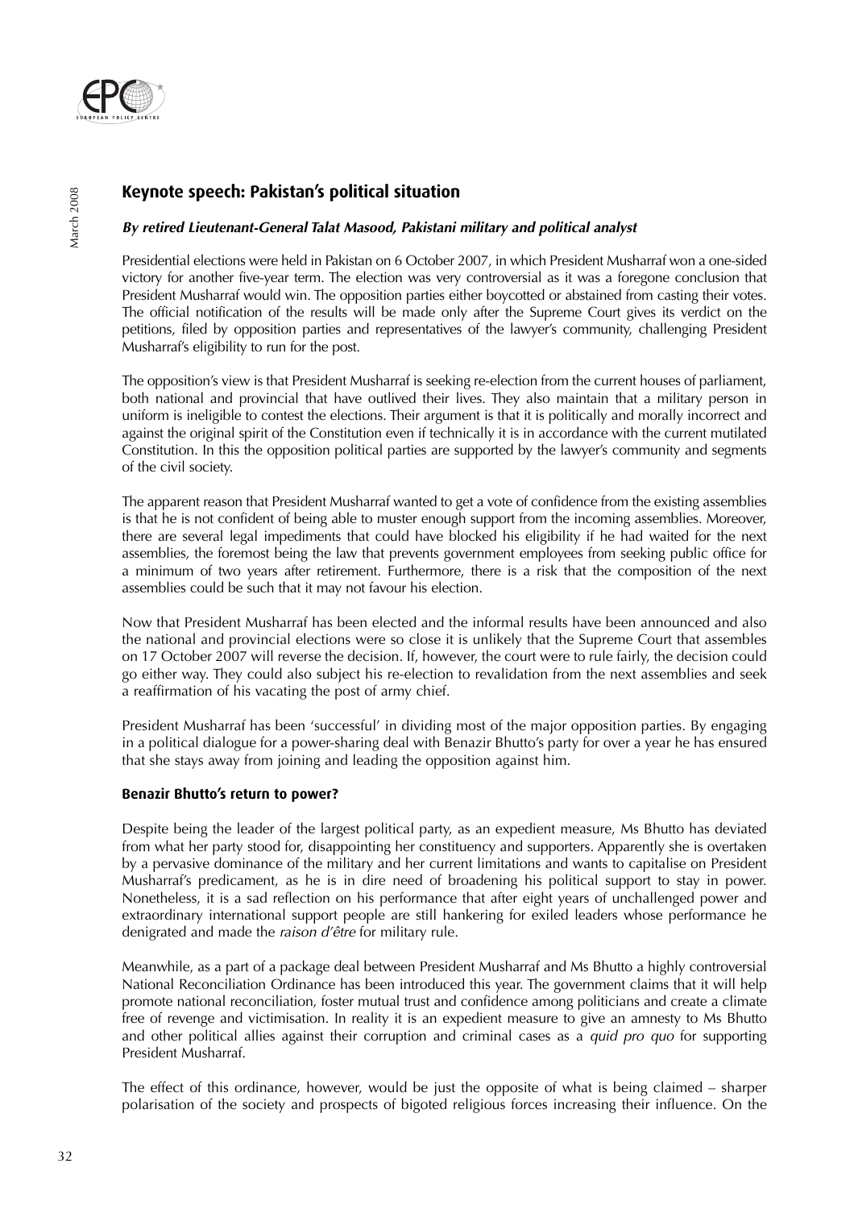## Keynote speech: Pakistan's political situation

***By retired Lieutenant-General Talat Masood, Pakistani military and political analyst***

Presidential elections were held in Pakistan on 6 October 2007, in which President Musharraf won a one-sided victory for another five-year term. The election was very controversial as it was a foregone conclusion that President Musharraf would win. The opposition parties either boycotted or abstained from casting their votes. The official notification of the results will be made only after the Supreme Court gives its verdict on the petitions, filed by opposition parties and representatives of the lawyer's community, challenging President Musharraf's eligibility to run for the post.

The opposition's view is that President Musharraf is seeking re-election from the current houses of parliament, both national and provincial that have outlived their lives. They also maintain that a military person in uniform is ineligible to contest the elections. Their argument is that it is politically and morally incorrect and against the original spirit of the Constitution even if technically it is in accordance with the current mutilated Constitution. In this the opposition political parties are supported by the lawyer's community and segments of the civil society.

The apparent reason that President Musharraf wanted to get a vote of confidence from the existing assemblies is that he is not confident of being able to muster enough support from the incoming assemblies. Moreover, there are several legal impediments that could have blocked his eligibility if he had waited for the next assemblies, the foremost being the law that prevents government employees from seeking public office for a minimum of two years after retirement. Furthermore, there is a risk that the composition of the next assemblies could be such that it may not favour his election.

Now that President Musharraf has been elected and the informal results have been announced and also the national and provincial elections were so close it is unlikely that the Supreme Court that assembles on 17 October 2007 will reverse the decision. If, however, the court were to rule fairly, the decision could go either way. They could also subject his re-election to revalidation from the next assemblies and seek a reaffirmation of his vacating the post of army chief.

President Musharraf has been 'successful' in dividing most of the major opposition parties. By engaging in a political dialogue for a power-sharing deal with Benazir Bhutto's party for over a year he has ensured that she stays away from joining and leading the opposition against him.

### Benazir Bhutto's return to power?

Despite being the leader of the largest political party, as an expedient measure, Ms Bhutto has deviated from what her party stood for, disappointing her constituency and supporters. Apparently she is overtaken by a pervasive dominance of the military and her current limitations and wants to capitalise on President Musharraf's predicament, as he is in dire need of broadening his political support to stay in power. Nonetheless, it is a sad reflection on his performance that after eight years of unchallenged power and extraordinary international support people are still hankering for exiled leaders whose performance he denigrated and made the *raison d'être* for military rule.

Meanwhile, as a part of a package deal between President Musharraf and Ms Bhutto a highly controversial National Reconciliation Ordinance has been introduced this year. The government claims that it will help promote national reconciliation, foster mutual trust and confidence among politicians and create a climate free of revenge and victimisation. In reality it is an expedient measure to give an amnesty to Ms Bhutto and other political allies against their corruption and criminal cases as a *quid pro quo* for supporting President Musharraf.

The effect of this ordinance, however, would be just the opposite of what is being claimed – sharper polarisation of the society and prospects of bigoted religious forces increasing their influence. On the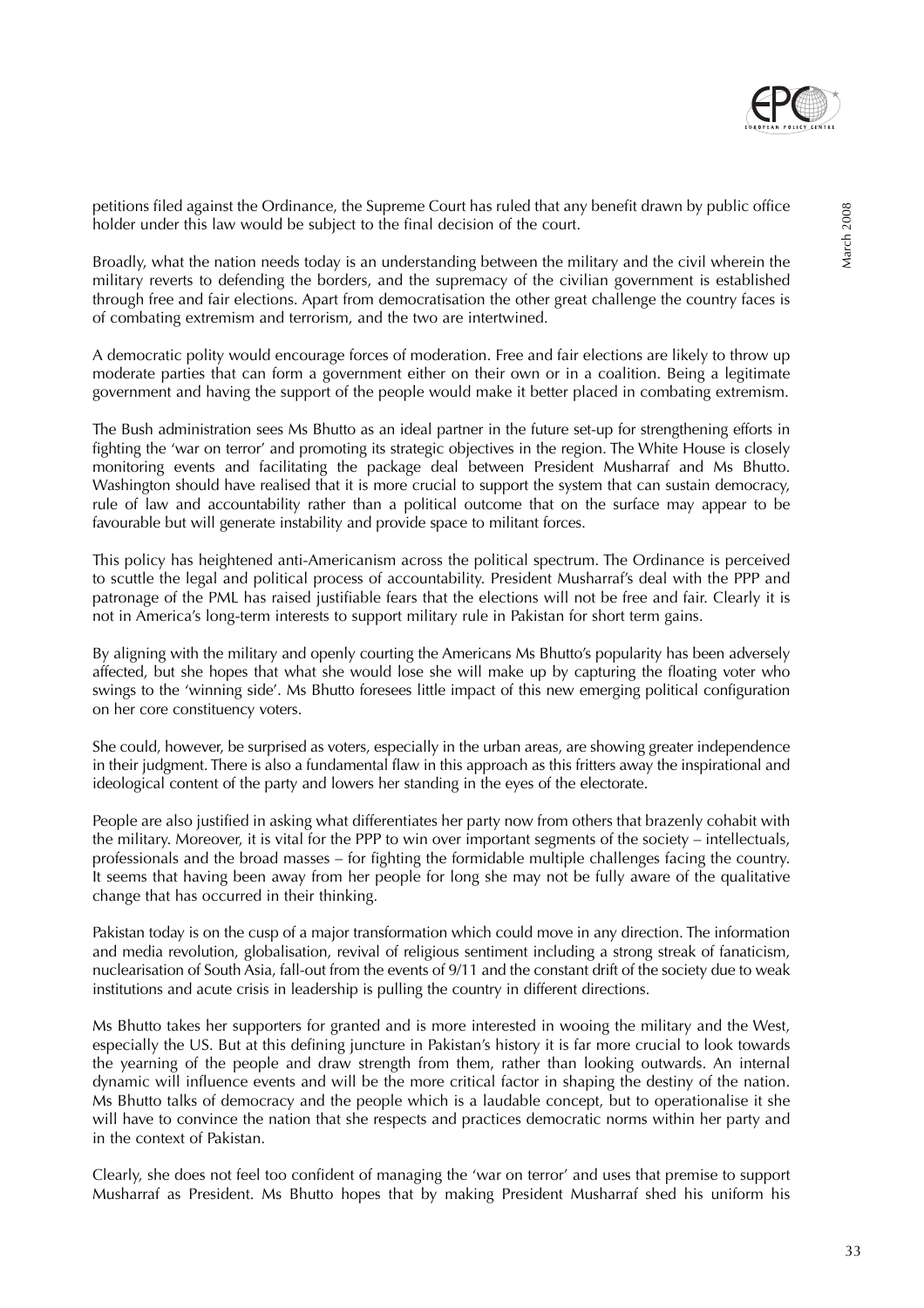petitions filed against the Ordinance, the Supreme Court has ruled that any benefit drawn by public office holder under this law would be subject to the final decision of the court.

Broadly, what the nation needs today is an understanding between the military and the civil wherein the military reverts to defending the borders, and the supremacy of the civilian government is established through free and fair elections. Apart from democratisation the other great challenge the country faces is of combating extremism and terrorism, and the two are intertwined.

A democratic polity would encourage forces of moderation. Free and fair elections are likely to throw up moderate parties that can form a government either on their own or in a coalition. Being a legitimate government and having the support of the people would make it better placed in combating extremism.

The Bush administration sees Ms Bhutto as an ideal partner in the future set-up for strengthening efforts in fighting the 'war on terror' and promoting its strategic objectives in the region. The White House is closely monitoring events and facilitating the package deal between President Musharraf and Ms Bhutto. Washington should have realised that it is more crucial to support the system that can sustain democracy, rule of law and accountability rather than a political outcome that on the surface may appear to be favourable but will generate instability and provide space to militant forces.

This policy has heightened anti-Americanism across the political spectrum. The Ordinance is perceived to scuttle the legal and political process of accountability. President Musharraf's deal with the PPP and patronage of the PML has raised justifiable fears that the elections will not be free and fair. Clearly it is not in America's long-term interests to support military rule in Pakistan for short term gains.

By aligning with the military and openly courting the Americans Ms Bhutto's popularity has been adversely affected, but she hopes that what she would lose she will make up by capturing the floating voter who swings to the 'winning side'. Ms Bhutto foresees little impact of this new emerging political configuration on her core constituency voters.

She could, however, be surprised as voters, especially in the urban areas, are showing greater independence in their judgment. There is also a fundamental flaw in this approach as this fritters away the inspirational and ideological content of the party and lowers her standing in the eyes of the electorate.

People are also justified in asking what differentiates her party now from others that brazenly cohabit with the military. Moreover, it is vital for the PPP to win over important segments of the society – intellectuals, professionals and the broad masses – for fighting the formidable multiple challenges facing the country. It seems that having been away from her people for long she may not be fully aware of the qualitative change that has occurred in their thinking.

Pakistan today is on the cusp of a major transformation which could move in any direction. The information and media revolution, globalisation, revival of religious sentiment including a strong streak of fanaticism, nuclearisation of South Asia, fall-out from the events of 9/11 and the constant drift of the society due to weak institutions and acute crisis in leadership is pulling the country in different directions.

Ms Bhutto takes her supporters for granted and is more interested in wooing the military and the West, especially the US. But at this defining juncture in Pakistan's history it is far more crucial to look towards the yearning of the people and draw strength from them, rather than looking outwards. An internal dynamic will influence events and will be the more critical factor in shaping the destiny of the nation. Ms Bhutto talks of democracy and the people which is a laudable concept, but to operationalise it she will have to convince the nation that she respects and practices democratic norms within her party and in the context of Pakistan.

Clearly, she does not feel too confident of managing the 'war on terror' and uses that premise to support Musharraf as President. Ms Bhutto hopes that by making President Musharraf shed his uniform his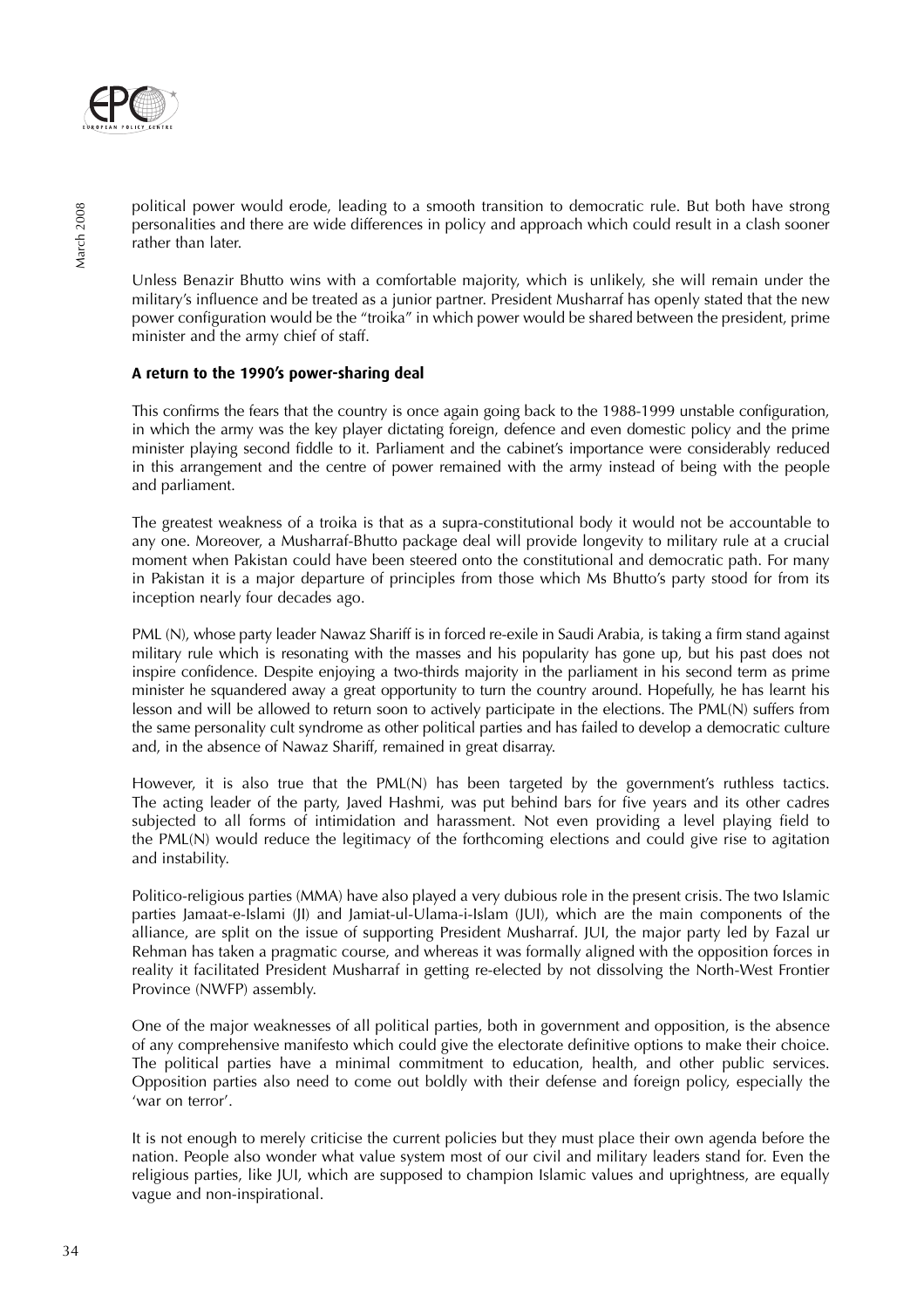political power would erode, leading to a smooth transition to democratic rule. But both have strong personalities and there are wide differences in policy and approach which could result in a clash sooner rather than later.

Unless Benazir Bhutto wins with a comfortable majority, which is unlikely, she will remain under the military's influence and be treated as a junior partner. President Musharraf has openly stated that the new power configuration would be the "troika" in which power would be shared between the president, prime minister and the army chief of staff.

### A return to the 1990's power-sharing deal

This confirms the fears that the country is once again going back to the 1988-1999 unstable configuration, in which the army was the key player dictating foreign, defence and even domestic policy and the prime minister playing second fiddle to it. Parliament and the cabinet's importance were considerably reduced in this arrangement and the centre of power remained with the army instead of being with the people and parliament.

The greatest weakness of a troika is that as a supra-constitutional body it would not be accountable to any one. Moreover, a Musharraf-Bhutto package deal will provide longevity to military rule at a crucial moment when Pakistan could have been steered onto the constitutional and democratic path. For many in Pakistan it is a major departure of principles from those which Ms Bhutto's party stood for from its inception nearly four decades ago.

PML (N), whose party leader Nawaz Shariff is in forced re-exile in Saudi Arabia, is taking a firm stand against military rule which is resonating with the masses and his popularity has gone up, but his past does not inspire confidence. Despite enjoying a two-thirds majority in the parliament in his second term as prime minister he squandered away a great opportunity to turn the country around. Hopefully, he has learnt his lesson and will be allowed to return soon to actively participate in the elections. The PML(N) suffers from the same personality cult syndrome as other political parties and has failed to develop a democratic culture and, in the absence of Nawaz Shariff, remained in great disarray.

However, it is also true that the PML(N) has been targeted by the government's ruthless tactics. The acting leader of the party, Javed Hashmi, was put behind bars for five years and its other cadres subjected to all forms of intimidation and harassment. Not even providing a level playing field to the PML(N) would reduce the legitimacy of the forthcoming elections and could give rise to agitation and instability.

Politico-religious parties (MMA) have also played a very dubious role in the present crisis. The two Islamic parties Jamaat-e-Islami (JI) and Jamiat-ul-Ulama-i-Islam (JUI), which are the main components of the alliance, are split on the issue of supporting President Musharraf. JUI, the major party led by Fazal ur Rehman has taken a pragmatic course, and whereas it was formally aligned with the opposition forces in reality it facilitated President Musharraf in getting re-elected by not dissolving the North-West Frontier Province (NWFP) assembly.

One of the major weaknesses of all political parties, both in government and opposition, is the absence of any comprehensive manifesto which could give the electorate definitive options to make their choice. The political parties have a minimal commitment to education, health, and other public services. Opposition parties also need to come out boldly with their defense and foreign policy, especially the 'war on terror'.

It is not enough to merely criticise the current policies but they must place their own agenda before the nation. People also wonder what value system most of our civil and military leaders stand for. Even the religious parties, like JUI, which are supposed to champion Islamic values and uprightness, are equally vague and non-inspirational.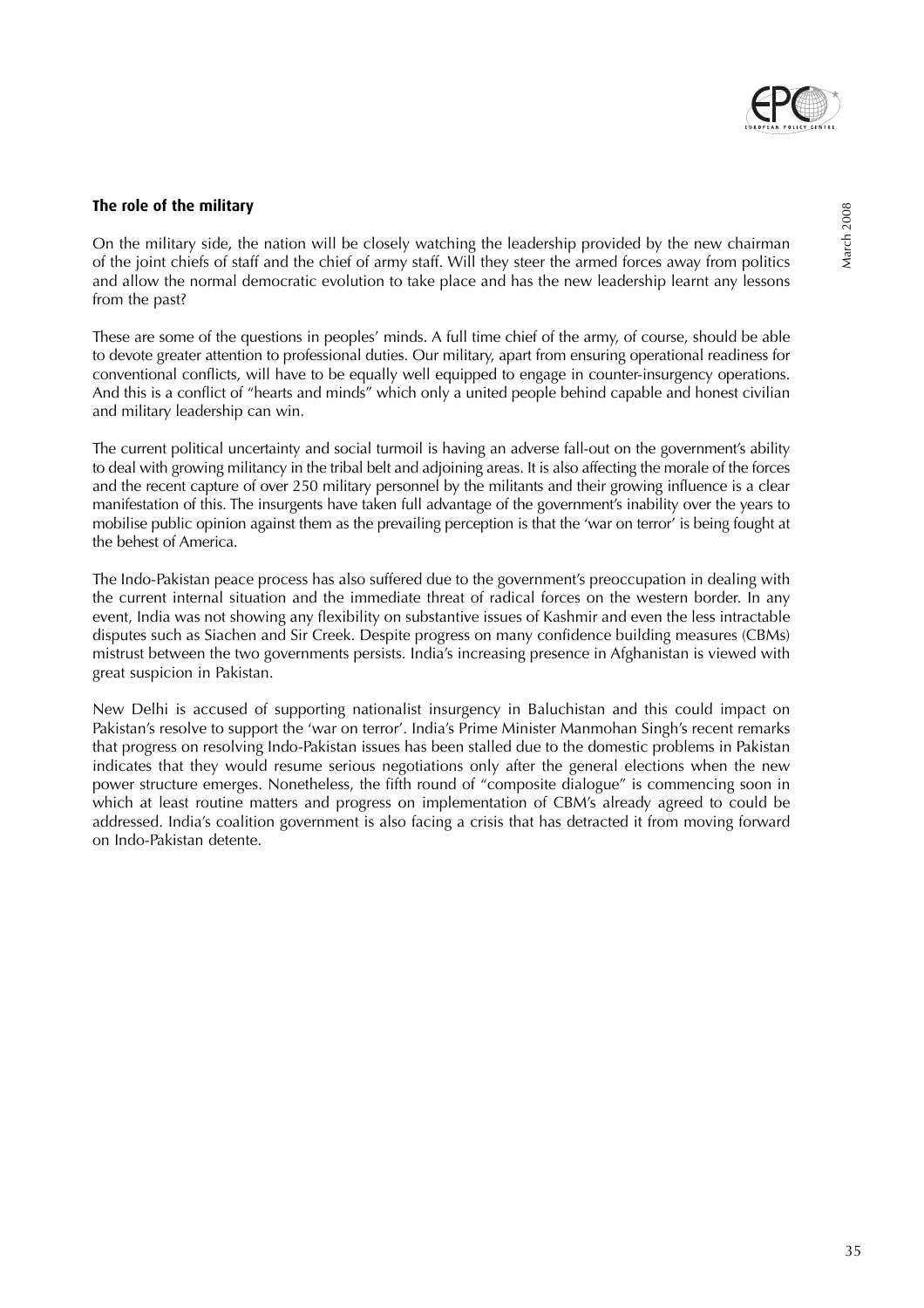### The role of the military

On the military side, the nation will be closely watching the leadership provided by the new chairman of the joint chiefs of staff and the chief of army staff. Will they steer the armed forces away from politics and allow the normal democratic evolution to take place and has the new leadership learnt any lessons from the past?

These are some of the questions in peoples' minds. A full time chief of the army, of course, should be able to devote greater attention to professional duties. Our military, apart from ensuring operational readiness for conventional conflicts, will have to be equally well equipped to engage in counter-insurgency operations. And this is a conflict of "hearts and minds" which only a united people behind capable and honest civilian and military leadership can win.

The current political uncertainty and social turmoil is having an adverse fall-out on the government's ability to deal with growing militancy in the tribal belt and adjoining areas. It is also affecting the morale of the forces and the recent capture of over 250 military personnel by the militants and their growing influence is a clear manifestation of this. The insurgents have taken full advantage of the government's inability over the years to mobilise public opinion against them as the prevailing perception is that the 'war on terror' is being fought at the behest of America.

The Indo-Pakistan peace process has also suffered due to the government's preoccupation in dealing with the current internal situation and the immediate threat of radical forces on the western border. In any event, India was not showing any flexibility on substantive issues of Kashmir and even the less intractable disputes such as Siachen and Sir Creek. Despite progress on many confidence building measures (CBMs) mistrust between the two governments persists. India's increasing presence in Afghanistan is viewed with great suspicion in Pakistan.

New Delhi is accused of supporting nationalist insurgency in Baluchistan and this could impact on Pakistan's resolve to support the 'war on terror'. India's Prime Minister Manmohan Singh's recent remarks that progress on resolving Indo-Pakistan issues has been stalled due to the domestic problems in Pakistan indicates that they would resume serious negotiations only after the general elections when the new power structure emerges. Nonetheless, the fifth round of "composite dialogue" is commencing soon in which at least routine matters and progress on implementation of CBM's already agreed to could be addressed. India's coalition government is also facing a crisis that has detracted it from moving forward on Indo-Pakistan detente.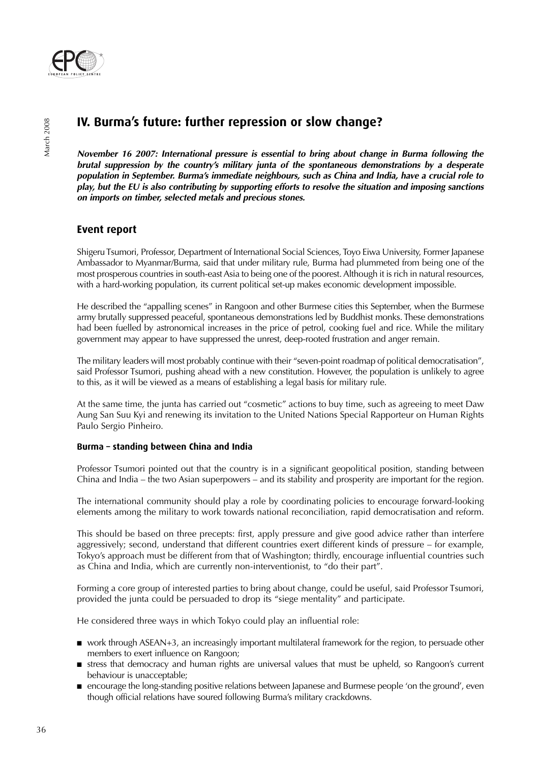## IV. Burma's future: further repression or slow change?

***November 16 2007: International pressure is essential to bring about change in Burma following the brutal suppression by the country's military junta of the spontaneous demonstrations by a desperate population in September. Burma's immediate neighbours, such as China and India, have a crucial role to play, but the EU is also contributing by supporting efforts to resolve the situation and imposing sanctions on imports on timber, selected metals and precious stones.***

### Event report

Shigeru Tsumori, Professor, Department of International Social Sciences, Toyo Eiwa University, Former Japanese Ambassador to Myanmar/Burma, said that under military rule, Burma had plummeted from being one of the most prosperous countries in south-east Asia to being one of the poorest. Although it is rich in natural resources, with a hard-working population, its current political set-up makes economic development impossible.

He described the "appalling scenes" in Rangoon and other Burmese cities this September, when the Burmese army brutally suppressed peaceful, spontaneous demonstrations led by Buddhist monks. These demonstrations had been fuelled by astronomical increases in the price of petrol, cooking fuel and rice. While the military government may appear to have suppressed the unrest, deep-rooted frustration and anger remain.

The military leaders will most probably continue with their "seven-point roadmap of political democratisation", said Professor Tsumori, pushing ahead with a new constitution. However, the population is unlikely to agree to this, as it will be viewed as a means of establishing a legal basis for military rule.

At the same time, the junta has carried out "cosmetic" actions to buy time, such as agreeing to meet Daw Aung San Suu Kyi and renewing its invitation to the United Nations Special Rapporteur on Human Rights Paulo Sergio Pinheiro.

#### Burma – standing between China and India

Professor Tsumori pointed out that the country is in a significant geopolitical position, standing between China and India – the two Asian superpowers – and its stability and prosperity are important for the region.

The international community should play a role by coordinating policies to encourage forward-looking elements among the military to work towards national reconciliation, rapid democratisation and reform.

This should be based on three precepts: first, apply pressure and give good advice rather than interfere aggressively; second, understand that different countries exert different kinds of pressure – for example, Tokyo's approach must be different from that of Washington; thirdly, encourage influential countries such as China and India, which are currently non-interventionist, to "do their part".

Forming a core group of interested parties to bring about change, could be useful, said Professor Tsumori, provided the junta could be persuaded to drop its "siege mentality" and participate.

He considered three ways in which Tokyo could play an influential role:

- work through ASEAN+3, an increasingly important multilateral framework for the region, to persuade other members to exert influence on Rangoon;
- stress that democracy and human rights are universal values that must be upheld, so Rangoon's current behaviour is unacceptable;
- encourage the long-standing positive relations between Japanese and Burmese people 'on the ground', even though official relations have soured following Burma's military crackdowns.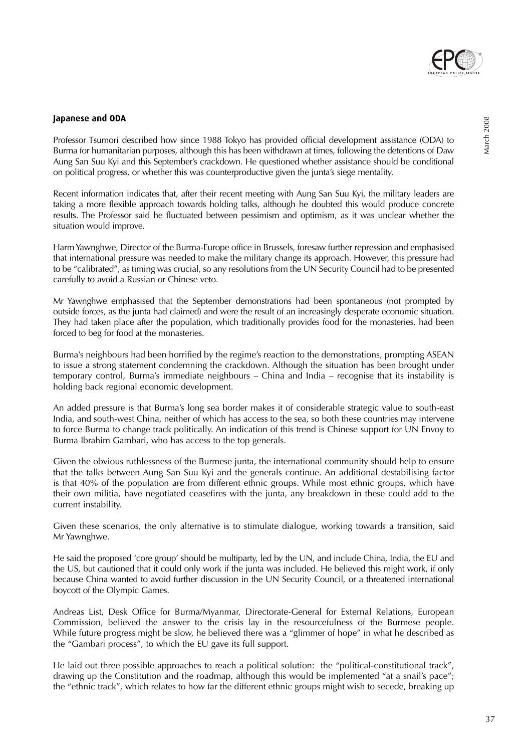## Japanese and ODA

Professor Tsumori described how since 1988 Tokyo has provided official development assistance (ODA) to Burma for humanitarian purposes, although this has been withdrawn at times, following the detentions of Daw Aung San Suu Kyi and this September's crackdown. He questioned whether assistance should be conditional on political progress, or whether this was counterproductive given the junta's siege mentality.

Recent information indicates that, after their recent meeting with Aung San Suu Kyi, the military leaders are taking a more flexible approach towards holding talks, although he doubted this would produce concrete results. The Professor said he fluctuated between pessimism and optimism, as it was unclear whether the situation would improve.

Harm Yawnghwe, Director of the Burma-Europe office in Brussels, foresaw further repression and emphasised that international pressure was needed to make the military change its approach. However, this pressure had to be "calibrated", as timing was crucial, so any resolutions from the UN Security Council had to be presented carefully to avoid a Russian or Chinese veto.

Mr Yawnghwe emphasised that the September demonstrations had been spontaneous (not prompted by outside forces, as the junta had claimed) and were the result of an increasingly desperate economic situation. They had taken place after the population, which traditionally provides food for the monasteries, had been forced to beg for food at the monasteries.

Burma's neighbours had been horrified by the regime's reaction to the demonstrations, prompting ASEAN to issue a strong statement condemning the crackdown. Although the situation has been brought under temporary control, Burma's immediate neighbours – China and India – recognise that its instability is holding back regional economic development.

An added pressure is that Burma's long sea border makes it of considerable strategic value to south-east India, and south-west China, neither of which has access to the sea, so both these countries may intervene to force Burma to change track politically. An indication of this trend is Chinese support for UN Envoy to Burma Ibrahim Gambari, who has access to the top generals.

Given the obvious ruthlessness of the Burmese junta, the international community should help to ensure that the talks between Aung San Suu Kyi and the generals continue. An additional destabilising factor is that 40% of the population are from different ethnic groups. While most ethnic groups, which have their own militia, have negotiated ceasefires with the junta, any breakdown in these could add to the current instability.

Given these scenarios, the only alternative is to stimulate dialogue, working towards a transition, said Mr Yawnghwe.

He said the proposed 'core group' should be multiparty, led by the UN, and include China, India, the EU and the US, but cautioned that it could only work if the junta was included. He believed this might work, if only because China wanted to avoid further discussion in the UN Security Council, or a threatened international boycott of the Olympic Games.

Andreas List, Desk Office for Burma/Myanmar, Directorate-General for External Relations, European Commission, believed the answer to the crisis lay in the resourcefulness of the Burmese people. While future progress might be slow, he believed there was a "glimmer of hope" in what he described as the "Gambari process", to which the EU gave its full support.

He laid out three possible approaches to reach a political solution: the "political-constitutional track", drawing up the Constitution and the roadmap, although this would be implemented "at a snail's pace"; the "ethnic track", which relates to how far the different ethnic groups might wish to secede, breaking up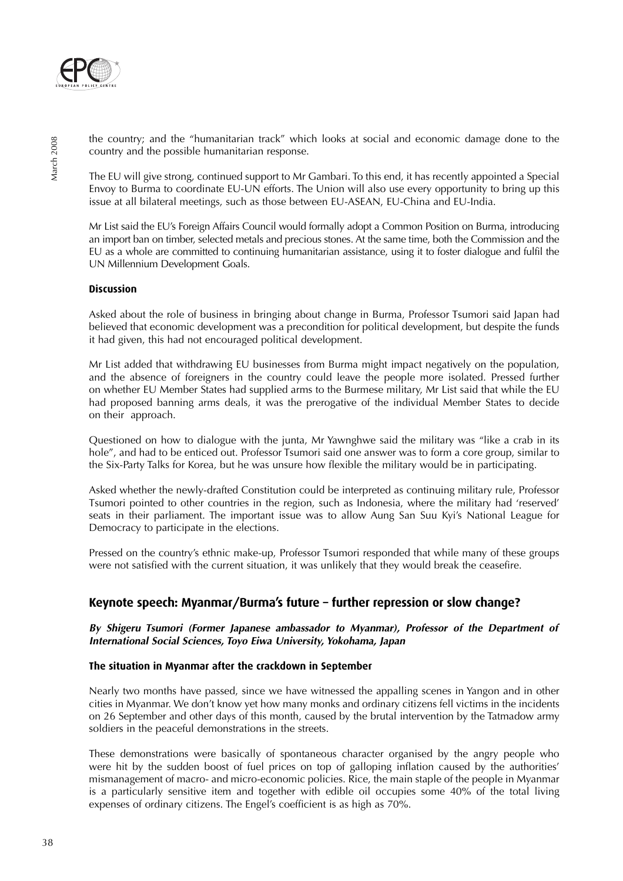the country; and the "humanitarian track" which looks at social and economic damage done to the country and the possible humanitarian response.

The EU will give strong, continued support to Mr Gambari. To this end, it has recently appointed a Special Envoy to Burma to coordinate EU-UN efforts. The Union will also use every opportunity to bring up this issue at all bilateral meetings, such as those between EU-ASEAN, EU-China and EU-India.

Mr List said the EU's Foreign Affairs Council would formally adopt a Common Position on Burma, introducing an import ban on timber, selected metals and precious stones. At the same time, both the Commission and the EU as a whole are committed to continuing humanitarian assistance, using it to foster dialogue and fulfil the UN Millennium Development Goals.

#### Discussion

Asked about the role of business in bringing about change in Burma, Professor Tsumori said Japan had believed that economic development was a precondition for political development, but despite the funds it had given, this had not encouraged political development.

Mr List added that withdrawing EU businesses from Burma might impact negatively on the population, and the absence of foreigners in the country could leave the people more isolated. Pressed further on whether EU Member States had supplied arms to the Burmese military, Mr List said that while the EU had proposed banning arms deals, it was the prerogative of the individual Member States to decide on their approach.

Questioned on how to dialogue with the junta, Mr Yawnghwe said the military was "like a crab in its hole", and had to be enticed out. Professor Tsumori said one answer was to form a core group, similar to the Six-Party Talks for Korea, but he was unsure how flexible the military would be in participating.

Asked whether the newly-drafted Constitution could be interpreted as continuing military rule, Professor Tsumori pointed to other countries in the region, such as Indonesia, where the military had 'reserved' seats in their parliament. The important issue was to allow Aung San Suu Kyi's National League for Democracy to participate in the elections.

Pressed on the country's ethnic make-up, Professor Tsumori responded that while many of these groups were not satisfied with the current situation, it was unlikely that they would break the ceasefire.

## Keynote speech: Myanmar/Burma's future – further repression or slow change?

***By Shigeru Tsumori (Former Japanese ambassador to Myanmar), Professor of the Department of International Social Sciences, Toyo Eiwa University, Yokohama, Japan***

#### The situation in Myanmar after the crackdown in September

Nearly two months have passed, since we have witnessed the appalling scenes in Yangon and in other cities in Myanmar. We don't know yet how many monks and ordinary citizens fell victims in the incidents on 26 September and other days of this month, caused by the brutal intervention by the Tatmadow army soldiers in the peaceful demonstrations in the streets.

These demonstrations were basically of spontaneous character organised by the angry people who were hit by the sudden boost of fuel prices on top of galloping inflation caused by the authorities' mismanagement of macro- and micro-economic policies. Rice, the main staple of the people in Myanmar is a particularly sensitive item and together with edible oil occupies some 40% of the total living expenses of ordinary citizens. The Engel's coefficient is as high as 70%.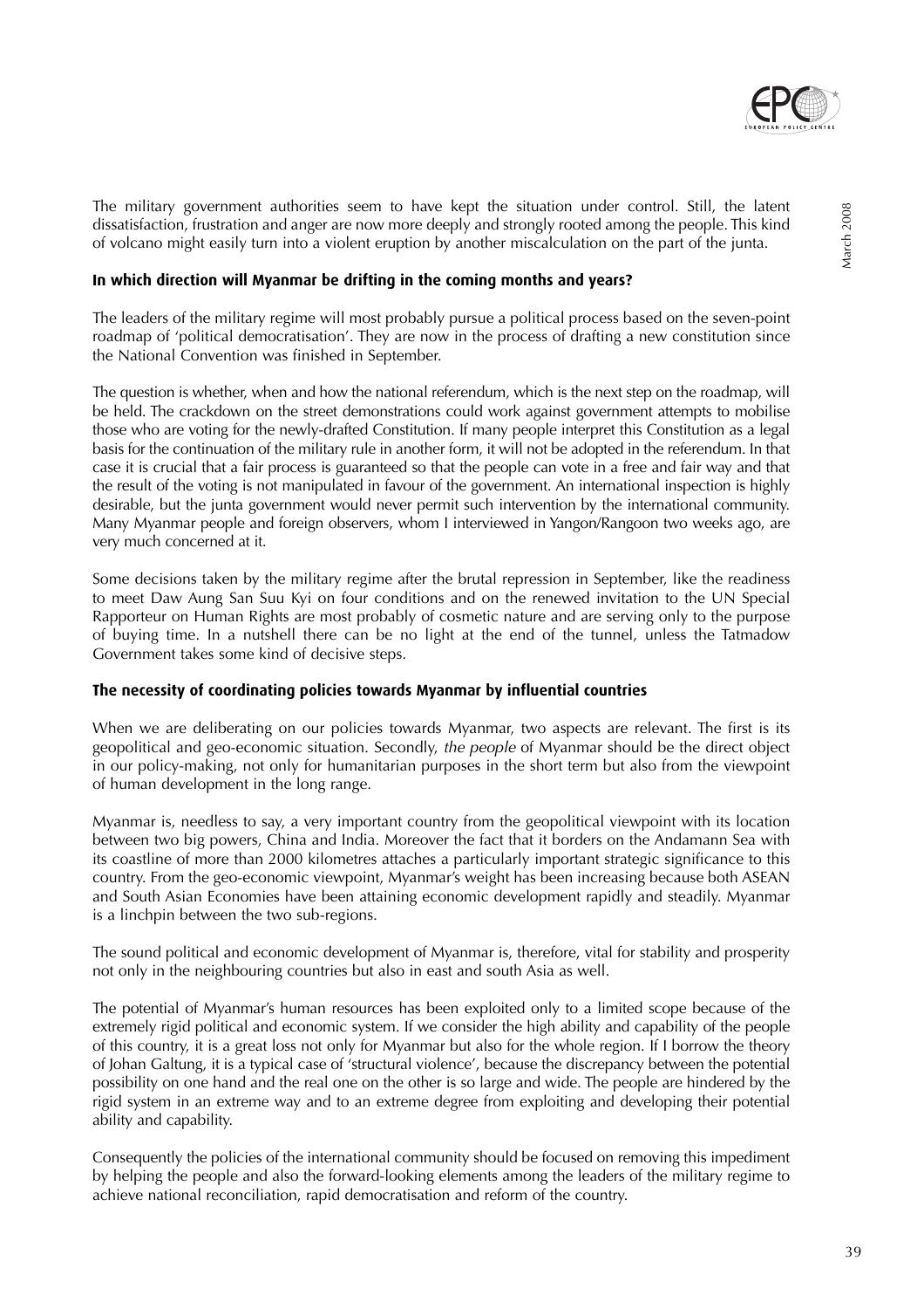The military government authorities seem to have kept the situation under control. Still, the latent dissatisfaction, frustration and anger are now more deeply and strongly rooted among the people. This kind of volcano might easily turn into a violent eruption by another miscalculation on the part of the junta.

### In which direction will Myanmar be drifting in the coming months and years?

The leaders of the military regime will most probably pursue a political process based on the seven-point roadmap of 'political democratisation'. They are now in the process of drafting a new constitution since the National Convention was finished in September.

The question is whether, when and how the national referendum, which is the next step on the roadmap, will be held. The crackdown on the street demonstrations could work against government attempts to mobilise those who are voting for the newly-drafted Constitution. If many people interpret this Constitution as a legal basis for the continuation of the military rule in another form, it will not be adopted in the referendum. In that case it is crucial that a fair process is guaranteed so that the people can vote in a free and fair way and that the result of the voting is not manipulated in favour of the government. An international inspection is highly desirable, but the junta government would never permit such intervention by the international community. Many Myanmar people and foreign observers, whom I interviewed in Yangon/Rangoon two weeks ago, are very much concerned at it.

Some decisions taken by the military regime after the brutal repression in September, like the readiness to meet Daw Aung San Suu Kyi on four conditions and on the renewed invitation to the UN Special Rapporteur on Human Rights are most probably of cosmetic nature and are serving only to the purpose of buying time. In a nutshell there can be no light at the end of the tunnel, unless the Tatmadow Government takes some kind of decisive steps.

### The necessity of coordinating policies towards Myanmar by influential countries

When we are deliberating on our policies towards Myanmar, two aspects are relevant. The first is its geopolitical and geo-economic situation. Secondly, *the people* of Myanmar should be the direct object in our policy-making, not only for humanitarian purposes in the short term but also from the viewpoint of human development in the long range.

Myanmar is, needless to say, a very important country from the geopolitical viewpoint with its location between two big powers, China and India. Moreover the fact that it borders on the Andamann Sea with its coastline of more than 2000 kilometres attaches a particularly important strategic significance to this country. From the geo-economic viewpoint, Myanmar's weight has been increasing because both ASEAN and South Asian Economies have been attaining economic development rapidly and steadily. Myanmar is a linchpin between the two sub-regions.

The sound political and economic development of Myanmar is, therefore, vital for stability and prosperity not only in the neighbouring countries but also in east and south Asia as well.

The potential of Myanmar's human resources has been exploited only to a limited scope because of the extremely rigid political and economic system. If we consider the high ability and capability of the people of this country, it is a great loss not only for Myanmar but also for the whole region. If I borrow the theory of Johan Galtung, it is a typical case of 'structural violence', because the discrepancy between the potential possibility on one hand and the real one on the other is so large and wide. The people are hindered by the rigid system in an extreme way and to an extreme degree from exploiting and developing their potential ability and capability.

Consequently the policies of the international community should be focused on removing this impediment by helping the people and also the forward-looking elements among the leaders of the military regime to achieve national reconciliation, rapid democratisation and reform of the country.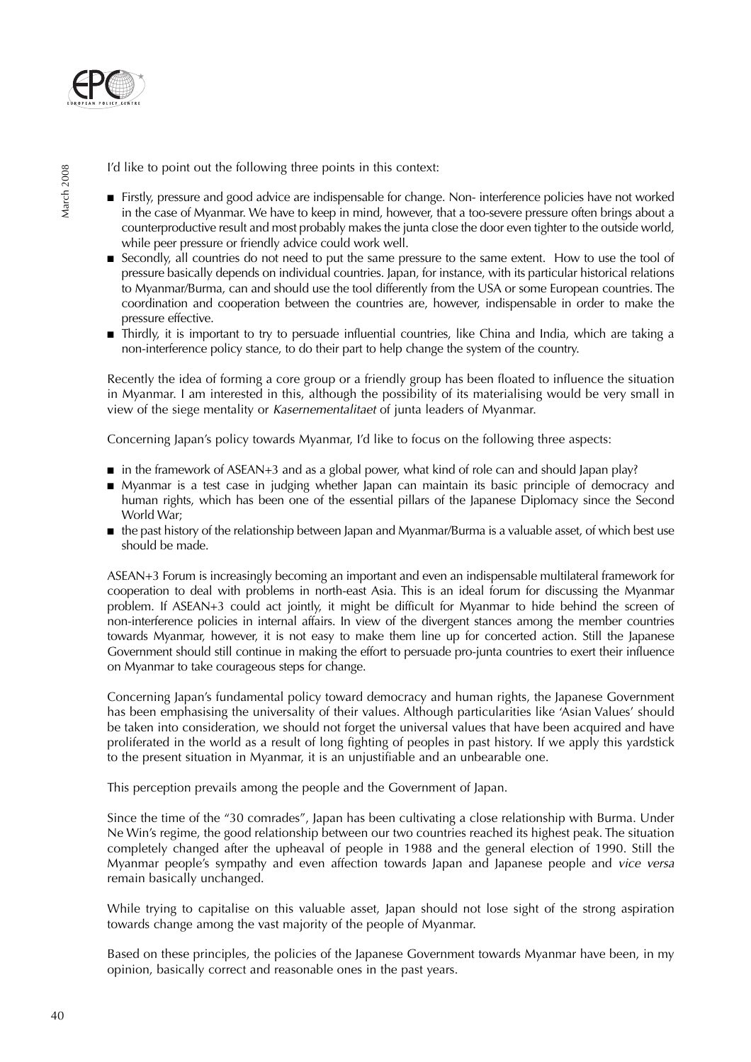I'd like to point out the following three points in this context:

- Firstly, pressure and good advice are indispensable for change. Non- interference policies have not worked in the case of Myanmar. We have to keep in mind, however, that a too-severe pressure often brings about a counterproductive result and most probably makes the junta close the door even tighter to the outside world, while peer pressure or friendly advice could work well.
- Secondly, all countries do not need to put the same pressure to the same extent. How to use the tool of pressure basically depends on individual countries. Japan, for instance, with its particular historical relations to Myanmar/Burma, can and should use the tool differently from the USA or some European countries. The coordination and cooperation between the countries are, however, indispensable in order to make the pressure effective.
- Thirdly, it is important to try to persuade influential countries, like China and India, which are taking a non-interference policy stance, to do their part to help change the system of the country.

Recently the idea of forming a core group or a friendly group has been floated to influence the situation in Myanmar. I am interested in this, although the possibility of its materialising would be very small in view of the siege mentality or *Kasernementalitaet* of junta leaders of Myanmar.

Concerning Japan's policy towards Myanmar, I'd like to focus on the following three aspects:

- in the framework of ASEAN+3 and as a global power, what kind of role can and should Japan play?
- Myanmar is a test case in judging whether Japan can maintain its basic principle of democracy and human rights, which has been one of the essential pillars of the Japanese Diplomacy since the Second World War;
- the past history of the relationship between Japan and Myanmar/Burma is a valuable asset, of which best use should be made.

ASEAN+3 Forum is increasingly becoming an important and even an indispensable multilateral framework for cooperation to deal with problems in north-east Asia. This is an ideal forum for discussing the Myanmar problem. If ASEAN+3 could act jointly, it might be difficult for Myanmar to hide behind the screen of non-interference policies in internal affairs. In view of the divergent stances among the member countries towards Myanmar, however, it is not easy to make them line up for concerted action. Still the Japanese Government should still continue in making the effort to persuade pro-junta countries to exert their influence on Myanmar to take courageous steps for change.

Concerning Japan's fundamental policy toward democracy and human rights, the Japanese Government has been emphasising the universality of their values. Although particularities like 'Asian Values' should be taken into consideration, we should not forget the universal values that have been acquired and have proliferated in the world as a result of long fighting of peoples in past history. If we apply this yardstick to the present situation in Myanmar, it is an unjustifiable and an unbearable one.

This perception prevails among the people and the Government of Japan.

Since the time of the "30 comrades", Japan has been cultivating a close relationship with Burma. Under Ne Win's regime, the good relationship between our two countries reached its highest peak. The situation completely changed after the upheaval of people in 1988 and the general election of 1990. Still the Myanmar people's sympathy and even affection towards Japan and Japanese people and *vice versa* remain basically unchanged.

While trying to capitalise on this valuable asset, Japan should not lose sight of the strong aspiration towards change among the vast majority of the people of Myanmar.

Based on these principles, the policies of the Japanese Government towards Myanmar have been, in my opinion, basically correct and reasonable ones in the past years.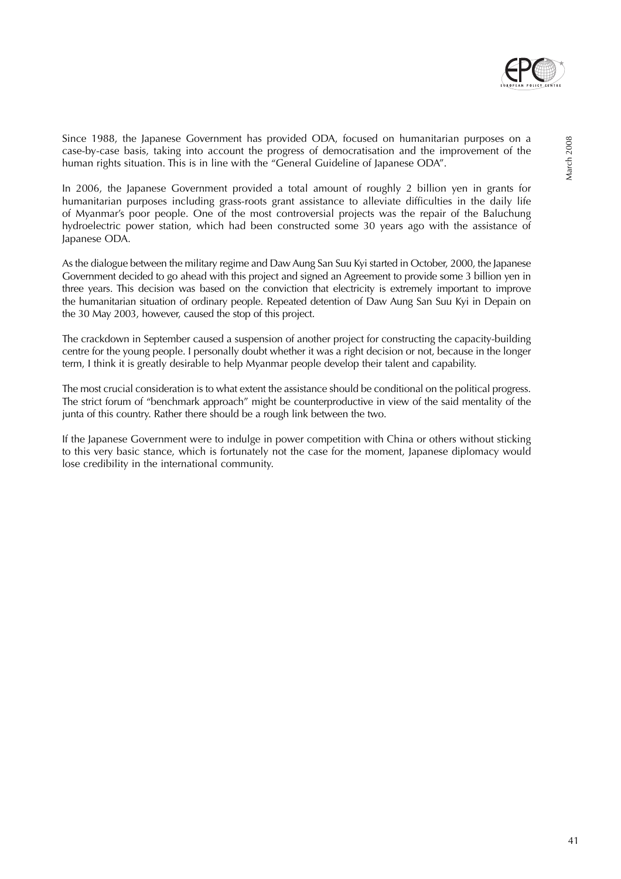Since 1988, the Japanese Government has provided ODA, focused on humanitarian purposes on a case-by-case basis, taking into account the progress of democratisation and the improvement of the human rights situation. This is in line with the "General Guideline of Japanese ODA".

In 2006, the Japanese Government provided a total amount of roughly 2 billion yen in grants for humanitarian purposes including grass-roots grant assistance to alleviate difficulties in the daily life of Myanmar's poor people. One of the most controversial projects was the repair of the Baluchung hydroelectric power station, which had been constructed some 30 years ago with the assistance of Japanese ODA.

As the dialogue between the military regime and Daw Aung San Suu Kyi started in October, 2000, the Japanese Government decided to go ahead with this project and signed an Agreement to provide some 3 billion yen in three years. This decision was based on the conviction that electricity is extremely important to improve the humanitarian situation of ordinary people. Repeated detention of Daw Aung San Suu Kyi in Depain on the 30 May 2003, however, caused the stop of this project.

The crackdown in September caused a suspension of another project for constructing the capacity-building centre for the young people. I personally doubt whether it was a right decision or not, because in the longer term, I think it is greatly desirable to help Myanmar people develop their talent and capability.

The most crucial consideration is to what extent the assistance should be conditional on the political progress. The strict forum of "benchmark approach" might be counterproductive in view of the said mentality of the junta of this country. Rather there should be a rough link between the two.

If the Japanese Government were to indulge in power competition with China or others without sticking to this very basic stance, which is fortunately not the case for the moment, Japanese diplomacy would lose credibility in the international community.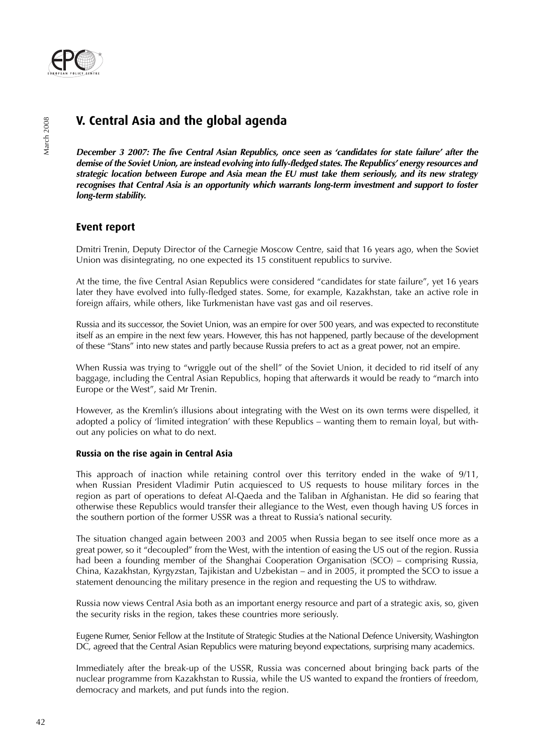# V. Central Asia and the global agenda

***December 3 2007: The five Central Asian Republics, once seen as 'candidates for state failure' after the demise of the Soviet Union, are instead evolving into fully-fledged states. The Republics' energy resources and strategic location between Europe and Asia mean the EU must take them seriously, and its new strategy recognises that Central Asia is an opportunity which warrants long-term investment and support to foster long-term stability.***

## Event report

Dmitri Trenin, Deputy Director of the Carnegie Moscow Centre, said that 16 years ago, when the Soviet Union was disintegrating, no one expected its 15 constituent republics to survive.

At the time, the five Central Asian Republics were considered "candidates for state failure", yet 16 years later they have evolved into fully-fledged states. Some, for example, Kazakhstan, take an active role in foreign affairs, while others, like Turkmenistan have vast gas and oil reserves.

Russia and its successor, the Soviet Union, was an empire for over 500 years, and was expected to reconstitute itself as an empire in the next few years. However, this has not happened, partly because of the development of these "Stans" into new states and partly because Russia prefers to act as a great power, not an empire.

When Russia was trying to "wriggle out of the shell" of the Soviet Union, it decided to rid itself of any baggage, including the Central Asian Republics, hoping that afterwards it would be ready to "march into Europe or the West", said Mr Trenin.

However, as the Kremlin's illusions about integrating with the West on its own terms were dispelled, it adopted a policy of 'limited integration' with these Republics – wanting them to remain loyal, but without any policies on what to do next.

### Russia on the rise again in Central Asia

This approach of inaction while retaining control over this territory ended in the wake of 9/11, when Russian President Vladimir Putin acquiesced to US requests to house military forces in the region as part of operations to defeat Al-Qaeda and the Taliban in Afghanistan. He did so fearing that otherwise these Republics would transfer their allegiance to the West, even though having US forces in the southern portion of the former USSR was a threat to Russia's national security.

The situation changed again between 2003 and 2005 when Russia began to see itself once more as a great power, so it "decoupled" from the West, with the intention of easing the US out of the region. Russia had been a founding member of the Shanghai Cooperation Organisation (SCO) – comprising Russia, China, Kazakhstan, Kyrgyzstan, Tajikistan and Uzbekistan – and in 2005, it prompted the SCO to issue a statement denouncing the military presence in the region and requesting the US to withdraw.

Russia now views Central Asia both as an important energy resource and part of a strategic axis, so, given the security risks in the region, takes these countries more seriously.

Eugene Rumer, Senior Fellow at the Institute of Strategic Studies at the National Defence University, Washington DC, agreed that the Central Asian Republics were maturing beyond expectations, surprising many academics.

Immediately after the break-up of the USSR, Russia was concerned about bringing back parts of the nuclear programme from Kazakhstan to Russia, while the US wanted to expand the frontiers of freedom, democracy and markets, and put funds into the region.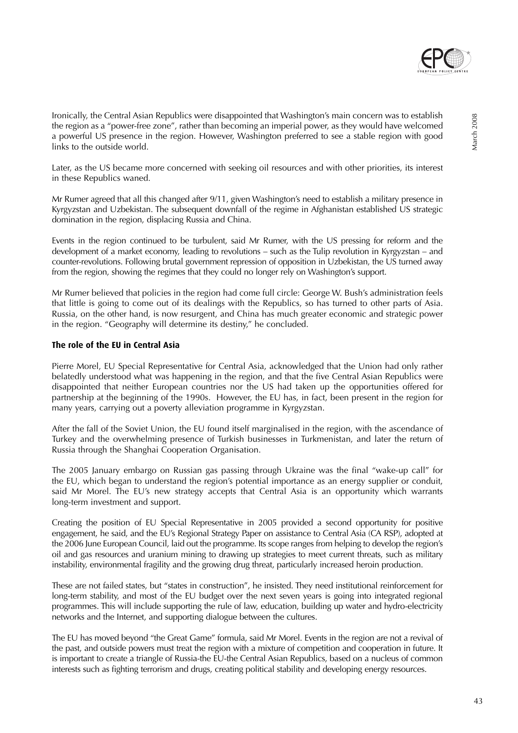Ironically, the Central Asian Republics were disappointed that Washington's main concern was to establish the region as a "power-free zone", rather than becoming an imperial power, as they would have welcomed a powerful US presence in the region. However, Washington preferred to see a stable region with good links to the outside world.

Later, as the US became more concerned with seeking oil resources and with other priorities, its interest in these Republics waned.

Mr Rumer agreed that all this changed after 9/11, given Washington's need to establish a military presence in Kyrgyzstan and Uzbekistan. The subsequent downfall of the regime in Afghanistan established US strategic domination in the region, displacing Russia and China.

Events in the region continued to be turbulent, said Mr Rumer, with the US pressing for reform and the development of a market economy, leading to revolutions – such as the Tulip revolution in Kyrgyzstan – and counter-revolutions. Following brutal government repression of opposition in Uzbekistan, the US turned away from the region, showing the regimes that they could no longer rely on Washington's support.

Mr Rumer believed that policies in the region had come full circle: George W. Bush's administration feels that little is going to come out of its dealings with the Republics, so has turned to other parts of Asia. Russia, on the other hand, is now resurgent, and China has much greater economic and strategic power in the region. "Geography will determine its destiny," he concluded.

### The role of the EU in Central Asia

Pierre Morel, EU Special Representative for Central Asia, acknowledged that the Union had only rather belatedly understood what was happening in the region, and that the five Central Asian Republics were disappointed that neither European countries nor the US had taken up the opportunities offered for partnership at the beginning of the 1990s. However, the EU has, in fact, been present in the region for many years, carrying out a poverty alleviation programme in Kyrgyzstan.

After the fall of the Soviet Union, the EU found itself marginalised in the region, with the ascendance of Turkey and the overwhelming presence of Turkish businesses in Turkmenistan, and later the return of Russia through the Shanghai Cooperation Organisation.

The 2005 January embargo on Russian gas passing through Ukraine was the final "wake-up call" for the EU, which began to understand the region's potential importance as an energy supplier or conduit, said Mr Morel. The EU's new strategy accepts that Central Asia is an opportunity which warrants long-term investment and support.

Creating the position of EU Special Representative in 2005 provided a second opportunity for positive engagement, he said, and the EU's Regional Strategy Paper on assistance to Central Asia (CA RSP), adopted at the 2006 June European Council, laid out the programme. Its scope ranges from helping to develop the region's oil and gas resources and uranium mining to drawing up strategies to meet current threats, such as military instability, environmental fragility and the growing drug threat, particularly increased heroin production.

These are not failed states, but "states in construction", he insisted. They need institutional reinforcement for long-term stability, and most of the EU budget over the next seven years is going into integrated regional programmes. This will include supporting the rule of law, education, building up water and hydro-electricity networks and the Internet, and supporting dialogue between the cultures.

The EU has moved beyond "the Great Game" formula, said Mr Morel. Events in the region are not a revival of the past, and outside powers must treat the region with a mixture of competition and cooperation in future. It is important to create a triangle of Russia-the EU-the Central Asian Republics, based on a nucleus of common interests such as fighting terrorism and drugs, creating political stability and developing energy resources.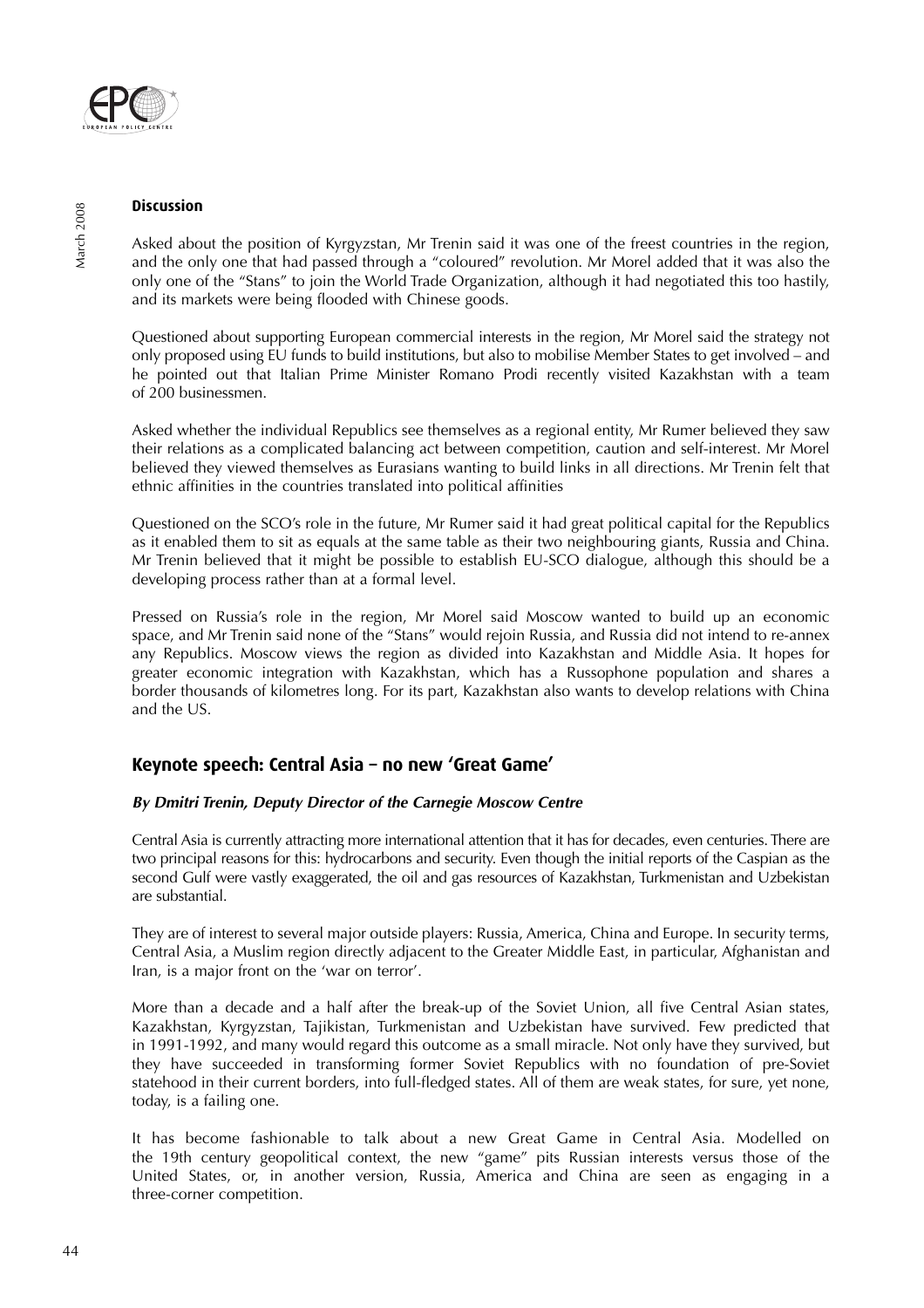**Discussion**

Asked about the position of Kyrgyzstan, Mr Trenin said it was one of the freest countries in the region, and the only one that had passed through a "coloured" revolution. Mr Morel added that it was also the only one of the "Stans" to join the World Trade Organization, although it had negotiated this too hastily, and its markets were being flooded with Chinese goods.

Questioned about supporting European commercial interests in the region, Mr Morel said the strategy not only proposed using EU funds to build institutions, but also to mobilise Member States to get involved – and he pointed out that Italian Prime Minister Romano Prodi recently visited Kazakhstan with a team of 200 businessmen.

Asked whether the individual Republics see themselves as a regional entity, Mr Rumer believed they saw their relations as a complicated balancing act between competition, caution and self-interest. Mr Morel believed they viewed themselves as Eurasians wanting to build links in all directions. Mr Trenin felt that ethnic affinities in the countries translated into political affinities

Questioned on the SCO's role in the future, Mr Rumer said it had great political capital for the Republics as it enabled them to sit as equals at the same table as their two neighbouring giants, Russia and China. Mr Trenin believed that it might be possible to establish EU-SCO dialogue, although this should be a developing process rather than at a formal level.

Pressed on Russia's role in the region, Mr Morel said Moscow wanted to build up an economic space, and Mr Trenin said none of the "Stans" would rejoin Russia, and Russia did not intend to re-annex any Republics. Moscow views the region as divided into Kazakhstan and Middle Asia. It hopes for greater economic integration with Kazakhstan, which has a Russophone population and shares a border thousands of kilometres long. For its part, Kazakhstan also wants to develop relations with China and the US.

## Keynote speech: Central Asia – no new 'Great Game'

***By Dmitri Trenin, Deputy Director of the Carnegie Moscow Centre***

Central Asia is currently attracting more international attention that it has for decades, even centuries. There are two principal reasons for this: hydrocarbons and security. Even though the initial reports of the Caspian as the second Gulf were vastly exaggerated, the oil and gas resources of Kazakhstan, Turkmenistan and Uzbekistan are substantial.

They are of interest to several major outside players: Russia, America, China and Europe. In security terms, Central Asia, a Muslim region directly adjacent to the Greater Middle East, in particular, Afghanistan and Iran, is a major front on the 'war on terror'.

More than a decade and a half after the break-up of the Soviet Union, all five Central Asian states, Kazakhstan, Kyrgyzstan, Tajikistan, Turkmenistan and Uzbekistan have survived. Few predicted that in 1991-1992, and many would regard this outcome as a small miracle. Not only have they survived, but they have succeeded in transforming former Soviet Republics with no foundation of pre-Soviet statehood in their current borders, into full-fledged states. All of them are weak states, for sure, yet none, today, is a failing one.

It has become fashionable to talk about a new Great Game in Central Asia. Modelled on the 19th century geopolitical context, the new "game" pits Russian interests versus those of the United States, or, in another version, Russia, America and China are seen as engaging in a three-corner competition.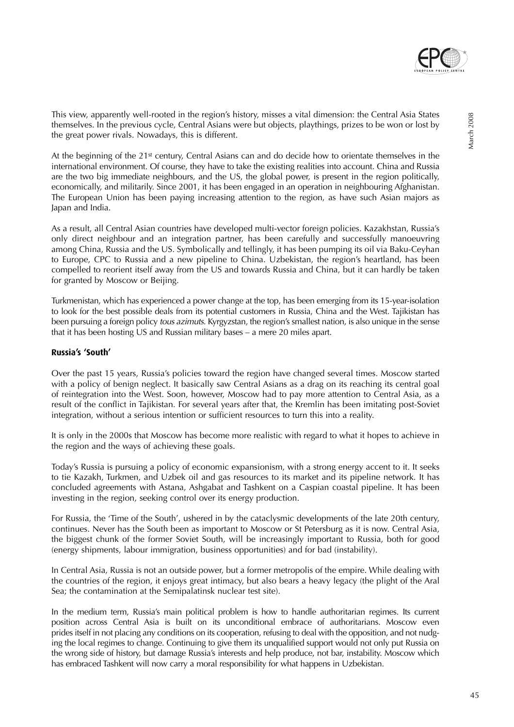This view, apparently well-rooted in the region's history, misses a vital dimension: the Central Asia States themselves. In the previous cycle, Central Asians were but objects, playthings, prizes to be won or lost by the great power rivals. Nowadays, this is different.

At the beginning of the 21st century, Central Asians can and do decide how to orientate themselves in the international environment. Of course, they have to take the existing realities into account. China and Russia are the two big immediate neighbours, and the US, the global power, is present in the region politically, economically, and militarily. Since 2001, it has been engaged in an operation in neighbouring Afghanistan. The European Union has been paying increasing attention to the region, as have such Asian majors as Japan and India.

As a result, all Central Asian countries have developed multi-vector foreign policies. Kazakhstan, Russia's only direct neighbour and an integration partner, has been carefully and successfully manoeuvring among China, Russia and the US. Symbolically and tellingly, it has been pumping its oil via Baku-Ceyhan to Europe, CPC to Russia and a new pipeline to China. Uzbekistan, the region's heartland, has been compelled to reorient itself away from the US and towards Russia and China, but it can hardly be taken for granted by Moscow or Beijing.

Turkmenistan, which has experienced a power change at the top, has been emerging from its 15-year-isolation to look for the best possible deals from its potential customers in Russia, China and the West. Tajikistan has been pursuing a foreign policy *tous azimuts*. Kyrgyzstan, the region's smallest nation, is also unique in the sense that it has been hosting US and Russian military bases – a mere 20 miles apart.

### Russia's 'South'

Over the past 15 years, Russia's policies toward the region have changed several times. Moscow started with a policy of benign neglect. It basically saw Central Asians as a drag on its reaching its central goal of reintegration into the West. Soon, however, Moscow had to pay more attention to Central Asia, as a result of the conflict in Tajikistan. For several years after that, the Kremlin has been imitating post-Soviet integration, without a serious intention or sufficient resources to turn this into a reality.

It is only in the 2000s that Moscow has become more realistic with regard to what it hopes to achieve in the region and the ways of achieving these goals.

Today's Russia is pursuing a policy of economic expansionism, with a strong energy accent to it. It seeks to tie Kazakh, Turkmen, and Uzbek oil and gas resources to its market and its pipeline network. It has concluded agreements with Astana, Ashgabat and Tashkent on a Caspian coastal pipeline. It has been investing in the region, seeking control over its energy production.

For Russia, the 'Time of the South', ushered in by the cataclysmic developments of the late 20th century, continues. Never has the South been as important to Moscow or St Petersburg as it is now. Central Asia, the biggest chunk of the former Soviet South, will be increasingly important to Russia, both for good (energy shipments, labour immigration, business opportunities) and for bad (instability).

In Central Asia, Russia is not an outside power, but a former metropolis of the empire. While dealing with the countries of the region, it enjoys great intimacy, but also bears a heavy legacy (the plight of the Aral Sea; the contamination at the Semipalatinsk nuclear test site).

In the medium term, Russia's main political problem is how to handle authoritarian regimes. Its current position across Central Asia is built on its unconditional embrace of authoritarians. Moscow even prides itself in not placing any conditions on its cooperation, refusing to deal with the opposition, and not nudging the local regimes to change. Continuing to give them its unqualified support would not only put Russia on the wrong side of history, but damage Russia's interests and help produce, not bar, instability. Moscow which has embraced Tashkent will now carry a moral responsibility for what happens in Uzbekistan.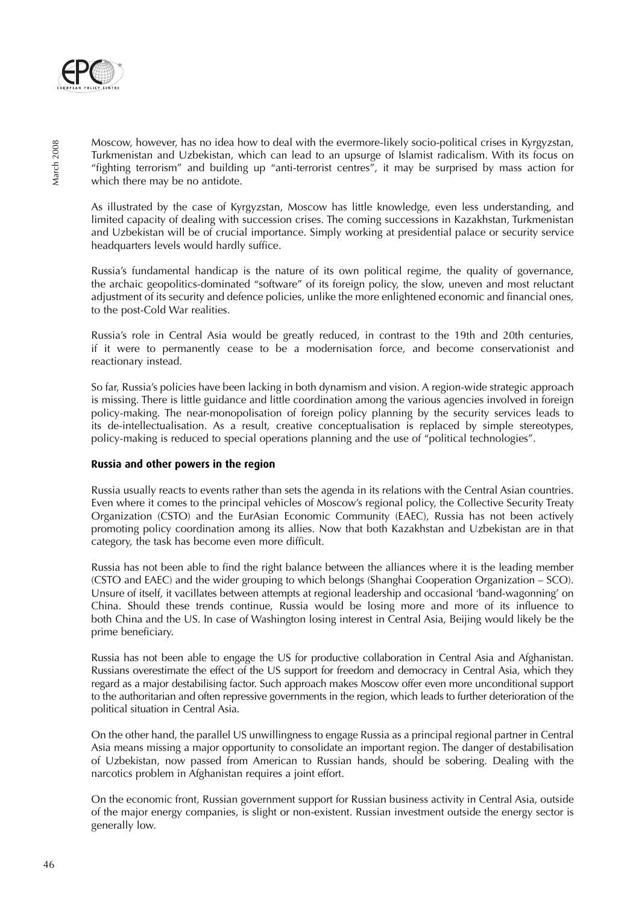Moscow, however, has no idea how to deal with the evermore-likely socio-political crises in Kyrgyzstan, Turkmenistan and Uzbekistan, which can lead to an upsurge of Islamist radicalism. With its focus on "fighting terrorism" and building up "anti-terrorist centres", it may be surprised by mass action for which there may be no antidote.

As illustrated by the case of Kyrgyzstan, Moscow has little knowledge, even less understanding, and limited capacity of dealing with succession crises. The coming successions in Kazakhstan, Turkmenistan and Uzbekistan will be of crucial importance. Simply working at presidential palace or security service headquarters levels would hardly suffice.

Russia's fundamental handicap is the nature of its own political regime, the quality of governance, the archaic geopolitics-dominated "software" of its foreign policy, the slow, uneven and most reluctant adjustment of its security and defence policies, unlike the more enlightened economic and financial ones, to the post-Cold War realities.

Russia's role in Central Asia would be greatly reduced, in contrast to the 19th and 20th centuries, if it were to permanently cease to be a modernisation force, and become conservationist and reactionary instead.

So far, Russia's policies have been lacking in both dynamism and vision. A region-wide strategic approach is missing. There is little guidance and little coordination among the various agencies involved in foreign policy-making. The near-monopolisation of foreign policy planning by the security services leads to its de-intellectualisation. As a result, creative conceptualisation is replaced by simple stereotypes, policy-making is reduced to special operations planning and the use of "political technologies".

### Russia and other powers in the region

Russia usually reacts to events rather than sets the agenda in its relations with the Central Asian countries. Even where it comes to the principal vehicles of Moscow's regional policy, the Collective Security Treaty Organization (CSTO) and the EurAsian Economic Community (EAEC), Russia has not been actively promoting policy coordination among its allies. Now that both Kazakhstan and Uzbekistan are in that category, the task has become even more difficult.

Russia has not been able to find the right balance between the alliances where it is the leading member (CSTO and EAEC) and the wider grouping to which belongs (Shanghai Cooperation Organization – SCO). Unsure of itself, it vacillates between attempts at regional leadership and occasional 'band-wagonning' on China. Should these trends continue, Russia would be losing more and more of its influence to both China and the US. In case of Washington losing interest in Central Asia, Beijing would likely be the prime beneficiary.

Russia has not been able to engage the US for productive collaboration in Central Asia and Afghanistan. Russians overestimate the effect of the US support for freedom and democracy in Central Asia, which they regard as a major destabilising factor. Such approach makes Moscow offer even more unconditional support to the authoritarian and often repressive governments in the region, which leads to further deterioration of the political situation in Central Asia.

On the other hand, the parallel US unwillingness to engage Russia as a principal regional partner in Central Asia means missing a major opportunity to consolidate an important region. The danger of destabilisation of Uzbekistan, now passed from American to Russian hands, should be sobering. Dealing with the narcotics problem in Afghanistan requires a joint effort.

On the economic front, Russian government support for Russian business activity in Central Asia, outside of the major energy companies, is slight or non-existent. Russian investment outside the energy sector is generally low.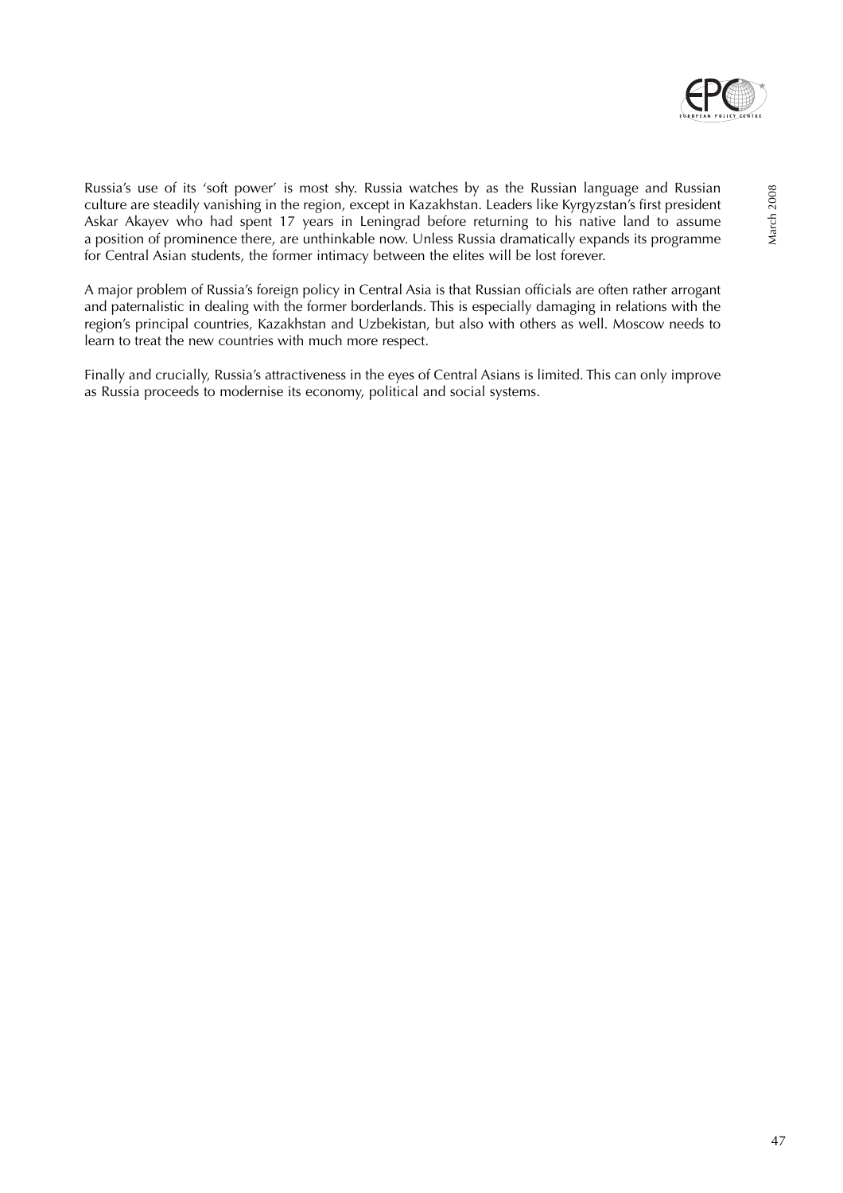Russia's use of its 'soft power' is most shy. Russia watches by as the Russian language and Russian culture are steadily vanishing in the region, except in Kazakhstan. Leaders like Kyrgyzstan's first president Askar Akayev who had spent 17 years in Leningrad before returning to his native land to assume a position of prominence there, are unthinkable now. Unless Russia dramatically expands its programme for Central Asian students, the former intimacy between the elites will be lost forever.

A major problem of Russia's foreign policy in Central Asia is that Russian officials are often rather arrogant and paternalistic in dealing with the former borderlands. This is especially damaging in relations with the region's principal countries, Kazakhstan and Uzbekistan, but also with others as well. Moscow needs to learn to treat the new countries with much more respect.

Finally and crucially, Russia's attractiveness in the eyes of Central Asians is limited. This can only improve as Russia proceeds to modernise its economy, political and social systems.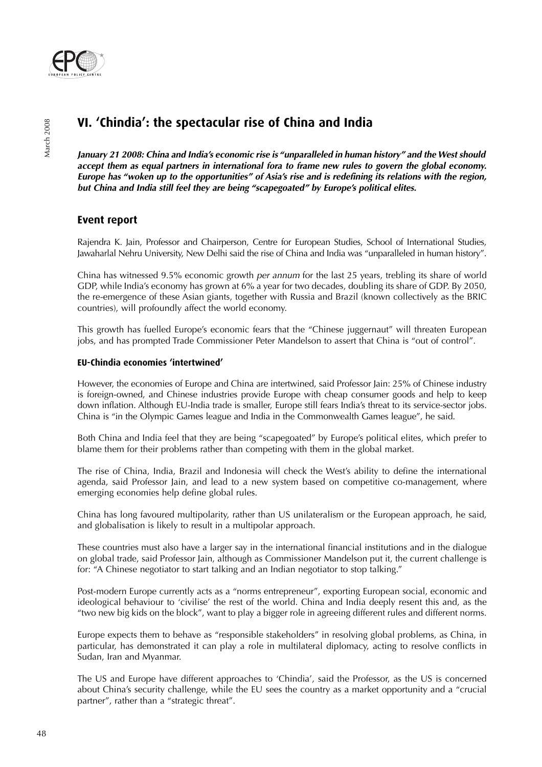## VI. 'Chindia': the spectacular rise of China and India

***January 21 2008: China and India's economic rise is "unparalleled in human history" and the West should accept them as equal partners in international fora to frame new rules to govern the global economy. Europe has "woken up to the opportunities" of Asia's rise and is redefining its relations with the region, but China and India still feel they are being "scapegoated" by Europe's political elites.***

### Event report

Rajendra K. Jain, Professor and Chairperson, Centre for European Studies, School of International Studies, Jawaharlal Nehru University, New Delhi said the rise of China and India was "unparalleled in human history".

China has witnessed 9.5% economic growth *per annum* for the last 25 years, trebling its share of world GDP, while India's economy has grown at 6% a year for two decades, doubling its share of GDP. By 2050, the re-emergence of these Asian giants, together with Russia and Brazil (known collectively as the BRIC countries), will profoundly affect the world economy.

This growth has fuelled Europe's economic fears that the "Chinese juggernaut" will threaten European jobs, and has prompted Trade Commissioner Peter Mandelson to assert that China is "out of control".

#### EU-Chindia economies 'intertwined'

However, the economies of Europe and China are intertwined, said Professor Jain: 25% of Chinese industry is foreign-owned, and Chinese industries provide Europe with cheap consumer goods and help to keep down inflation. Although EU-India trade is smaller, Europe still fears India's threat to its service-sector jobs. China is "in the Olympic Games league and India in the Commonwealth Games league", he said.

Both China and India feel that they are being "scapegoated" by Europe's political elites, which prefer to blame them for their problems rather than competing with them in the global market.

The rise of China, India, Brazil and Indonesia will check the West's ability to define the international agenda, said Professor Jain, and lead to a new system based on competitive co-management, where emerging economies help define global rules.

China has long favoured multipolarity, rather than US unilateralism or the European approach, he said, and globalisation is likely to result in a multipolar approach.

These countries must also have a larger say in the international financial institutions and in the dialogue on global trade, said Professor Jain, although as Commissioner Mandelson put it, the current challenge is for: "A Chinese negotiator to start talking and an Indian negotiator to stop talking."

Post-modern Europe currently acts as a "norms entrepreneur", exporting European social, economic and ideological behaviour to 'civilise' the rest of the world. China and India deeply resent this and, as the "two new big kids on the block", want to play a bigger role in agreeing different rules and different norms.

Europe expects them to behave as "responsible stakeholders" in resolving global problems, as China, in particular, has demonstrated it can play a role in multilateral diplomacy, acting to resolve conflicts in Sudan, Iran and Myanmar.

The US and Europe have different approaches to 'Chindia', said the Professor, as the US is concerned about China's security challenge, while the EU sees the country as a market opportunity and a "crucial partner", rather than a "strategic threat".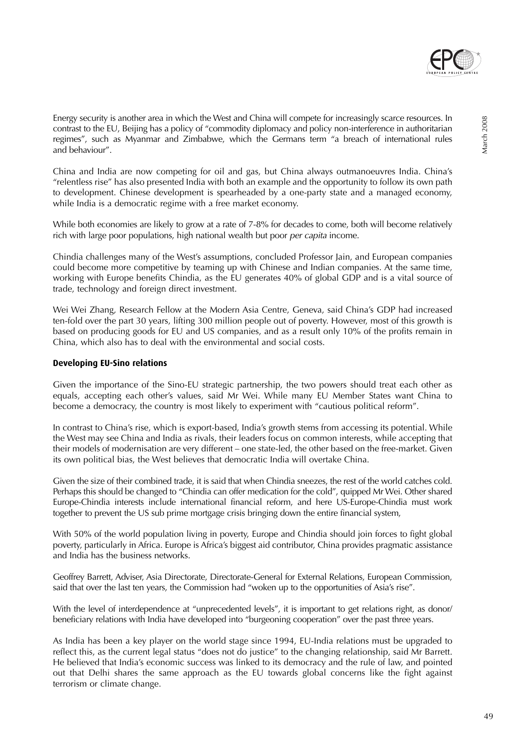Energy security is another area in which the West and China will compete for increasingly scarce resources. In contrast to the EU, Beijing has a policy of "commodity diplomacy and policy non-interference in authoritarian regimes", such as Myanmar and Zimbabwe, which the Germans term "a breach of international rules and behaviour".

China and India are now competing for oil and gas, but China always outmanoeuvres India. China's "relentless rise" has also presented India with both an example and the opportunity to follow its own path to development. Chinese development is spearheaded by a one-party state and a managed economy, while India is a democratic regime with a free market economy.

While both economies are likely to grow at a rate of 7-8% for decades to come, both will become relatively rich with large poor populations, high national wealth but poor *per capita* income.

Chindia challenges many of the West's assumptions, concluded Professor Jain, and European companies could become more competitive by teaming up with Chinese and Indian companies. At the same time, working with Europe benefits Chindia, as the EU generates 40% of global GDP and is a vital source of trade, technology and foreign direct investment.

Wei Wei Zhang, Research Fellow at the Modern Asia Centre, Geneva, said China's GDP had increased ten-fold over the part 30 years, lifting 300 million people out of poverty. However, most of this growth is based on producing goods for EU and US companies, and as a result only 10% of the profits remain in China, which also has to deal with the environmental and social costs.

### Developing EU-Sino relations

Given the importance of the Sino-EU strategic partnership, the two powers should treat each other as equals, accepting each other's values, said Mr Wei. While many EU Member States want China to become a democracy, the country is most likely to experiment with "cautious political reform".

In contrast to China's rise, which is export-based, India's growth stems from accessing its potential. While the West may see China and India as rivals, their leaders focus on common interests, while accepting that their models of modernisation are very different – one state-led, the other based on the free-market. Given its own political bias, the West believes that democratic India will overtake China.

Given the size of their combined trade, it is said that when Chindia sneezes, the rest of the world catches cold. Perhaps this should be changed to "Chindia can offer medication for the cold", quipped Mr Wei. Other shared Europe-Chindia interests include international financial reform, and here US-Europe-Chindia must work together to prevent the US sub prime mortgage crisis bringing down the entire financial system,

With 50% of the world population living in poverty, Europe and Chindia should join forces to fight global poverty, particularly in Africa. Europe is Africa's biggest aid contributor, China provides pragmatic assistance and India has the business networks.

Geoffrey Barrett, Adviser, Asia Directorate, Directorate-General for External Relations, European Commission, said that over the last ten years, the Commission had "woken up to the opportunities of Asia's rise".

With the level of interdependence at "unprecedented levels", it is important to get relations right, as donor/beneficiary relations with India have developed into "burgeoning cooperation" over the past three years.

As India has been a key player on the world stage since 1994, EU-India relations must be upgraded to reflect this, as the current legal status "does not do justice" to the changing relationship, said Mr Barrett. He believed that India's economic success was linked to its democracy and the rule of law, and pointed out that Delhi shares the same approach as the EU towards global concerns like the fight against terrorism or climate change.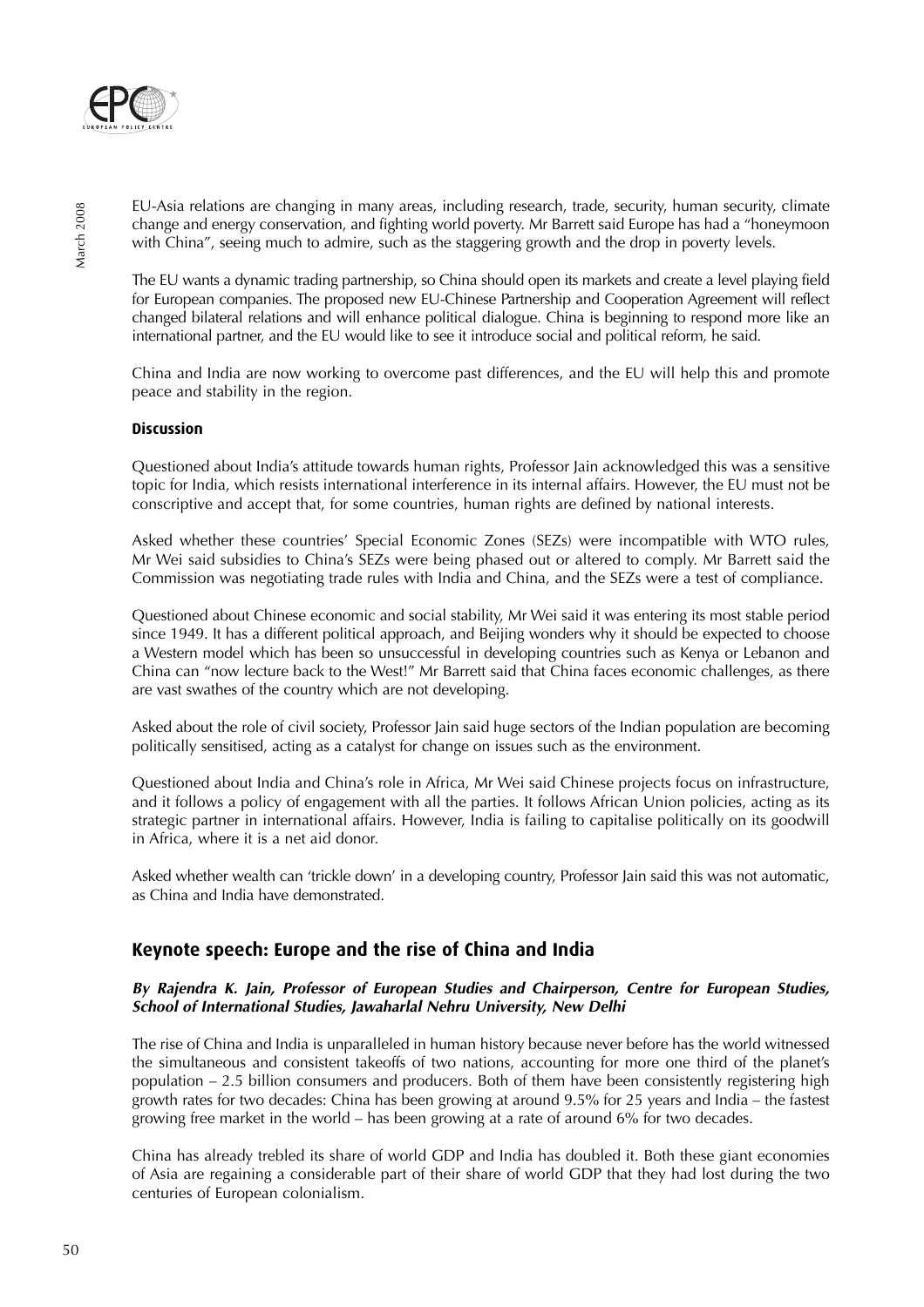EU-Asia relations are changing in many areas, including research, trade, security, human security, climate change and energy conservation, and fighting world poverty. Mr Barrett said Europe has had a "honeymoon with China", seeing much to admire, such as the staggering growth and the drop in poverty levels.

The EU wants a dynamic trading partnership, so China should open its markets and create a level playing field for European companies. The proposed new EU-Chinese Partnership and Cooperation Agreement will reflect changed bilateral relations and will enhance political dialogue. China is beginning to respond more like an international partner, and the EU would like to see it introduce social and political reform, he said.

China and India are now working to overcome past differences, and the EU will help this and promote peace and stability in the region.

**Discussion**

Questioned about India's attitude towards human rights, Professor Jain acknowledged this was a sensitive topic for India, which resists international interference in its internal affairs. However, the EU must not be conscriptive and accept that, for some countries, human rights are defined by national interests.

Asked whether these countries' Special Economic Zones (SEZs) were incompatible with WTO rules, Mr Wei said subsidies to China's SEZs were being phased out or altered to comply. Mr Barrett said the Commission was negotiating trade rules with India and China, and the SEZs were a test of compliance.

Questioned about Chinese economic and social stability, Mr Wei said it was entering its most stable period since 1949. It has a different political approach, and Beijing wonders why it should be expected to choose a Western model which has been so unsuccessful in developing countries such as Kenya or Lebanon and China can "now lecture back to the West!" Mr Barrett said that China faces economic challenges, as there are vast swathes of the country which are not developing.

Asked about the role of civil society, Professor Jain said huge sectors of the Indian population are becoming politically sensitised, acting as a catalyst for change on issues such as the environment.

Questioned about India and China's role in Africa, Mr Wei said Chinese projects focus on infrastructure, and it follows a policy of engagement with all the parties. It follows African Union policies, acting as its strategic partner in international affairs. However, India is failing to capitalise politically on its goodwill in Africa, where it is a net aid donor.

Asked whether wealth can 'trickle down' in a developing country, Professor Jain said this was not automatic, as China and India have demonstrated.

## Keynote speech: Europe and the rise of China and India

***By Rajendra K. Jain, Professor of European Studies and Chairperson, Centre for European Studies, School of International Studies, Jawaharlal Nehru University, New Delhi***

The rise of China and India is unparalleled in human history because never before has the world witnessed the simultaneous and consistent takeoffs of two nations, accounting for more one third of the planet's population – 2.5 billion consumers and producers. Both of them have been consistently registering high growth rates for two decades: China has been growing at around 9.5% for 25 years and India – the fastest growing free market in the world – has been growing at a rate of around 6% for two decades.

China has already trebled its share of world GDP and India has doubled it. Both these giant economies of Asia are regaining a considerable part of their share of world GDP that they had lost during the two centuries of European colonialism.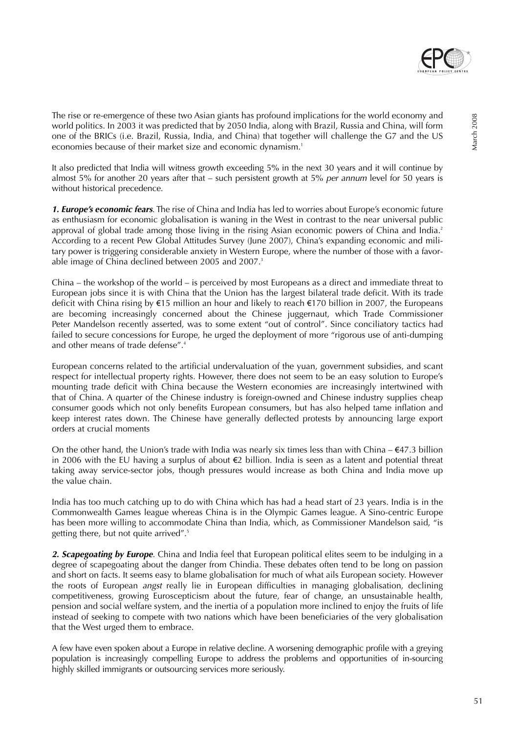The rise or re-emergence of these two Asian giants has profound implications for the world economy and world politics. In 2003 it was predicted that by 2050 India, along with Brazil, Russia and China, will form one of the BRICs (i.e. Brazil, Russia, India, and China) that together will challenge the G7 and the US economies because of their market size and economic dynamism.[1]

It also predicted that India will witness growth exceeding 5% in the next 30 years and it will continue by almost 5% for another 20 years after that – such persistent growth at 5% *per annum* level for 50 years is without historical precedence.

***1. Europe's economic fears***. The rise of China and India has led to worries about Europe's economic future as enthusiasm for economic globalisation is waning in the West in contrast to the near universal public approval of global trade among those living in the rising Asian economic powers of China and India.[2] According to a recent Pew Global Attitudes Survey (June 2007), China's expanding economic and military power is triggering considerable anxiety in Western Europe, where the number of those with a favorable image of China declined between 2005 and 2007.[3]

China – the workshop of the world – is perceived by most Europeans as a direct and immediate threat to European jobs since it is with China that the Union has the largest bilateral trade deficit. With its trade deficit with China rising by €15 million an hour and likely to reach €170 billion in 2007, the Europeans are becoming increasingly concerned about the Chinese juggernaut, which Trade Commissioner Peter Mandelson recently asserted, was to some extent "out of control". Since conciliatory tactics had failed to secure concessions for Europe, he urged the deployment of more "rigorous use of anti-dumping and other means of trade defense".[4]

European concerns related to the artificial undervaluation of the yuan, government subsidies, and scant respect for intellectual property rights. However, there does not seem to be an easy solution to Europe's mounting trade deficit with China because the Western economies are increasingly intertwined with that of China. A quarter of the Chinese industry is foreign-owned and Chinese industry supplies cheap consumer goods which not only benefits European consumers, but has also helped tame inflation and keep interest rates down. The Chinese have generally deflected protests by announcing large export orders at crucial moments

On the other hand, the Union's trade with India was nearly six times less than with China – €47.3 billion in 2006 with the EU having a surplus of about €2 billion. India is seen as a latent and potential threat taking away service-sector jobs, though pressures would increase as both China and India move up the value chain.

India has too much catching up to do with China which has had a head start of 23 years. India is in the Commonwealth Games league whereas China is in the Olympic Games league. A Sino-centric Europe has been more willing to accommodate China than India, which, as Commissioner Mandelson said, "is getting there, but not quite arrived".[5]

***2. Scapegoating by Europe***. China and India feel that European political elites seem to be indulging in a degree of scapegoating about the danger from Chindia. These debates often tend to be long on passion and short on facts. It seems easy to blame globalisation for much of what ails European society. However the roots of European *angst* really lie in European difficulties in managing globalisation, declining competitiveness, growing Euroscepticism about the future, fear of change, an unsustainable health, pension and social welfare system, and the inertia of a population more inclined to enjoy the fruits of life instead of seeking to compete with two nations which have been beneficiaries of the very globalisation that the West urged them to embrace.

A few have even spoken about a Europe in relative decline. A worsening demographic profile with a greying population is increasingly compelling Europe to address the problems and opportunities of in-sourcing highly skilled immigrants or outsourcing services more seriously.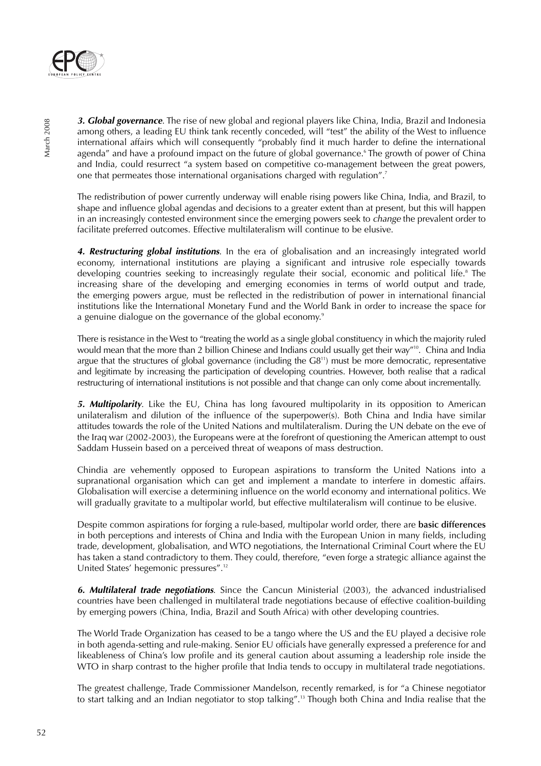***3. Global governance***. The rise of new global and regional players like China, India, Brazil and Indonesia among others, a leading EU think tank recently conceded, will "test" the ability of the West to influence international affairs which will consequently "probably find it much harder to define the international agenda" and have a profound impact on the future of global governance.[6] The growth of power of China and India, could resurrect "a system based on competitive co-management between the great powers, one that permeates those international organisations charged with regulation".[7]

The redistribution of power currently underway will enable rising powers like China, India, and Brazil, to shape and influence global agendas and decisions to a greater extent than at present, but this will happen in an increasingly contested environment since the emerging powers seek to *change* the prevalent order to facilitate preferred outcomes. Effective multilateralism will continue to be elusive.

***4. Restructuring global institutions***. In the era of globalisation and an increasingly integrated world economy, international institutions are playing a significant and intrusive role especially towards developing countries seeking to increasingly regulate their social, economic and political life.[8] The increasing share of the developing and emerging economies in terms of world output and trade, the emerging powers argue, must be reflected in the redistribution of power in international financial institutions like the International Monetary Fund and the World Bank in order to increase the space for a genuine dialogue on the governance of the global economy.[9]

There is resistance in the West to "treating the world as a single global constituency in which the majority ruled would mean that the more than 2 billion Chinese and Indians could usually get their way"[10]. China and India argue that the structures of global governance (including the G8[11]) must be more democratic, representative and legitimate by increasing the participation of developing countries. However, both realise that a radical restructuring of international institutions is not possible and that change can only come about incrementally.

***5. Multipolarity***. Like the EU, China has long favoured multipolarity in its opposition to American unilateralism and dilution of the influence of the superpower(s). Both China and India have similar attitudes towards the role of the United Nations and multilateralism. During the UN debate on the eve of the Iraq war (2002-2003), the Europeans were at the forefront of questioning the American attempt to oust Saddam Hussein based on a perceived threat of weapons of mass destruction.

Chindia are vehemently opposed to European aspirations to transform the United Nations into a supranational organisation which can get and implement a mandate to interfere in domestic affairs. Globalisation will exercise a determining influence on the world economy and international politics. We will gradually gravitate to a multipolar world, but effective multilateralism will continue to be elusive.

Despite common aspirations for forging a rule-based, multipolar world order, there are **basic differences** in both perceptions and interests of China and India with the European Union in many fields, including trade, development, globalisation, and WTO negotiations, the International Criminal Court where the EU has taken a stand contradictory to them. They could, therefore, "even forge a strategic alliance against the United States' hegemonic pressures".[12]

***6. Multilateral trade negotiations***. Since the Cancun Ministerial (2003), the advanced industrialised countries have been challenged in multilateral trade negotiations because of effective coalition-building by emerging powers (China, India, Brazil and South Africa) with other developing countries.

The World Trade Organization has ceased to be a tango where the US and the EU played a decisive role in both agenda-setting and rule-making. Senior EU officials have generally expressed a preference for and likeableness of China's low profile and its general caution about assuming a leadership role inside the WTO in sharp contrast to the higher profile that India tends to occupy in multilateral trade negotiations.

The greatest challenge, Trade Commissioner Mandelson, recently remarked, is for "a Chinese negotiator to start talking and an Indian negotiator to stop talking".[13] Though both China and India realise that the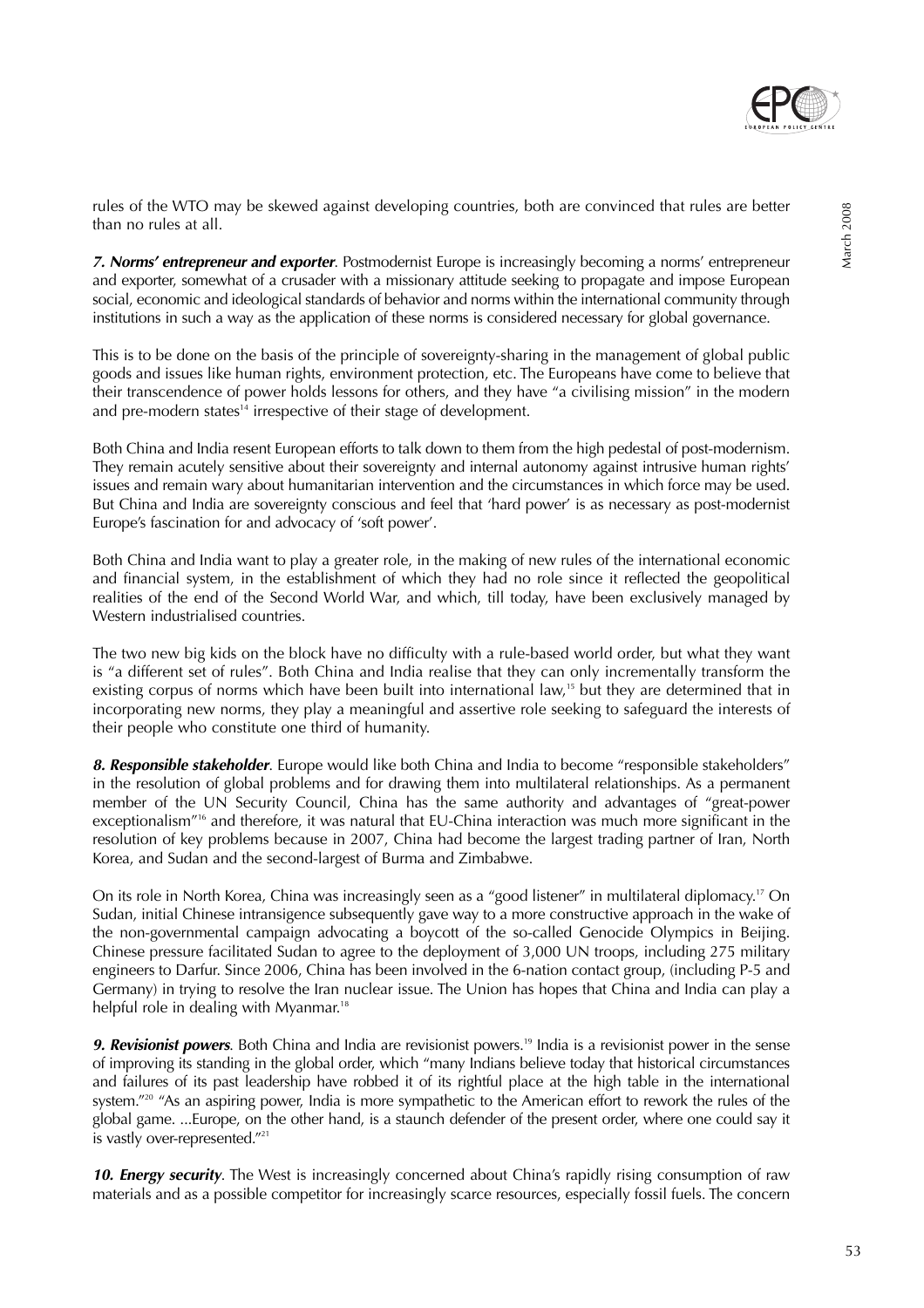rules of the WTO may be skewed against developing countries, both are convinced that rules are better than no rules at all.

***7. Norms' entrepreneur and exporter***. Postmodernist Europe is increasingly becoming a norms' entrepreneur and exporter, somewhat of a crusader with a missionary attitude seeking to propagate and impose European social, economic and ideological standards of behavior and norms within the international community through institutions in such a way as the application of these norms is considered necessary for global governance.

This is to be done on the basis of the principle of sovereignty-sharing in the management of global public goods and issues like human rights, environment protection, etc. The Europeans have come to believe that their transcendence of power holds lessons for others, and they have "a civilising mission" in the modern and pre-modern states[14] irrespective of their stage of development.

Both China and India resent European efforts to talk down to them from the high pedestal of post-modernism. They remain acutely sensitive about their sovereignty and internal autonomy against intrusive human rights' issues and remain wary about humanitarian intervention and the circumstances in which force may be used. But China and India are sovereignty conscious and feel that 'hard power' is as necessary as post-modernist Europe's fascination for and advocacy of 'soft power'.

Both China and India want to play a greater role, in the making of new rules of the international economic and financial system, in the establishment of which they had no role since it reflected the geopolitical realities of the end of the Second World War, and which, till today, have been exclusively managed by Western industrialised countries.

The two new big kids on the block have no difficulty with a rule-based world order, but what they want is "a different set of rules". Both China and India realise that they can only incrementally transform the existing corpus of norms which have been built into international law,[15] but they are determined that in incorporating new norms, they play a meaningful and assertive role seeking to safeguard the interests of their people who constitute one third of humanity.

***8. Responsible stakeholder***. Europe would like both China and India to become "responsible stakeholders" in the resolution of global problems and for drawing them into multilateral relationships. As a permanent member of the UN Security Council, China has the same authority and advantages of "great-power exceptionalism"[16] and therefore, it was natural that EU-China interaction was much more significant in the resolution of key problems because in 2007, China had become the largest trading partner of Iran, North Korea, and Sudan and the second-largest of Burma and Zimbabwe.

On its role in North Korea, China was increasingly seen as a "good listener" in multilateral diplomacy.[17] On Sudan, initial Chinese intransigence subsequently gave way to a more constructive approach in the wake of the non-governmental campaign advocating a boycott of the so-called Genocide Olympics in Beijing. Chinese pressure facilitated Sudan to agree to the deployment of 3,000 UN troops, including 275 military engineers to Darfur. Since 2006, China has been involved in the 6-nation contact group, (including P-5 and Germany) in trying to resolve the Iran nuclear issue. The Union has hopes that China and India can play a helpful role in dealing with Myanmar.[18]

***9. Revisionist powers***. Both China and India are revisionist powers.[19] India is a revisionist power in the sense of improving its standing in the global order, which "many Indians believe today that historical circumstances and failures of its past leadership have robbed it of its rightful place at the high table in the international system."[20] "As an aspiring power, India is more sympathetic to the American effort to rework the rules of the global game. ...Europe, on the other hand, is a staunch defender of the present order, where one could say it is vastly over-represented."[21]

***10. Energy security***. The West is increasingly concerned about China's rapidly rising consumption of raw materials and as a possible competitor for increasingly scarce resources, especially fossil fuels. The concern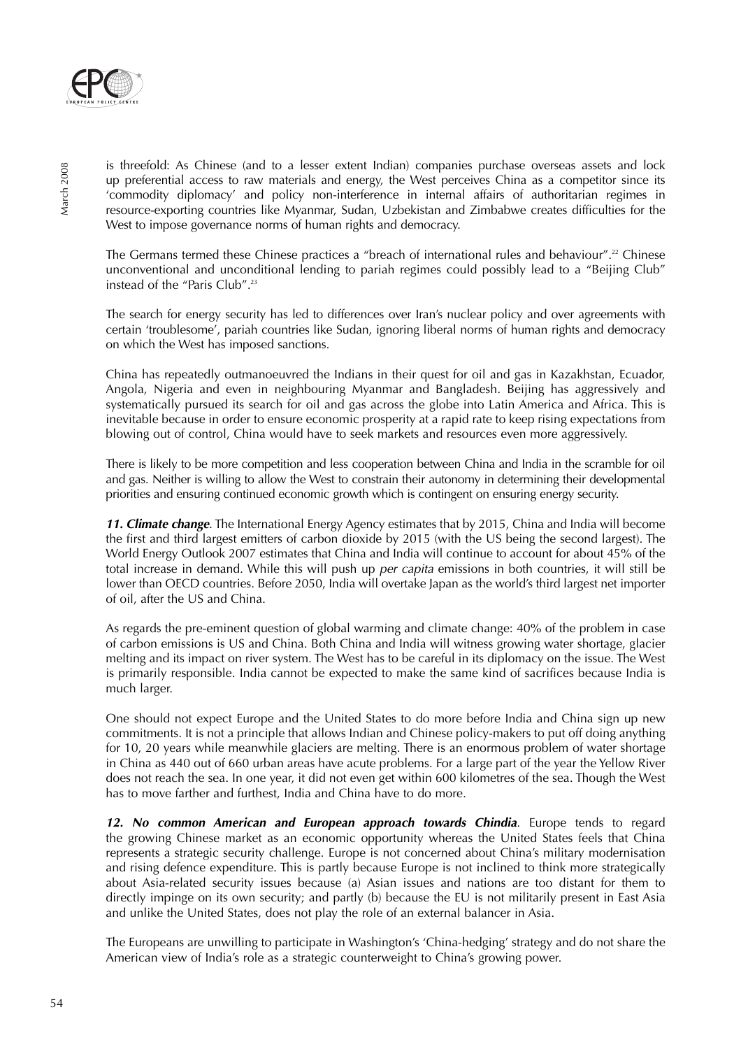is threefold: As Chinese (and to a lesser extent Indian) companies purchase overseas assets and lock up preferential access to raw materials and energy, the West perceives China as a competitor since its 'commodity diplomacy' and policy non-interference in internal affairs of authoritarian regimes in resource-exporting countries like Myanmar, Sudan, Uzbekistan and Zimbabwe creates difficulties for the West to impose governance norms of human rights and democracy.

The Germans termed these Chinese practices a "breach of international rules and behaviour".[22] Chinese unconventional and unconditional lending to pariah regimes could possibly lead to a "Beijing Club" instead of the "Paris Club".[23]

The search for energy security has led to differences over Iran's nuclear policy and over agreements with certain 'troublesome', pariah countries like Sudan, ignoring liberal norms of human rights and democracy on which the West has imposed sanctions.

China has repeatedly outmanoeuvred the Indians in their quest for oil and gas in Kazakhstan, Ecuador, Angola, Nigeria and even in neighbouring Myanmar and Bangladesh. Beijing has aggressively and systematically pursued its search for oil and gas across the globe into Latin America and Africa. This is inevitable because in order to ensure economic prosperity at a rapid rate to keep rising expectations from blowing out of control, China would have to seek markets and resources even more aggressively.

There is likely to be more competition and less cooperation between China and India in the scramble for oil and gas. Neither is willing to allow the West to constrain their autonomy in determining their developmental priorities and ensuring continued economic growth which is contingent on ensuring energy security.

***11. Climate change***. The International Energy Agency estimates that by 2015, China and India will become the first and third largest emitters of carbon dioxide by 2015 (with the US being the second largest). The World Energy Outlook 2007 estimates that China and India will continue to account for about 45% of the total increase in demand. While this will push up *per capita* emissions in both countries, it will still be lower than OECD countries. Before 2050, India will overtake Japan as the world's third largest net importer of oil, after the US and China.

As regards the pre-eminent question of global warming and climate change: 40% of the problem in case of carbon emissions is US and China. Both China and India will witness growing water shortage, glacier melting and its impact on river system. The West has to be careful in its diplomacy on the issue. The West is primarily responsible. India cannot be expected to make the same kind of sacrifices because India is much larger.

One should not expect Europe and the United States to do more before India and China sign up new commitments. It is not a principle that allows Indian and Chinese policy-makers to put off doing anything for 10, 20 years while meanwhile glaciers are melting. There is an enormous problem of water shortage in China as 440 out of 660 urban areas have acute problems. For a large part of the year the Yellow River does not reach the sea. In one year, it did not even get within 600 kilometres of the sea. Though the West has to move farther and furthest, India and China have to do more.

***12. No common American and European approach towards Chindia***. Europe tends to regard the growing Chinese market as an economic opportunity whereas the United States feels that China represents a strategic security challenge. Europe is not concerned about China's military modernisation and rising defence expenditure. This is partly because Europe is not inclined to think more strategically about Asia-related security issues because (a) Asian issues and nations are too distant for them to directly impinge on its own security; and partly (b) because the EU is not militarily present in East Asia and unlike the United States, does not play the role of an external balancer in Asia.

The Europeans are unwilling to participate in Washington's 'China-hedging' strategy and do not share the American view of India's role as a strategic counterweight to China's growing power.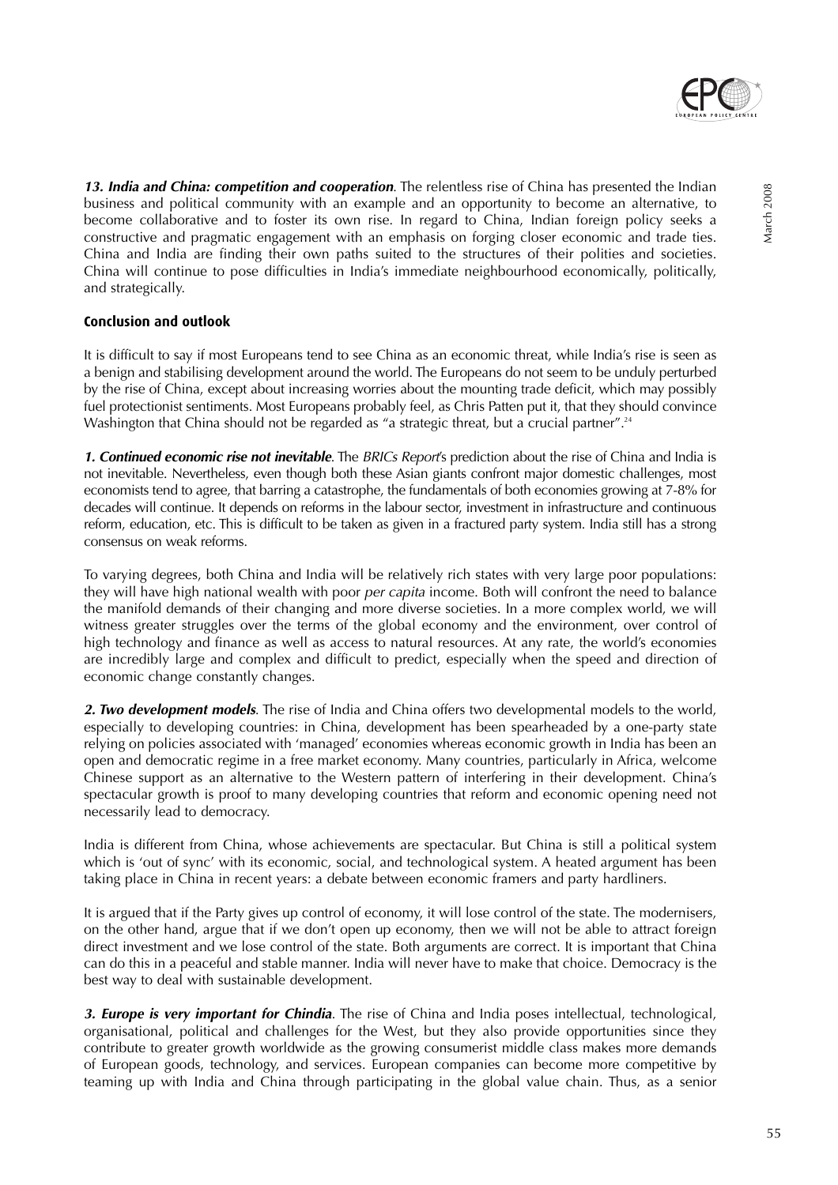***13. India and China: competition and cooperation***. The relentless rise of China has presented the Indian business and political community with an example and an opportunity to become an alternative, to become collaborative and to foster its own rise. In regard to China, Indian foreign policy seeks a constructive and pragmatic engagement with an emphasis on forging closer economic and trade ties. China and India are finding their own paths suited to the structures of their polities and societies. China will continue to pose difficulties in India's immediate neighbourhood economically, politically, and strategically.

## Conclusion and outlook

It is difficult to say if most Europeans tend to see China as an economic threat, while India's rise is seen as a benign and stabilising development around the world. The Europeans do not seem to be unduly perturbed by the rise of China, except about increasing worries about the mounting trade deficit, which may possibly fuel protectionist sentiments. Most Europeans probably feel, as Chris Patten put it, that they should convince Washington that China should not be regarded as "a strategic threat, but a crucial partner".[24]

***1. Continued economic rise not inevitable***. The *BRICs Report*'s prediction about the rise of China and India is not inevitable. Nevertheless, even though both these Asian giants confront major domestic challenges, most economists tend to agree, that barring a catastrophe, the fundamentals of both economies growing at 7-8% for decades will continue. It depends on reforms in the labour sector, investment in infrastructure and continuous reform, education, etc. This is difficult to be taken as given in a fractured party system. India still has a strong consensus on weak reforms.

To varying degrees, both China and India will be relatively rich states with very large poor populations: they will have high national wealth with poor *per capita* income. Both will confront the need to balance the manifold demands of their changing and more diverse societies. In a more complex world, we will witness greater struggles over the terms of the global economy and the environment, over control of high technology and finance as well as access to natural resources. At any rate, the world's economies are incredibly large and complex and difficult to predict, especially when the speed and direction of economic change constantly changes.

***2. Two development models***. The rise of India and China offers two developmental models to the world, especially to developing countries: in China, development has been spearheaded by a one-party state relying on policies associated with 'managed' economies whereas economic growth in India has been an open and democratic regime in a free market economy. Many countries, particularly in Africa, welcome Chinese support as an alternative to the Western pattern of interfering in their development. China's spectacular growth is proof to many developing countries that reform and economic opening need not necessarily lead to democracy.

India is different from China, whose achievements are spectacular. But China is still a political system which is 'out of sync' with its economic, social, and technological system. A heated argument has been taking place in China in recent years: a debate between economic framers and party hardliners.

It is argued that if the Party gives up control of economy, it will lose control of the state. The modernisers, on the other hand, argue that if we don't open up economy, then we will not be able to attract foreign direct investment and we lose control of the state. Both arguments are correct. It is important that China can do this in a peaceful and stable manner. India will never have to make that choice. Democracy is the best way to deal with sustainable development.

***3. Europe is very important for Chindia***. The rise of China and India poses intellectual, technological, organisational, political and challenges for the West, but they also provide opportunities since they contribute to greater growth worldwide as the growing consumerist middle class makes more demands of European goods, technology, and services. European companies can become more competitive by teaming up with India and China through participating in the global value chain. Thus, as a senior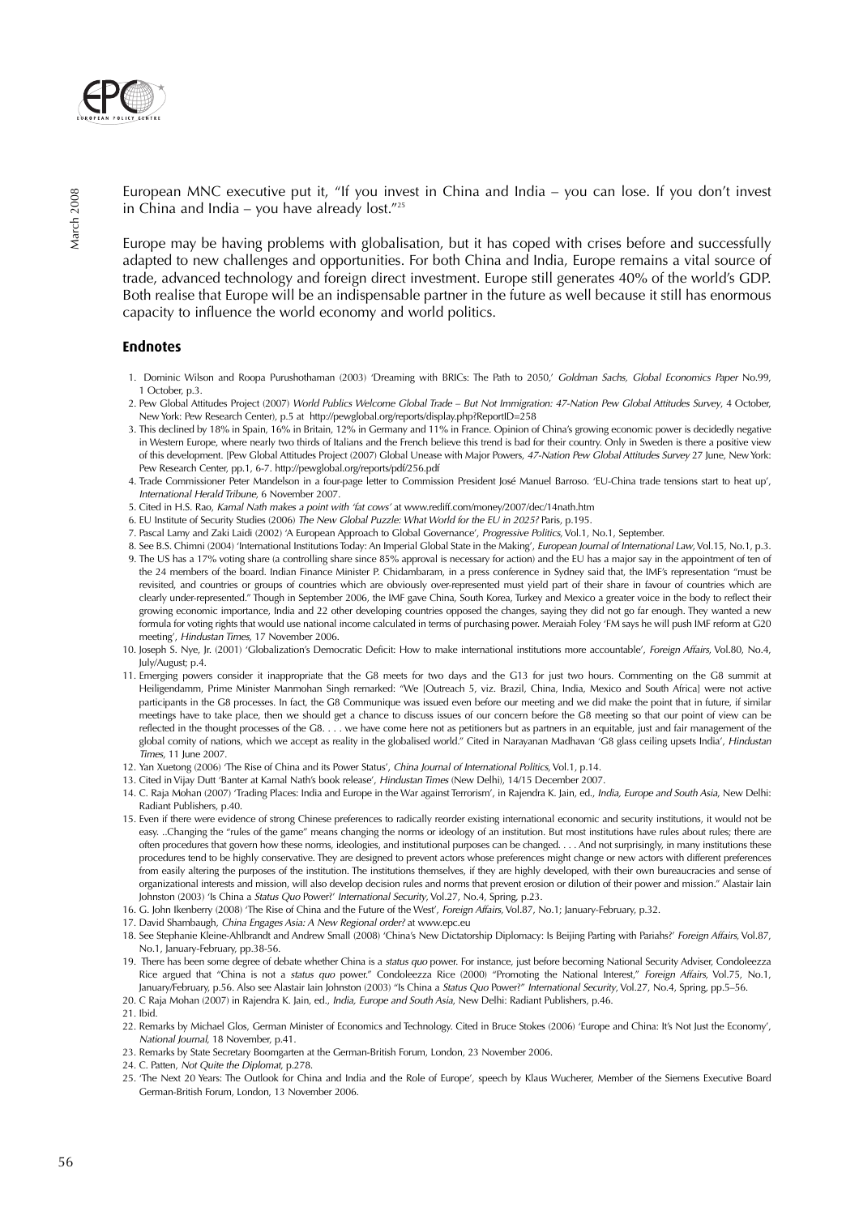European MNC executive put it, "If you invest in China and India – you can lose. If you don't invest in China and India – you have already lost."[25]

Europe may be having problems with globalisation, but it has coped with crises before and successfully adapted to new challenges and opportunities. For both China and India, Europe remains a vital source of trade, advanced technology and foreign direct investment. Europe still generates 40% of the world's GDP. Both realise that Europe will be an indispensable partner in the future as well because it still has enormous capacity to influence the world economy and world politics.

## Endnotes

1. Dominic Wilson and Roopa Purushothaman (2003) 'Dreaming with BRICs: The Path to 2050,' *Goldman Sachs, Global Economics Paper* No.99, 1 October, p.3.
2. Pew Global Attitudes Project (2007) *World Publics Welcome Global Trade – But Not Immigration: 47-Nation Pew Global Attitudes Survey*, 4 October, New York: Pew Research Center), p.5 at http://pewglobal.org/reports/display.php?ReportID=258
3. This declined by 18% in Spain, 16% in Britain, 12% in Germany and 11% in France. Opinion of China's growing economic power is decidedly negative in Western Europe, where nearly two thirds of Italians and the French believe this trend is bad for their country. Only in Sweden is there a positive view of this development. [Pew Global Attitudes Project (2007) Global Unease with Major Powers, *47-Nation Pew Global Attitudes Survey* 27 June, New York: Pew Research Center, pp.1, 6-7. http://pewglobal.org/reports/pdf/256.pdf
4. Trade Commissioner Peter Mandelson in a four-page letter to Commission President José Manuel Barroso. 'EU-China trade tensions start to heat up', *International Herald Tribune*, 6 November 2007.
5. Cited in H.S. Rao, *Kamal Nath makes a point with 'fat cows'* at www.rediff.com/money/2007/dec/14nath.htm
6. EU Institute of Security Studies (2006) *The New Global Puzzle: What World for the EU in 2025?* Paris, p.195.
7. Pascal Lamy and Zaki Laidi (2002) 'A European Approach to Global Governance', *Progressive Politics*, Vol.1, No.1, September.
8. See B.S. Chimni (2004) 'International Institutions Today: An Imperial Global State in the Making', *European Journal of International Law*, Vol.15, No.1, p.3.
9. The US has a 17% voting share (a controlling share since 85% approval is necessary for action) and the EU has a major say in the appointment of ten of the 24 members of the board. Indian Finance Minister P. Chidambaram, in a press conference in Sydney said that, the IMF's representation "must be revisited, and countries or groups of countries which are obviously over-represented must yield part of their share in favour of countries which are clearly under-represented." Though in September 2006, the IMF gave China, South Korea, Turkey and Mexico a greater voice in the body to reflect their growing economic importance, India and 22 other developing countries opposed the changes, saying they did not go far enough. They wanted a new formula for voting rights that would use national income calculated in terms of purchasing power. Meraiah Foley 'FM says he will push IMF reform at G20 meeting', *Hindustan Times*, 17 November 2006.
10. Joseph S. Nye, Jr. (2001) 'Globalization's Democratic Deficit: How to make international institutions more accountable', *Foreign Affairs*, Vol.80, No.4, July/August; p.4.
11. Emerging powers consider it inappropriate that the G8 meets for two days and the G13 for just two hours. Commenting on the G8 summit at Heiligendamm, Prime Minister Manmohan Singh remarked: "We [Outreach 5, viz. Brazil, China, India, Mexico and South Africa] were not active participants in the G8 processes. In fact, the G8 Communique was issued even before our meeting and we did make the point that in future, if similar meetings have to take place, then we should get a chance to discuss issues of our concern before the G8 meeting so that our point of view can be reflected in the thought processes of the G8. . . . we have come here not as petitioners but as partners in an equitable, just and fair management of the global comity of nations, which we accept as reality in the globalised world." Cited in Narayanan Madhavan 'G8 glass ceiling upsets India', *Hindustan Times*, 11 June 2007.
12. Yan Xuetong (2006) 'The Rise of China and its Power Status', *China Journal of International Politics*, Vol.1, p.14.
13. Cited in Vijay Dutt 'Banter at Kamal Nath's book release', *Hindustan Times* (New Delhi), 14/15 December 2007.
14. C. Raja Mohan (2007) 'Trading Places: India and Europe in the War against Terrorism', in Rajendra K. Jain, ed., *India, Europe and South Asia*, New Delhi: Radiant Publishers, p.40.
15. Even if there were evidence of strong Chinese preferences to radically reorder existing international economic and security institutions, it would not be easy. ..Changing the "rules of the game" means changing the norms or ideology of an institution. But most institutions have rules about rules; there are often procedures that govern how these norms, ideologies, and institutional purposes can be changed. . . . And not surprisingly, in many institutions these procedures tend to be highly conservative. They are designed to prevent actors whose preferences might change or new actors with different preferences from easily altering the purposes of the institution. The institutions themselves, if they are highly developed, with their own bureaucracies and sense of organizational interests and mission, will also develop decision rules and norms that prevent erosion or dilution of their power and mission." Alastair Iain Johnston (2003) 'Is China a *Status Quo* Power?' *International Security*, Vol.27, No.4, Spring, p.23.
16. G. John Ikenberry (2008) 'The Rise of China and the Future of the West', *Foreign Affairs*, Vol.87, No.1; January-February, p.32.
17. David Shambaugh, *China Engages Asia: A New Regional order?* at www.epc.eu
18. See Stephanie Kleine-Ahlbrandt and Andrew Small (2008) 'China's New Dictatorship Diplomacy: Is Beijing Parting with Pariahs?' *Foreign Affairs*, Vol.87, No.1, January-February, pp.38-56.
19. There has been some degree of debate whether China is a *status quo* power. For instance, just before becoming National Security Adviser, Condoleezza Rice argued that "China is not a *status quo* power." Condoleezza Rice (2000) "Promoting the National Interest," *Foreign Affairs*, Vol.75, No.1, January/February, p.56. Also see Alastair Iain Johnston (2003) "Is China a *Status Quo* Power?" *International Security*, Vol.27, No.4, Spring, pp.5–56.
20. C Raja Mohan (2007) in Rajendra K. Jain, ed., *India, Europe and South Asia*, New Delhi: Radiant Publishers, p.46.
21. Ibid.
22. Remarks by Michael Glos, German Minister of Economics and Technology. Cited in Bruce Stokes (2006) 'Europe and China: It's Not Just the Economy', *National Journal*, 18 November, p.41.
23. Remarks by State Secretary Boomgarten at the German-British Forum, London, 23 November 2006.
24. C. Patten, *Not Quite the Diplomat*, p.278.
25. 'The Next 20 Years: The Outlook for China and India and the Role of Europe', speech by Klaus Wucherer, Member of the Siemens Executive Board German-British Forum, London, 13 November 2006.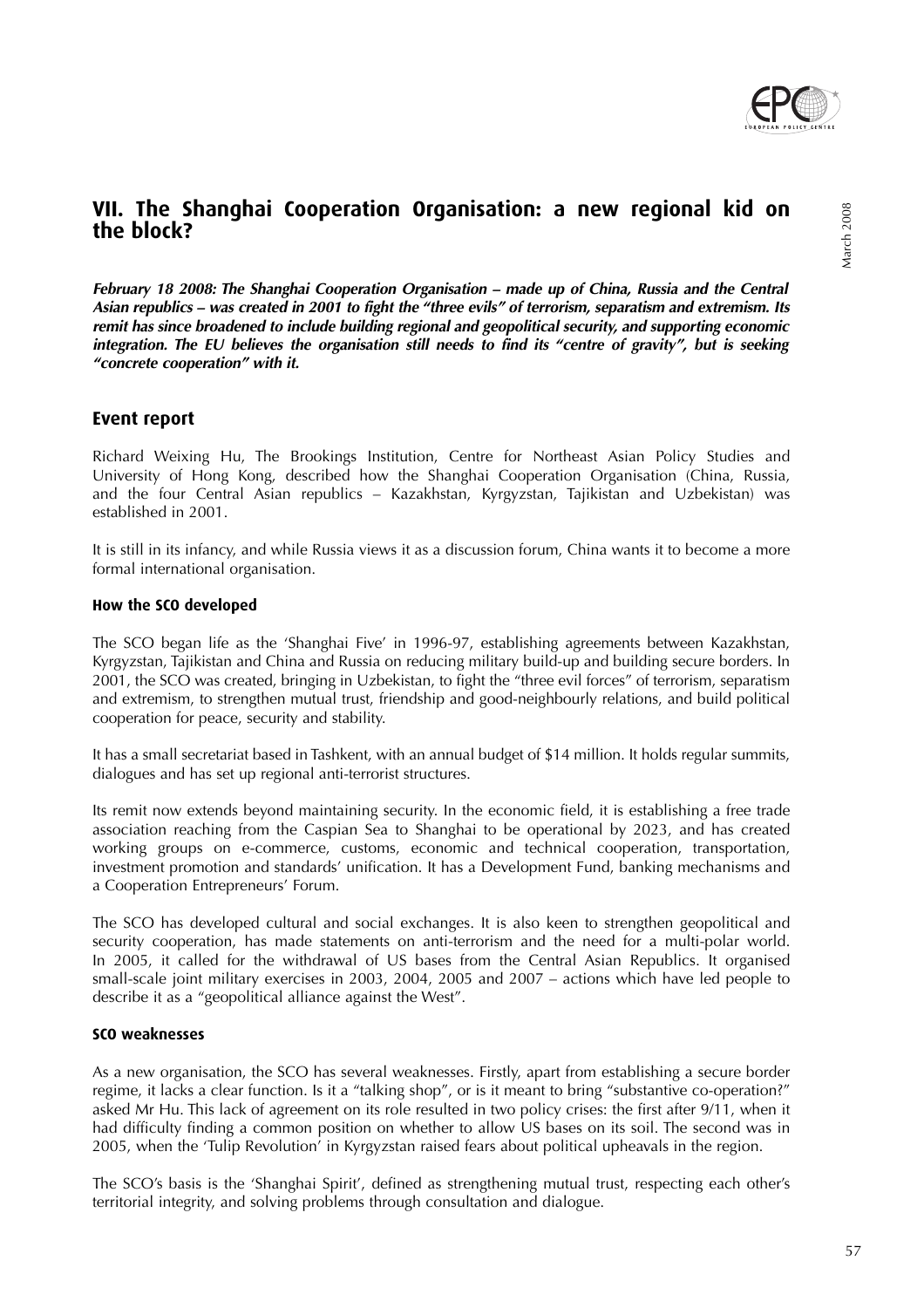## VII. The Shanghai Cooperation Organisation: a new regional kid on the block?

***February 18 2008: The Shanghai Cooperation Organisation – made up of China, Russia and the Central Asian republics – was created in 2001 to fight the "three evils" of terrorism, separatism and extremism. Its remit has since broadened to include building regional and geopolitical security, and supporting economic integration. The EU believes the organisation still needs to find its "centre of gravity", but is seeking "concrete cooperation" with it.***

### Event report

Richard Weixing Hu, The Brookings Institution, Centre for Northeast Asian Policy Studies and University of Hong Kong, described how the Shanghai Cooperation Organisation (China, Russia, and the four Central Asian republics – Kazakhstan, Kyrgyzstan, Tajikistan and Uzbekistan) was established in 2001.

It is still in its infancy, and while Russia views it as a discussion forum, China wants it to become a more formal international organisation.

#### How the SCO developed

The SCO began life as the 'Shanghai Five' in 1996-97, establishing agreements between Kazakhstan, Kyrgyzstan, Tajikistan and China and Russia on reducing military build-up and building secure borders. In 2001, the SCO was created, bringing in Uzbekistan, to fight the "three evil forces" of terrorism, separatism and extremism, to strengthen mutual trust, friendship and good-neighbourly relations, and build political cooperation for peace, security and stability.

It has a small secretariat based in Tashkent, with an annual budget of $14 million. It holds regular summits, dialogues and has set up regional anti-terrorist structures.

Its remit now extends beyond maintaining security. In the economic field, it is establishing a free trade association reaching from the Caspian Sea to Shanghai to be operational by 2023, and has created working groups on e-commerce, customs, economic and technical cooperation, transportation, investment promotion and standards' unification. It has a Development Fund, banking mechanisms and a Cooperation Entrepreneurs' Forum.

The SCO has developed cultural and social exchanges. It is also keen to strengthen geopolitical and security cooperation, has made statements on anti-terrorism and the need for a multi-polar world. In 2005, it called for the withdrawal of US bases from the Central Asian Republics. It organised small-scale joint military exercises in 2003, 2004, 2005 and 2007 – actions which have led people to describe it as a "geopolitical alliance against the West".

#### SCO weaknesses

As a new organisation, the SCO has several weaknesses. Firstly, apart from establishing a secure border regime, it lacks a clear function. Is it a "talking shop", or is it meant to bring "substantive co-operation?" asked Mr Hu. This lack of agreement on its role resulted in two policy crises: the first after 9/11, when it had difficulty finding a common position on whether to allow US bases on its soil. The second was in 2005, when the 'Tulip Revolution' in Kyrgyzstan raised fears about political upheavals in the region.

The SCO's basis is the 'Shanghai Spirit', defined as strengthening mutual trust, respecting each other's territorial integrity, and solving problems through consultation and dialogue.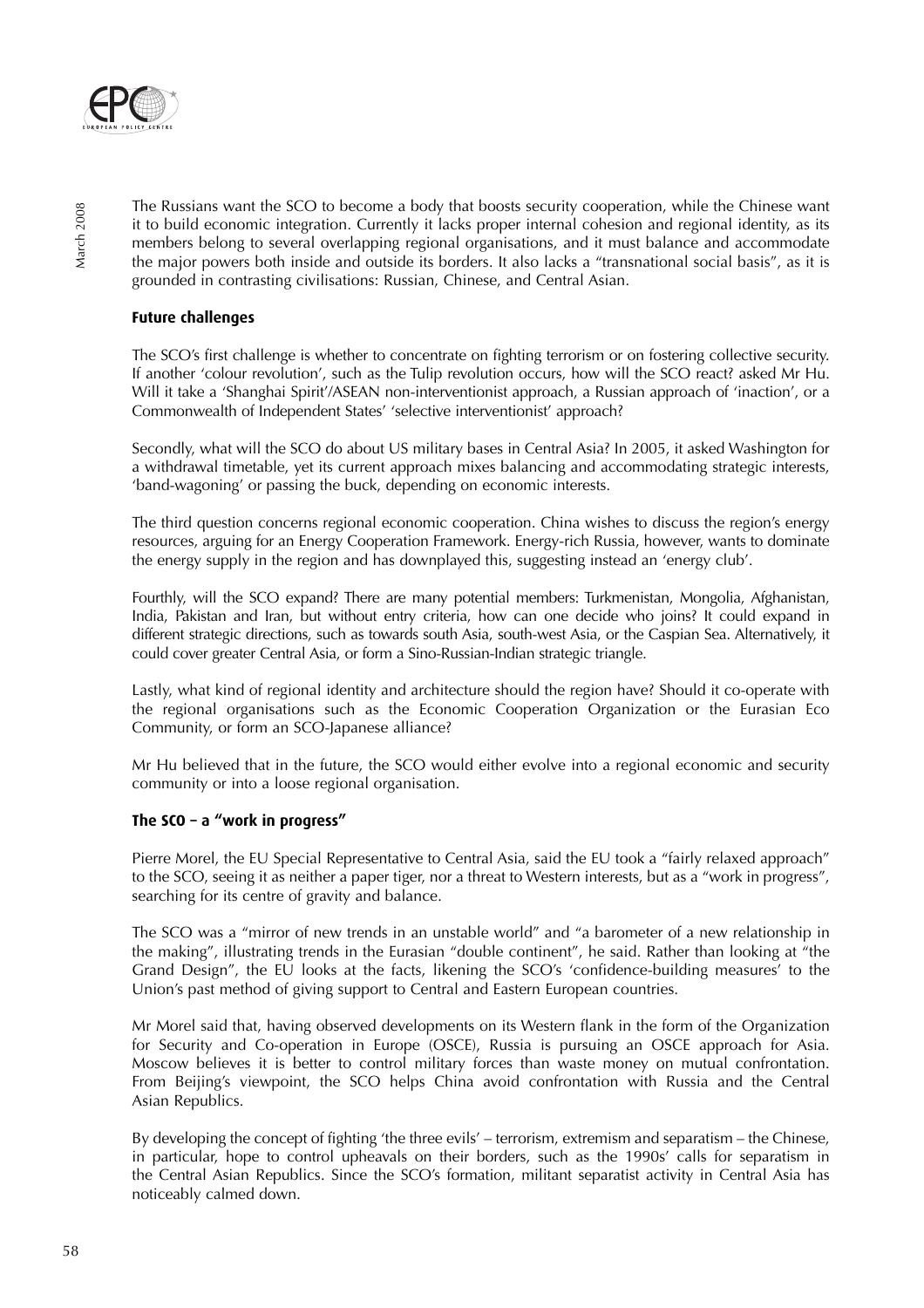The Russians want the SCO to become a body that boosts security cooperation, while the Chinese want it to build economic integration. Currently it lacks proper internal cohesion and regional identity, as its members belong to several overlapping regional organisations, and it must balance and accommodate the major powers both inside and outside its borders. It also lacks a "transnational social basis", as it is grounded in contrasting civilisations: Russian, Chinese, and Central Asian.

### Future challenges

The SCO's first challenge is whether to concentrate on fighting terrorism or on fostering collective security. If another 'colour revolution', such as the Tulip revolution occurs, how will the SCO react? asked Mr Hu. Will it take a 'Shanghai Spirit'/ASEAN non-interventionist approach, a Russian approach of 'inaction', or a Commonwealth of Independent States' 'selective interventionist' approach?

Secondly, what will the SCO do about US military bases in Central Asia? In 2005, it asked Washington for a withdrawal timetable, yet its current approach mixes balancing and accommodating strategic interests, 'band-wagoning' or passing the buck, depending on economic interests.

The third question concerns regional economic cooperation. China wishes to discuss the region's energy resources, arguing for an Energy Cooperation Framework. Energy-rich Russia, however, wants to dominate the energy supply in the region and has downplayed this, suggesting instead an 'energy club'.

Fourthly, will the SCO expand? There are many potential members: Turkmenistan, Mongolia, Afghanistan, India, Pakistan and Iran, but without entry criteria, how can one decide who joins? It could expand in different strategic directions, such as towards south Asia, south-west Asia, or the Caspian Sea. Alternatively, it could cover greater Central Asia, or form a Sino-Russian-Indian strategic triangle.

Lastly, what kind of regional identity and architecture should the region have? Should it co-operate with the regional organisations such as the Economic Cooperation Organization or the Eurasian Eco Community, or form an SCO-Japanese alliance?

Mr Hu believed that in the future, the SCO would either evolve into a regional economic and security community or into a loose regional organisation.

### The SCO – a "work in progress"

Pierre Morel, the EU Special Representative to Central Asia, said the EU took a "fairly relaxed approach" to the SCO, seeing it as neither a paper tiger, nor a threat to Western interests, but as a "work in progress", searching for its centre of gravity and balance.

The SCO was a "mirror of new trends in an unstable world" and "a barometer of a new relationship in the making", illustrating trends in the Eurasian "double continent", he said. Rather than looking at "the Grand Design", the EU looks at the facts, likening the SCO's 'confidence-building measures' to the Union's past method of giving support to Central and Eastern European countries.

Mr Morel said that, having observed developments on its Western flank in the form of the Organization for Security and Co-operation in Europe (OSCE), Russia is pursuing an OSCE approach for Asia. Moscow believes it is better to control military forces than waste money on mutual confrontation. From Beijing's viewpoint, the SCO helps China avoid confrontation with Russia and the Central Asian Republics.

By developing the concept of fighting 'the three evils' – terrorism, extremism and separatism – the Chinese, in particular, hope to control upheavals on their borders, such as the 1990s' calls for separatism in the Central Asian Republics. Since the SCO's formation, militant separatist activity in Central Asia has noticeably calmed down.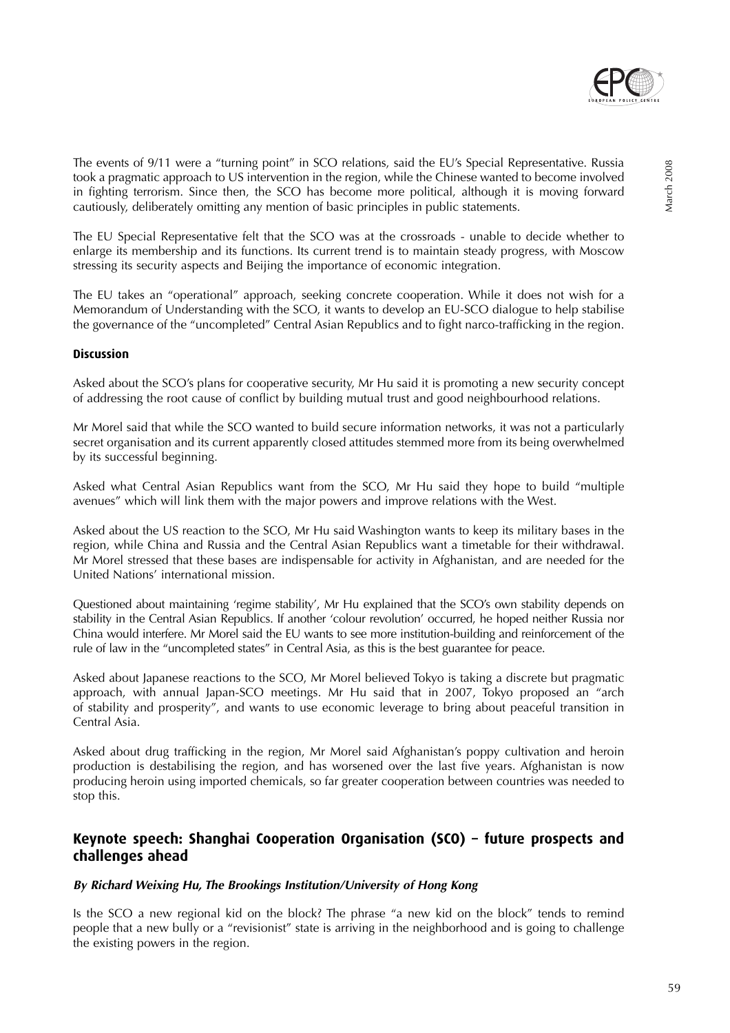The events of 9/11 were a "turning point" in SCO relations, said the EU's Special Representative. Russia took a pragmatic approach to US intervention in the region, while the Chinese wanted to become involved in fighting terrorism. Since then, the SCO has become more political, although it is moving forward cautiously, deliberately omitting any mention of basic principles in public statements.

The EU Special Representative felt that the SCO was at the crossroads - unable to decide whether to enlarge its membership and its functions. Its current trend is to maintain steady progress, with Moscow stressing its security aspects and Beijing the importance of economic integration.

The EU takes an "operational" approach, seeking concrete cooperation. While it does not wish for a Memorandum of Understanding with the SCO, it wants to develop an EU-SCO dialogue to help stabilise the governance of the "uncompleted" Central Asian Republics and to fight narco-trafficking in the region.

**Discussion**

Asked about the SCO's plans for cooperative security, Mr Hu said it is promoting a new security concept of addressing the root cause of conflict by building mutual trust and good neighbourhood relations.

Mr Morel said that while the SCO wanted to build secure information networks, it was not a particularly secret organisation and its current apparently closed attitudes stemmed more from its being overwhelmed by its successful beginning.

Asked what Central Asian Republics want from the SCO, Mr Hu said they hope to build "multiple avenues" which will link them with the major powers and improve relations with the West.

Asked about the US reaction to the SCO, Mr Hu said Washington wants to keep its military bases in the region, while China and Russia and the Central Asian Republics want a timetable for their withdrawal. Mr Morel stressed that these bases are indispensable for activity in Afghanistan, and are needed for the United Nations' international mission.

Questioned about maintaining 'regime stability', Mr Hu explained that the SCO's own stability depends on stability in the Central Asian Republics. If another 'colour revolution' occurred, he hoped neither Russia nor China would interfere. Mr Morel said the EU wants to see more institution-building and reinforcement of the rule of law in the "uncompleted states" in Central Asia, as this is the best guarantee for peace.

Asked about Japanese reactions to the SCO, Mr Morel believed Tokyo is taking a discrete but pragmatic approach, with annual Japan-SCO meetings. Mr Hu said that in 2007, Tokyo proposed an "arch of stability and prosperity", and wants to use economic leverage to bring about peaceful transition in Central Asia.

Asked about drug trafficking in the region, Mr Morel said Afghanistan's poppy cultivation and heroin production is destabilising the region, and has worsened over the last five years. Afghanistan is now producing heroin using imported chemicals, so far greater cooperation between countries was needed to stop this.

## Keynote speech: Shanghai Cooperation Organisation (SCO) – future prospects and challenges ahead

***By Richard Weixing Hu, The Brookings Institution/University of Hong Kong***

Is the SCO a new regional kid on the block? The phrase "a new kid on the block" tends to remind people that a new bully or a "revisionist" state is arriving in the neighborhood and is going to challenge the existing powers in the region.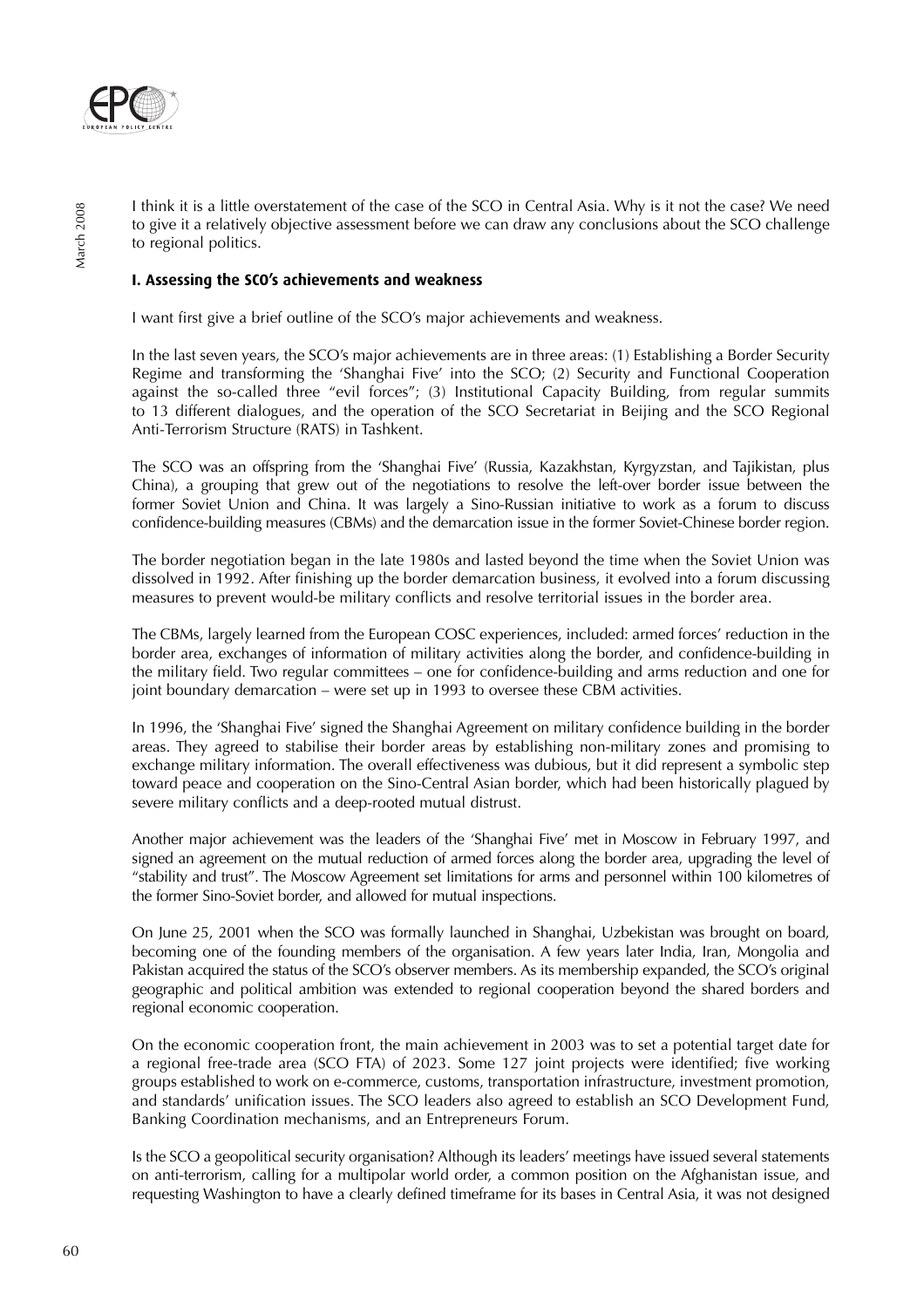I think it is a little overstatement of the case of the SCO in Central Asia. Why is it not the case? We need to give it a relatively objective assessment before we can draw any conclusions about the SCO challenge to regional politics.

### I. Assessing the SCO's achievements and weakness

I want first give a brief outline of the SCO's major achievements and weakness.

In the last seven years, the SCO's major achievements are in three areas: (1) Establishing a Border Security Regime and transforming the 'Shanghai Five' into the SCO; (2) Security and Functional Cooperation against the so-called three "evil forces"; (3) Institutional Capacity Building, from regular summits to 13 different dialogues, and the operation of the SCO Secretariat in Beijing and the SCO Regional Anti-Terrorism Structure (RATS) in Tashkent.

The SCO was an offspring from the 'Shanghai Five' (Russia, Kazakhstan, Kyrgyzstan, and Tajikistan, plus China), a grouping that grew out of the negotiations to resolve the left-over border issue between the former Soviet Union and China. It was largely a Sino-Russian initiative to work as a forum to discuss confidence-building measures (CBMs) and the demarcation issue in the former Soviet-Chinese border region.

The border negotiation began in the late 1980s and lasted beyond the time when the Soviet Union was dissolved in 1992. After finishing up the border demarcation business, it evolved into a forum discussing measures to prevent would-be military conflicts and resolve territorial issues in the border area.

The CBMs, largely learned from the European COSC experiences, included: armed forces' reduction in the border area, exchanges of information of military activities along the border, and confidence-building in the military field. Two regular committees – one for confidence-building and arms reduction and one for joint boundary demarcation – were set up in 1993 to oversee these CBM activities.

In 1996, the 'Shanghai Five' signed the Shanghai Agreement on military confidence building in the border areas. They agreed to stabilise their border areas by establishing non-military zones and promising to exchange military information. The overall effectiveness was dubious, but it did represent a symbolic step toward peace and cooperation on the Sino-Central Asian border, which had been historically plagued by severe military conflicts and a deep-rooted mutual distrust.

Another major achievement was the leaders of the 'Shanghai Five' met in Moscow in February 1997, and signed an agreement on the mutual reduction of armed forces along the border area, upgrading the level of "stability and trust". The Moscow Agreement set limitations for arms and personnel within 100 kilometres of the former Sino-Soviet border, and allowed for mutual inspections.

On June 25, 2001 when the SCO was formally launched in Shanghai, Uzbekistan was brought on board, becoming one of the founding members of the organisation. A few years later India, Iran, Mongolia and Pakistan acquired the status of the SCO's observer members. As its membership expanded, the SCO's original geographic and political ambition was extended to regional cooperation beyond the shared borders and regional economic cooperation.

On the economic cooperation front, the main achievement in 2003 was to set a potential target date for a regional free-trade area (SCO FTA) of 2023. Some 127 joint projects were identified; five working groups established to work on e-commerce, customs, transportation infrastructure, investment promotion, and standards' unification issues. The SCO leaders also agreed to establish an SCO Development Fund, Banking Coordination mechanisms, and an Entrepreneurs Forum.

Is the SCO a geopolitical security organisation? Although its leaders' meetings have issued several statements on anti-terrorism, calling for a multipolar world order, a common position on the Afghanistan issue, and requesting Washington to have a clearly defined timeframe for its bases in Central Asia, it was not designed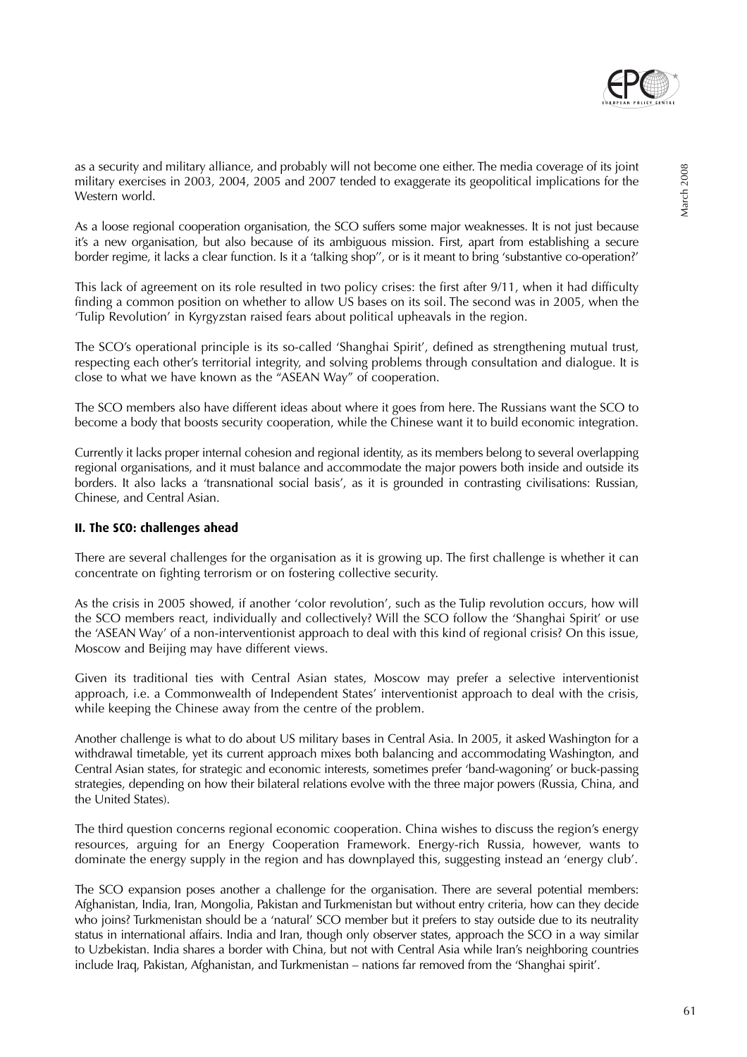as a security and military alliance, and probably will not become one either. The media coverage of its joint military exercises in 2003, 2004, 2005 and 2007 tended to exaggerate its geopolitical implications for the Western world.

As a loose regional cooperation organisation, the SCO suffers some major weaknesses. It is not just because it's a new organisation, but also because of its ambiguous mission. First, apart from establishing a secure border regime, it lacks a clear function. Is it a 'talking shop'', or is it meant to bring 'substantive co-operation?'

This lack of agreement on its role resulted in two policy crises: the first after 9/11, when it had difficulty finding a common position on whether to allow US bases on its soil. The second was in 2005, when the 'Tulip Revolution' in Kyrgyzstan raised fears about political upheavals in the region.

The SCO's operational principle is its so-called 'Shanghai Spirit', defined as strengthening mutual trust, respecting each other's territorial integrity, and solving problems through consultation and dialogue. It is close to what we have known as the "ASEAN Way" of cooperation.

The SCO members also have different ideas about where it goes from here. The Russians want the SCO to become a body that boosts security cooperation, while the Chinese want it to build economic integration.

Currently it lacks proper internal cohesion and regional identity, as its members belong to several overlapping regional organisations, and it must balance and accommodate the major powers both inside and outside its borders. It also lacks a 'transnational social basis', as it is grounded in contrasting civilisations: Russian, Chinese, and Central Asian.

## II. The SCO: challenges ahead

There are several challenges for the organisation as it is growing up. The first challenge is whether it can concentrate on fighting terrorism or on fostering collective security.

As the crisis in 2005 showed, if another 'color revolution', such as the Tulip revolution occurs, how will the SCO members react, individually and collectively? Will the SCO follow the 'Shanghai Spirit' or use the 'ASEAN Way' of a non-interventionist approach to deal with this kind of regional crisis? On this issue, Moscow and Beijing may have different views.

Given its traditional ties with Central Asian states, Moscow may prefer a selective interventionist approach, i.e. a Commonwealth of Independent States' interventionist approach to deal with the crisis, while keeping the Chinese away from the centre of the problem.

Another challenge is what to do about US military bases in Central Asia. In 2005, it asked Washington for a withdrawal timetable, yet its current approach mixes both balancing and accommodating Washington, and Central Asian states, for strategic and economic interests, sometimes prefer 'band-wagoning' or buck-passing strategies, depending on how their bilateral relations evolve with the three major powers (Russia, China, and the United States).

The third question concerns regional economic cooperation. China wishes to discuss the region's energy resources, arguing for an Energy Cooperation Framework. Energy-rich Russia, however, wants to dominate the energy supply in the region and has downplayed this, suggesting instead an 'energy club'.

The SCO expansion poses another a challenge for the organisation. There are several potential members: Afghanistan, India, Iran, Mongolia, Pakistan and Turkmenistan but without entry criteria, how can they decide who joins? Turkmenistan should be a 'natural' SCO member but it prefers to stay outside due to its neutrality status in international affairs. India and Iran, though only observer states, approach the SCO in a way similar to Uzbekistan. India shares a border with China, but not with Central Asia while Iran's neighboring countries include Iraq, Pakistan, Afghanistan, and Turkmenistan – nations far removed from the 'Shanghai spirit'.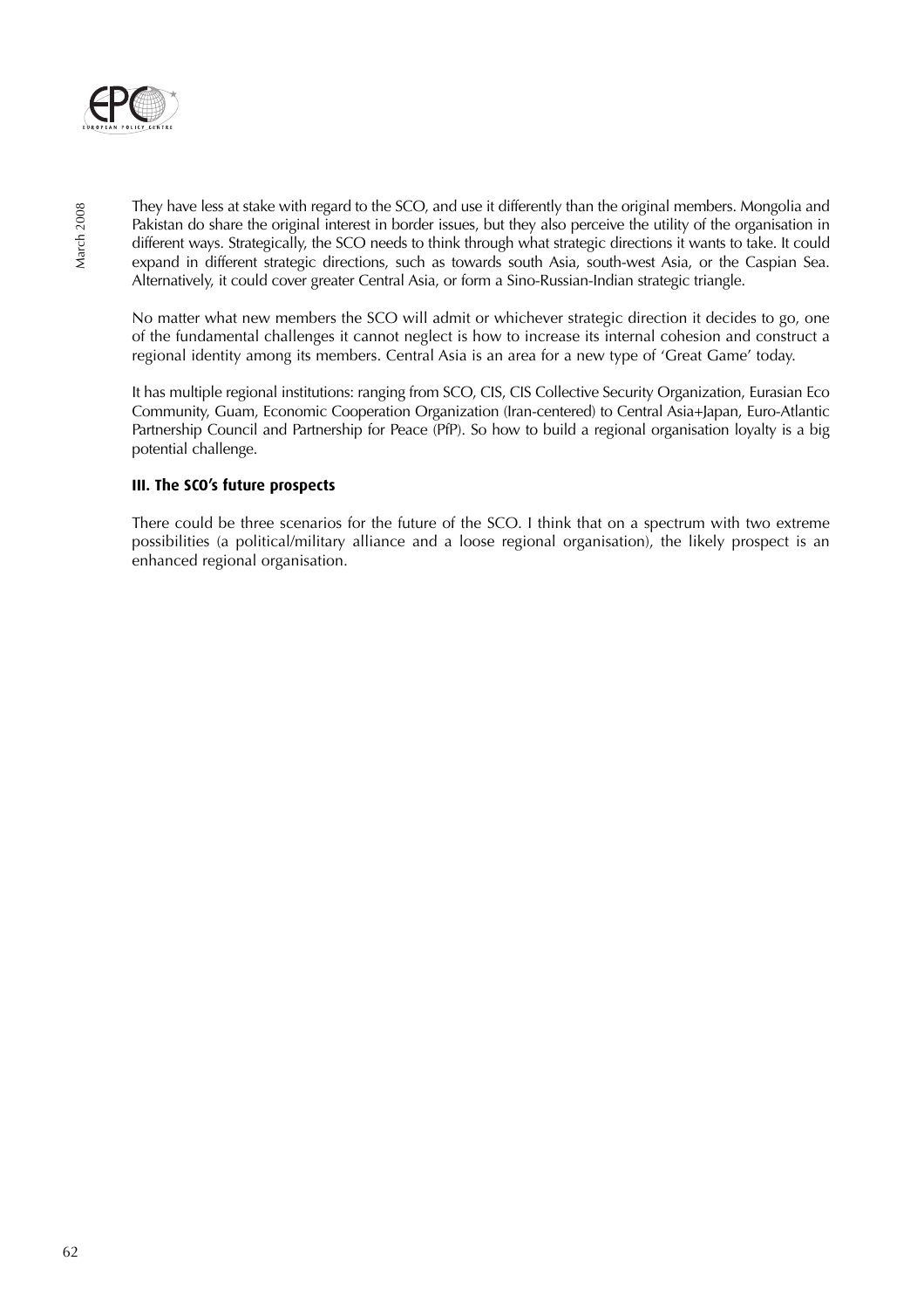They have less at stake with regard to the SCO, and use it differently than the original members. Mongolia and Pakistan do share the original interest in border issues, but they also perceive the utility of the organisation in different ways. Strategically, the SCO needs to think through what strategic directions it wants to take. It could expand in different strategic directions, such as towards south Asia, south-west Asia, or the Caspian Sea. Alternatively, it could cover greater Central Asia, or form a Sino-Russian-Indian strategic triangle.

No matter what new members the SCO will admit or whichever strategic direction it decides to go, one of the fundamental challenges it cannot neglect is how to increase its internal cohesion and construct a regional identity among its members. Central Asia is an area for a new type of 'Great Game' today.

It has multiple regional institutions: ranging from SCO, CIS, CIS Collective Security Organization, Eurasian Eco Community, Guam, Economic Cooperation Organization (Iran-centered) to Central Asia+Japan, Euro-Atlantic Partnership Council and Partnership for Peace (PfP). So how to build a regional organisation loyalty is a big potential challenge.

### III. The SCO's future prospects

There could be three scenarios for the future of the SCO. I think that on a spectrum with two extreme possibilities (a political/military alliance and a loose regional organisation), the likely prospect is an enhanced regional organisation.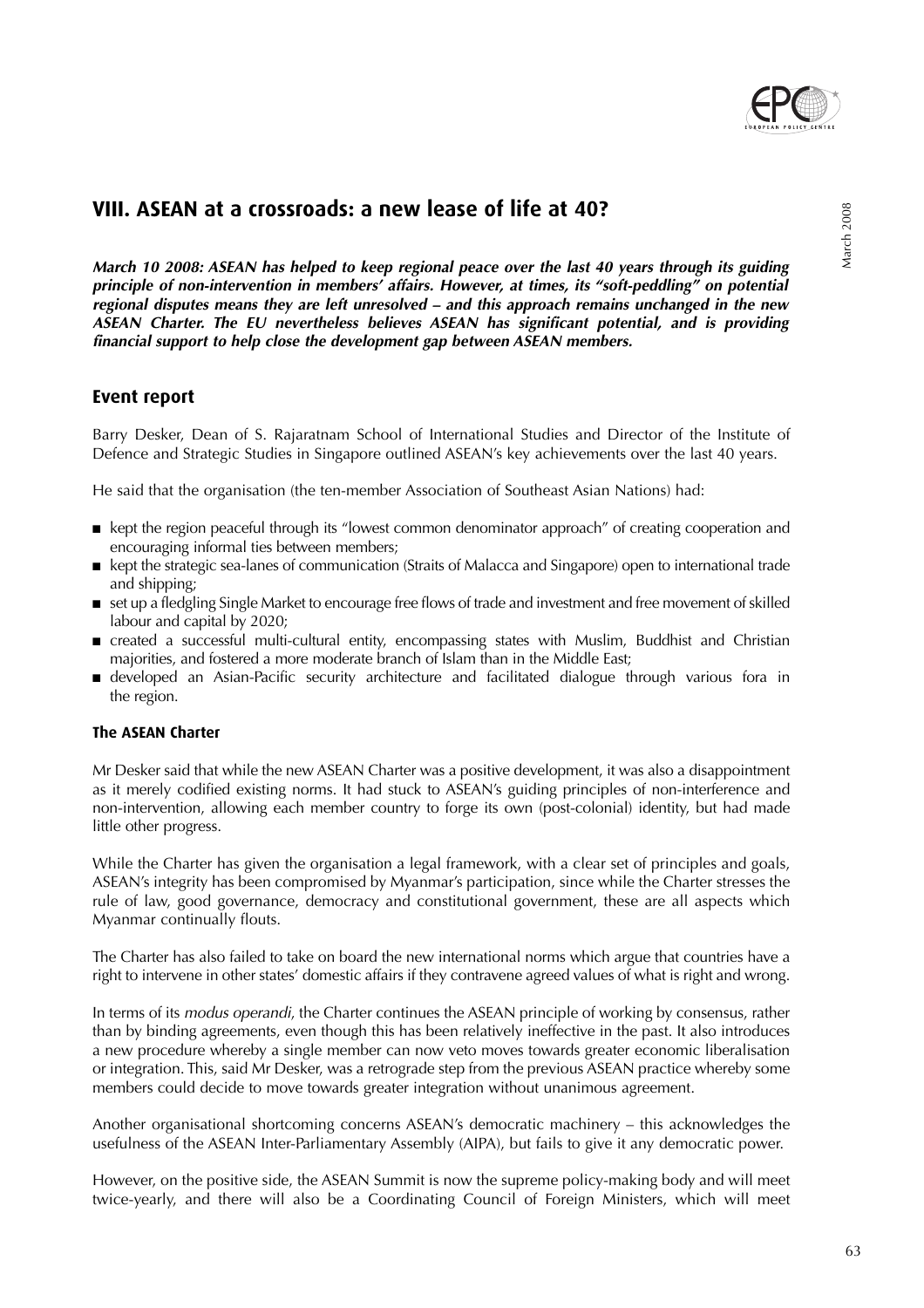## VIII. ASEAN at a crossroads: a new lease of life at 40?

***March 10 2008: ASEAN has helped to keep regional peace over the last 40 years through its guiding principle of non-intervention in members' affairs. However, at times, its "soft-peddling" on potential regional disputes means they are left unresolved – and this approach remains unchanged in the new ASEAN Charter. The EU nevertheless believes ASEAN has significant potential, and is providing financial support to help close the development gap between ASEAN members.***

### Event report

Barry Desker, Dean of S. Rajaratnam School of International Studies and Director of the Institute of Defence and Strategic Studies in Singapore outlined ASEAN's key achievements over the last 40 years.

He said that the organisation (the ten-member Association of Southeast Asian Nations) had:

- kept the region peaceful through its "lowest common denominator approach" of creating cooperation and encouraging informal ties between members;
- kept the strategic sea-lanes of communication (Straits of Malacca and Singapore) open to international trade and shipping;
- set up a fledgling Single Market to encourage free flows of trade and investment and free movement of skilled labour and capital by 2020;
- created a successful multi-cultural entity, encompassing states with Muslim, Buddhist and Christian majorities, and fostered a more moderate branch of Islam than in the Middle East;
- developed an Asian-Pacific security architecture and facilitated dialogue through various fora in the region.

#### The ASEAN Charter

Mr Desker said that while the new ASEAN Charter was a positive development, it was also a disappointment as it merely codified existing norms. It had stuck to ASEAN's guiding principles of non-interference and non-intervention, allowing each member country to forge its own (post-colonial) identity, but had made little other progress.

While the Charter has given the organisation a legal framework, with a clear set of principles and goals, ASEAN's integrity has been compromised by Myanmar's participation, since while the Charter stresses the rule of law, good governance, democracy and constitutional government, these are all aspects which Myanmar continually flouts.

The Charter has also failed to take on board the new international norms which argue that countries have a right to intervene in other states' domestic affairs if they contravene agreed values of what is right and wrong.

In terms of its *modus operandi*, the Charter continues the ASEAN principle of working by consensus, rather than by binding agreements, even though this has been relatively ineffective in the past. It also introduces a new procedure whereby a single member can now veto moves towards greater economic liberalisation or integration. This, said Mr Desker, was a retrograde step from the previous ASEAN practice whereby some members could decide to move towards greater integration without unanimous agreement.

Another organisational shortcoming concerns ASEAN's democratic machinery – this acknowledges the usefulness of the ASEAN Inter-Parliamentary Assembly (AIPA), but fails to give it any democratic power.

However, on the positive side, the ASEAN Summit is now the supreme policy-making body and will meet twice-yearly, and there will also be a Coordinating Council of Foreign Ministers, which will meet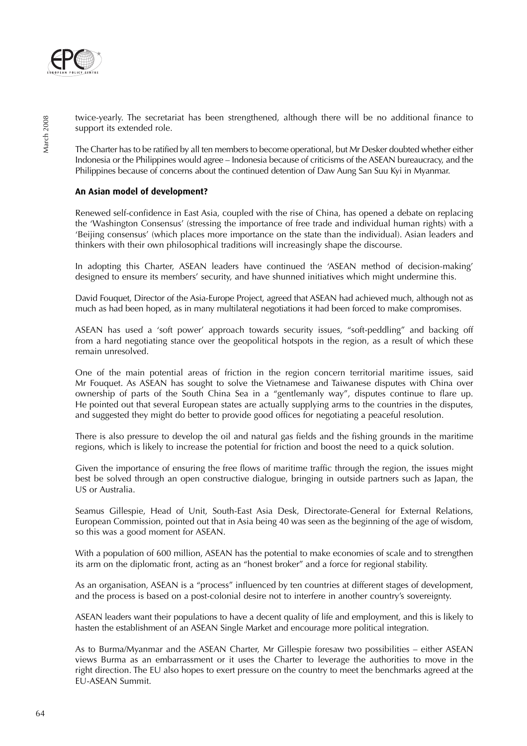twice-yearly. The secretariat has been strengthened, although there will be no additional finance to support its extended role.

The Charter has to be ratified by all ten members to become operational, but Mr Desker doubted whether either Indonesia or the Philippines would agree – Indonesia because of criticisms of the ASEAN bureaucracy, and the Philippines because of concerns about the continued detention of Daw Aung San Suu Kyi in Myanmar.

### An Asian model of development?

Renewed self-confidence in East Asia, coupled with the rise of China, has opened a debate on replacing the 'Washington Consensus' (stressing the importance of free trade and individual human rights) with a 'Beijing consensus' (which places more importance on the state than the individual). Asian leaders and thinkers with their own philosophical traditions will increasingly shape the discourse.

In adopting this Charter, ASEAN leaders have continued the 'ASEAN method of decision-making' designed to ensure its members' security, and have shunned initiatives which might undermine this.

David Fouquet, Director of the Asia-Europe Project, agreed that ASEAN had achieved much, although not as much as had been hoped, as in many multilateral negotiations it had been forced to make compromises.

ASEAN has used a 'soft power' approach towards security issues, "soft-peddling" and backing off from a hard negotiating stance over the geopolitical hotspots in the region, as a result of which these remain unresolved.

One of the main potential areas of friction in the region concern territorial maritime issues, said Mr Fouquet. As ASEAN has sought to solve the Vietnamese and Taiwanese disputes with China over ownership of parts of the South China Sea in a "gentlemanly way", disputes continue to flare up. He pointed out that several European states are actually supplying arms to the countries in the disputes, and suggested they might do better to provide good offices for negotiating a peaceful resolution.

There is also pressure to develop the oil and natural gas fields and the fishing grounds in the maritime regions, which is likely to increase the potential for friction and boost the need to a quick solution.

Given the importance of ensuring the free flows of maritime traffic through the region, the issues might best be solved through an open constructive dialogue, bringing in outside partners such as Japan, the US or Australia.

Seamus Gillespie, Head of Unit, South-East Asia Desk, Directorate-General for External Relations, European Commission, pointed out that in Asia being 40 was seen as the beginning of the age of wisdom, so this was a good moment for ASEAN.

With a population of 600 million, ASEAN has the potential to make economies of scale and to strengthen its arm on the diplomatic front, acting as an "honest broker" and a force for regional stability.

As an organisation, ASEAN is a "process" influenced by ten countries at different stages of development, and the process is based on a post-colonial desire not to interfere in another country's sovereignty.

ASEAN leaders want their populations to have a decent quality of life and employment, and this is likely to hasten the establishment of an ASEAN Single Market and encourage more political integration.

As to Burma/Myanmar and the ASEAN Charter, Mr Gillespie foresaw two possibilities – either ASEAN views Burma as an embarrassment or it uses the Charter to leverage the authorities to move in the right direction. The EU also hopes to exert pressure on the country to meet the benchmarks agreed at the EU-ASEAN Summit.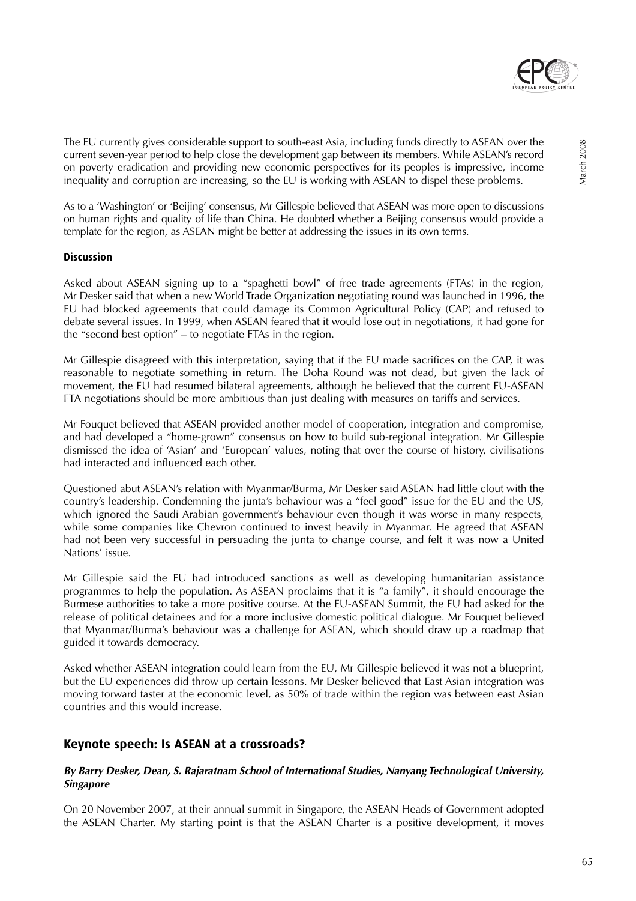The EU currently gives considerable support to south-east Asia, including funds directly to ASEAN over the current seven-year period to help close the development gap between its members. While ASEAN's record on poverty eradication and providing new economic perspectives for its peoples is impressive, income inequality and corruption are increasing, so the EU is working with ASEAN to dispel these problems.

As to a 'Washington' or 'Beijing' consensus, Mr Gillespie believed that ASEAN was more open to discussions on human rights and quality of life than China. He doubted whether a Beijing consensus would provide a template for the region, as ASEAN might be better at addressing the issues in its own terms.

#### Discussion

Asked about ASEAN signing up to a "spaghetti bowl" of free trade agreements (FTAs) in the region, Mr Desker said that when a new World Trade Organization negotiating round was launched in 1996, the EU had blocked agreements that could damage its Common Agricultural Policy (CAP) and refused to debate several issues. In 1999, when ASEAN feared that it would lose out in negotiations, it had gone for the "second best option" – to negotiate FTAs in the region.

Mr Gillespie disagreed with this interpretation, saying that if the EU made sacrifices on the CAP, it was reasonable to negotiate something in return. The Doha Round was not dead, but given the lack of movement, the EU had resumed bilateral agreements, although he believed that the current EU-ASEAN FTA negotiations should be more ambitious than just dealing with measures on tariffs and services.

Mr Fouquet believed that ASEAN provided another model of cooperation, integration and compromise, and had developed a "home-grown" consensus on how to build sub-regional integration. Mr Gillespie dismissed the idea of 'Asian' and 'European' values, noting that over the course of history, civilisations had interacted and influenced each other.

Questioned abut ASEAN's relation with Myanmar/Burma, Mr Desker said ASEAN had little clout with the country's leadership. Condemning the junta's behaviour was a "feel good" issue for the EU and the US, which ignored the Saudi Arabian government's behaviour even though it was worse in many respects, while some companies like Chevron continued to invest heavily in Myanmar. He agreed that ASEAN had not been very successful in persuading the junta to change course, and felt it was now a United Nations' issue.

Mr Gillespie said the EU had introduced sanctions as well as developing humanitarian assistance programmes to help the population. As ASEAN proclaims that it is "a family", it should encourage the Burmese authorities to take a more positive course. At the EU-ASEAN Summit, the EU had asked for the release of political detainees and for a more inclusive domestic political dialogue. Mr Fouquet believed that Myanmar/Burma's behaviour was a challenge for ASEAN, which should draw up a roadmap that guided it towards democracy.

Asked whether ASEAN integration could learn from the EU, Mr Gillespie believed it was not a blueprint, but the EU experiences did throw up certain lessons. Mr Desker believed that East Asian integration was moving forward faster at the economic level, as 50% of trade within the region was between east Asian countries and this would increase.

## Keynote speech: Is ASEAN at a crossroads?

***By Barry Desker, Dean, S. Rajaratnam School of International Studies, Nanyang Technological University, Singapore***

On 20 November 2007, at their annual summit in Singapore, the ASEAN Heads of Government adopted the ASEAN Charter. My starting point is that the ASEAN Charter is a positive development, it moves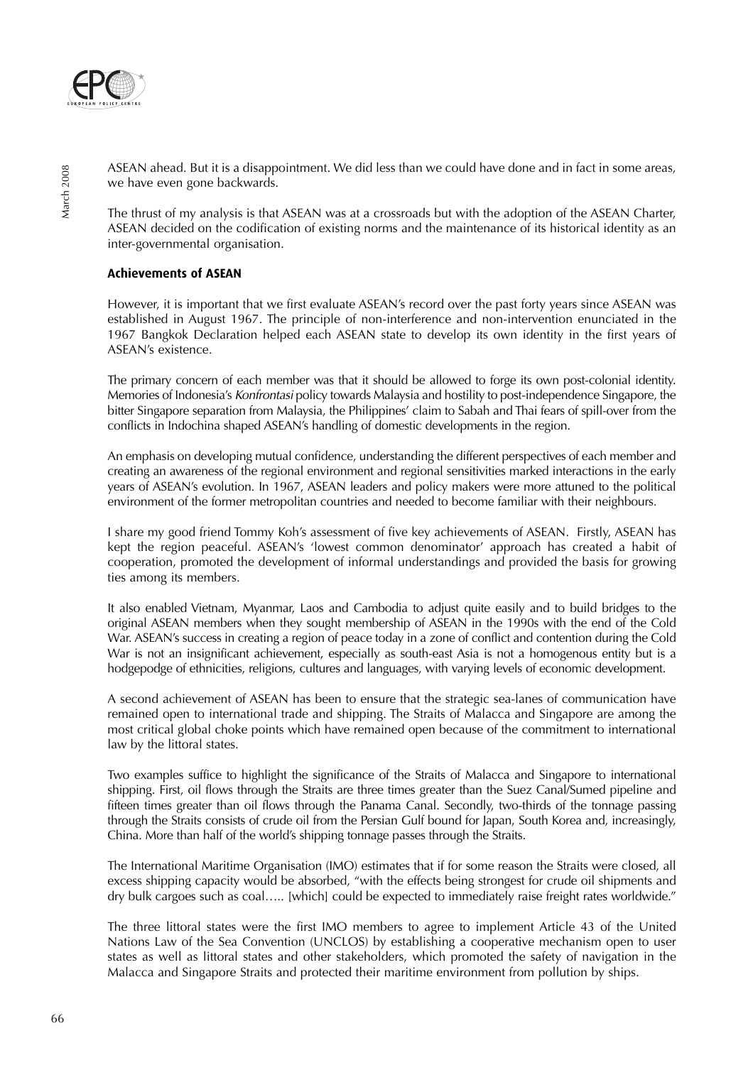ASEAN ahead. But it is a disappointment. We did less than we could have done and in fact in some areas, we have even gone backwards.

The thrust of my analysis is that ASEAN was at a crossroads but with the adoption of the ASEAN Charter, ASEAN decided on the codification of existing norms and the maintenance of its historical identity as an inter-governmental organisation.

### Achievements of ASEAN

However, it is important that we first evaluate ASEAN's record over the past forty years since ASEAN was established in August 1967. The principle of non-interference and non-intervention enunciated in the 1967 Bangkok Declaration helped each ASEAN state to develop its own identity in the first years of ASEAN's existence.

The primary concern of each member was that it should be allowed to forge its own post-colonial identity. Memories of Indonesia's *Konfrontasi* policy towards Malaysia and hostility to post-independence Singapore, the bitter Singapore separation from Malaysia, the Philippines' claim to Sabah and Thai fears of spill-over from the conflicts in Indochina shaped ASEAN's handling of domestic developments in the region.

An emphasis on developing mutual confidence, understanding the different perspectives of each member and creating an awareness of the regional environment and regional sensitivities marked interactions in the early years of ASEAN's evolution. In 1967, ASEAN leaders and policy makers were more attuned to the political environment of the former metropolitan countries and needed to become familiar with their neighbours.

I share my good friend Tommy Koh's assessment of five key achievements of ASEAN. Firstly, ASEAN has kept the region peaceful. ASEAN's 'lowest common denominator' approach has created a habit of cooperation, promoted the development of informal understandings and provided the basis for growing ties among its members.

It also enabled Vietnam, Myanmar, Laos and Cambodia to adjust quite easily and to build bridges to the original ASEAN members when they sought membership of ASEAN in the 1990s with the end of the Cold War. ASEAN's success in creating a region of peace today in a zone of conflict and contention during the Cold War is not an insignificant achievement, especially as south-east Asia is not a homogenous entity but is a hodgepodge of ethnicities, religions, cultures and languages, with varying levels of economic development.

A second achievement of ASEAN has been to ensure that the strategic sea-lanes of communication have remained open to international trade and shipping. The Straits of Malacca and Singapore are among the most critical global choke points which have remained open because of the commitment to international law by the littoral states.

Two examples suffice to highlight the significance of the Straits of Malacca and Singapore to international shipping. First, oil flows through the Straits are three times greater than the Suez Canal/Sumed pipeline and fifteen times greater than oil flows through the Panama Canal. Secondly, two-thirds of the tonnage passing through the Straits consists of crude oil from the Persian Gulf bound for Japan, South Korea and, increasingly, China. More than half of the world's shipping tonnage passes through the Straits.

The International Maritime Organisation (IMO) estimates that if for some reason the Straits were closed, all excess shipping capacity would be absorbed, "with the effects being strongest for crude oil shipments and dry bulk cargoes such as coal….. [which] could be expected to immediately raise freight rates worldwide."

The three littoral states were the first IMO members to agree to implement Article 43 of the United Nations Law of the Sea Convention (UNCLOS) by establishing a cooperative mechanism open to user states as well as littoral states and other stakeholders, which promoted the safety of navigation in the Malacca and Singapore Straits and protected their maritime environment from pollution by ships.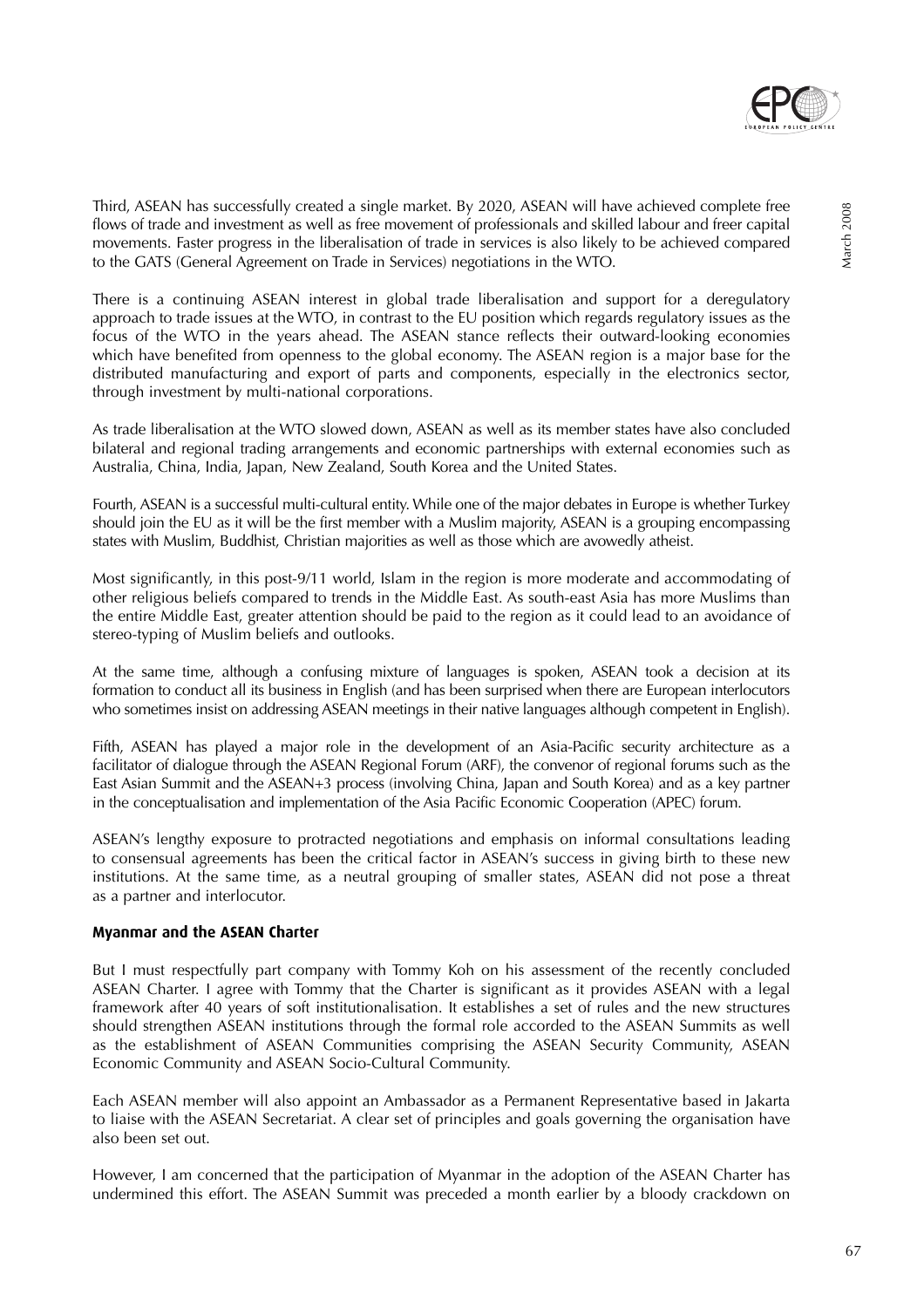Third, ASEAN has successfully created a single market. By 2020, ASEAN will have achieved complete free flows of trade and investment as well as free movement of professionals and skilled labour and freer capital movements. Faster progress in the liberalisation of trade in services is also likely to be achieved compared to the GATS (General Agreement on Trade in Services) negotiations in the WTO.

There is a continuing ASEAN interest in global trade liberalisation and support for a deregulatory approach to trade issues at the WTO, in contrast to the EU position which regards regulatory issues as the focus of the WTO in the years ahead. The ASEAN stance reflects their outward-looking economies which have benefited from openness to the global economy. The ASEAN region is a major base for the distributed manufacturing and export of parts and components, especially in the electronics sector, through investment by multi-national corporations.

As trade liberalisation at the WTO slowed down, ASEAN as well as its member states have also concluded bilateral and regional trading arrangements and economic partnerships with external economies such as Australia, China, India, Japan, New Zealand, South Korea and the United States.

Fourth, ASEAN is a successful multi-cultural entity. While one of the major debates in Europe is whether Turkey should join the EU as it will be the first member with a Muslim majority, ASEAN is a grouping encompassing states with Muslim, Buddhist, Christian majorities as well as those which are avowedly atheist.

Most significantly, in this post-9/11 world, Islam in the region is more moderate and accommodating of other religious beliefs compared to trends in the Middle East. As south-east Asia has more Muslims than the entire Middle East, greater attention should be paid to the region as it could lead to an avoidance of stereo-typing of Muslim beliefs and outlooks.

At the same time, although a confusing mixture of languages is spoken, ASEAN took a decision at its formation to conduct all its business in English (and has been surprised when there are European interlocutors who sometimes insist on addressing ASEAN meetings in their native languages although competent in English).

Fifth, ASEAN has played a major role in the development of an Asia-Pacific security architecture as a facilitator of dialogue through the ASEAN Regional Forum (ARF), the convenor of regional forums such as the East Asian Summit and the ASEAN+3 process (involving China, Japan and South Korea) and as a key partner in the conceptualisation and implementation of the Asia Pacific Economic Cooperation (APEC) forum.

ASEAN's lengthy exposure to protracted negotiations and emphasis on informal consultations leading to consensual agreements has been the critical factor in ASEAN's success in giving birth to these new institutions. At the same time, as a neutral grouping of smaller states, ASEAN did not pose a threat as a partner and interlocutor.

**Myanmar and the ASEAN Charter**

But I must respectfully part company with Tommy Koh on his assessment of the recently concluded ASEAN Charter. I agree with Tommy that the Charter is significant as it provides ASEAN with a legal framework after 40 years of soft institutionalisation. It establishes a set of rules and the new structures should strengthen ASEAN institutions through the formal role accorded to the ASEAN Summits as well as the establishment of ASEAN Communities comprising the ASEAN Security Community, ASEAN Economic Community and ASEAN Socio-Cultural Community.

Each ASEAN member will also appoint an Ambassador as a Permanent Representative based in Jakarta to liaise with the ASEAN Secretariat. A clear set of principles and goals governing the organisation have also been set out.

However, I am concerned that the participation of Myanmar in the adoption of the ASEAN Charter has undermined this effort. The ASEAN Summit was preceded a month earlier by a bloody crackdown on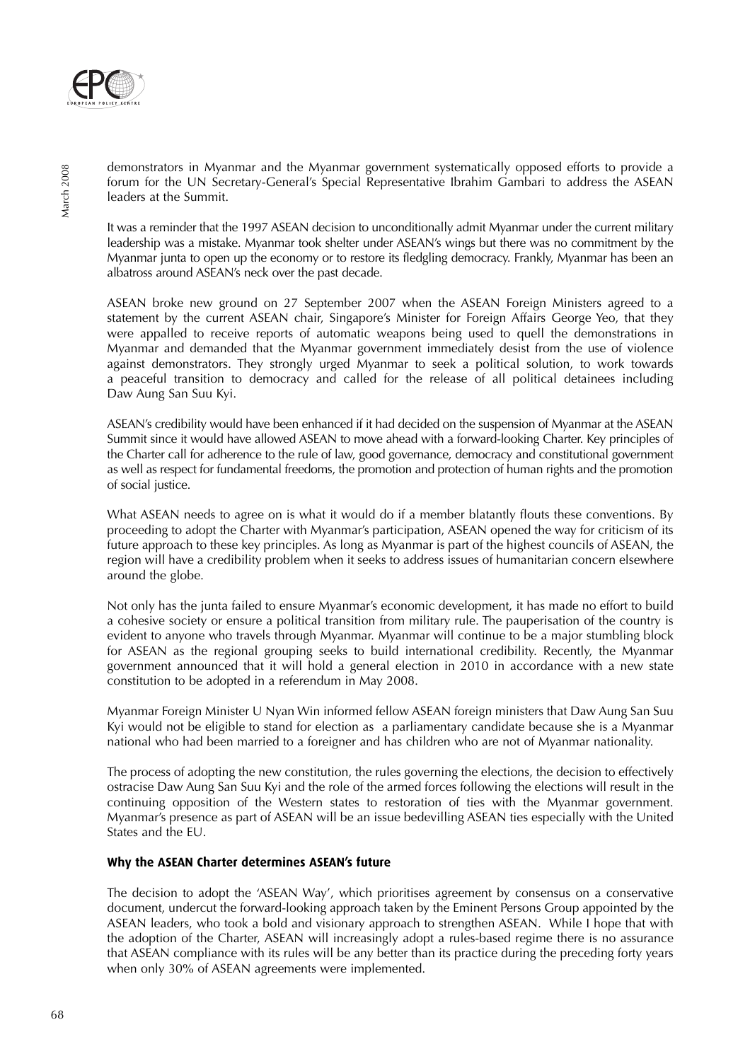demonstrators in Myanmar and the Myanmar government systematically opposed efforts to provide a forum for the UN Secretary-General's Special Representative Ibrahim Gambari to address the ASEAN leaders at the Summit.

It was a reminder that the 1997 ASEAN decision to unconditionally admit Myanmar under the current military leadership was a mistake. Myanmar took shelter under ASEAN's wings but there was no commitment by the Myanmar junta to open up the economy or to restore its fledgling democracy. Frankly, Myanmar has been an albatross around ASEAN's neck over the past decade.

ASEAN broke new ground on 27 September 2007 when the ASEAN Foreign Ministers agreed to a statement by the current ASEAN chair, Singapore's Minister for Foreign Affairs George Yeo, that they were appalled to receive reports of automatic weapons being used to quell the demonstrations in Myanmar and demanded that the Myanmar government immediately desist from the use of violence against demonstrators. They strongly urged Myanmar to seek a political solution, to work towards a peaceful transition to democracy and called for the release of all political detainees including Daw Aung San Suu Kyi.

ASEAN's credibility would have been enhanced if it had decided on the suspension of Myanmar at the ASEAN Summit since it would have allowed ASEAN to move ahead with a forward-looking Charter. Key principles of the Charter call for adherence to the rule of law, good governance, democracy and constitutional government as well as respect for fundamental freedoms, the promotion and protection of human rights and the promotion of social justice.

What ASEAN needs to agree on is what it would do if a member blatantly flouts these conventions. By proceeding to adopt the Charter with Myanmar's participation, ASEAN opened the way for criticism of its future approach to these key principles. As long as Myanmar is part of the highest councils of ASEAN, the region will have a credibility problem when it seeks to address issues of humanitarian concern elsewhere around the globe.

Not only has the junta failed to ensure Myanmar's economic development, it has made no effort to build a cohesive society or ensure a political transition from military rule. The pauperisation of the country is evident to anyone who travels through Myanmar. Myanmar will continue to be a major stumbling block for ASEAN as the regional grouping seeks to build international credibility. Recently, the Myanmar government announced that it will hold a general election in 2010 in accordance with a new state constitution to be adopted in a referendum in May 2008.

Myanmar Foreign Minister U Nyan Win informed fellow ASEAN foreign ministers that Daw Aung San Suu Kyi would not be eligible to stand for election as a parliamentary candidate because she is a Myanmar national who had been married to a foreigner and has children who are not of Myanmar nationality.

The process of adopting the new constitution, the rules governing the elections, the decision to effectively ostracise Daw Aung San Suu Kyi and the role of the armed forces following the elections will result in the continuing opposition of the Western states to restoration of ties with the Myanmar government. Myanmar's presence as part of ASEAN will be an issue bedevilling ASEAN ties especially with the United States and the EU.

### Why the ASEAN Charter determines ASEAN's future

The decision to adopt the 'ASEAN Way', which prioritises agreement by consensus on a conservative document, undercut the forward-looking approach taken by the Eminent Persons Group appointed by the ASEAN leaders, who took a bold and visionary approach to strengthen ASEAN. While I hope that with the adoption of the Charter, ASEAN will increasingly adopt a rules-based regime there is no assurance that ASEAN compliance with its rules will be any better than its practice during the preceding forty years when only 30% of ASEAN agreements were implemented.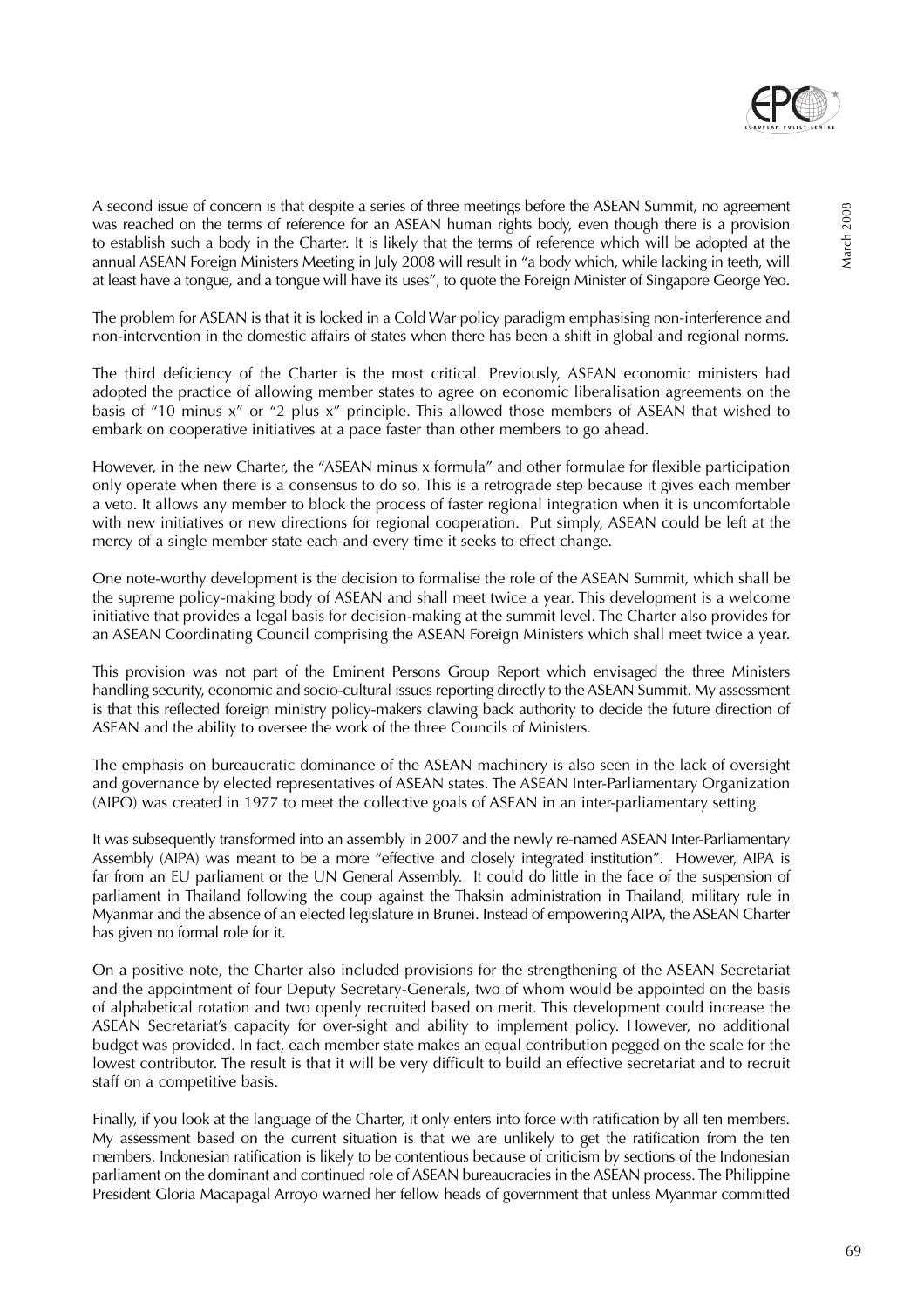A second issue of concern is that despite a series of three meetings before the ASEAN Summit, no agreement was reached on the terms of reference for an ASEAN human rights body, even though there is a provision to establish such a body in the Charter. It is likely that the terms of reference which will be adopted at the annual ASEAN Foreign Ministers Meeting in July 2008 will result in "a body which, while lacking in teeth, will at least have a tongue, and a tongue will have its uses", to quote the Foreign Minister of Singapore George Yeo.

The problem for ASEAN is that it is locked in a Cold War policy paradigm emphasising non-interference and non-intervention in the domestic affairs of states when there has been a shift in global and regional norms.

The third deficiency of the Charter is the most critical. Previously, ASEAN economic ministers had adopted the practice of allowing member states to agree on economic liberalisation agreements on the basis of "10 minus x" or "2 plus x" principle. This allowed those members of ASEAN that wished to embark on cooperative initiatives at a pace faster than other members to go ahead.

However, in the new Charter, the "ASEAN minus x formula" and other formulae for flexible participation only operate when there is a consensus to do so. This is a retrograde step because it gives each member a veto. It allows any member to block the process of faster regional integration when it is uncomfortable with new initiatives or new directions for regional cooperation. Put simply, ASEAN could be left at the mercy of a single member state each and every time it seeks to effect change.

One note-worthy development is the decision to formalise the role of the ASEAN Summit, which shall be the supreme policy-making body of ASEAN and shall meet twice a year. This development is a welcome initiative that provides a legal basis for decision-making at the summit level. The Charter also provides for an ASEAN Coordinating Council comprising the ASEAN Foreign Ministers which shall meet twice a year.

This provision was not part of the Eminent Persons Group Report which envisaged the three Ministers handling security, economic and socio-cultural issues reporting directly to the ASEAN Summit. My assessment is that this reflected foreign ministry policy-makers clawing back authority to decide the future direction of ASEAN and the ability to oversee the work of the three Councils of Ministers.

The emphasis on bureaucratic dominance of the ASEAN machinery is also seen in the lack of oversight and governance by elected representatives of ASEAN states. The ASEAN Inter-Parliamentary Organization (AIPO) was created in 1977 to meet the collective goals of ASEAN in an inter-parliamentary setting.

It was subsequently transformed into an assembly in 2007 and the newly re-named ASEAN Inter-Parliamentary Assembly (AIPA) was meant to be a more "effective and closely integrated institution". However, AIPA is far from an EU parliament or the UN General Assembly. It could do little in the face of the suspension of parliament in Thailand following the coup against the Thaksin administration in Thailand, military rule in Myanmar and the absence of an elected legislature in Brunei. Instead of empowering AIPA, the ASEAN Charter has given no formal role for it.

On a positive note, the Charter also included provisions for the strengthening of the ASEAN Secretariat and the appointment of four Deputy Secretary-Generals, two of whom would be appointed on the basis of alphabetical rotation and two openly recruited based on merit. This development could increase the ASEAN Secretariat's capacity for over-sight and ability to implement policy. However, no additional budget was provided. In fact, each member state makes an equal contribution pegged on the scale for the lowest contributor. The result is that it will be very difficult to build an effective secretariat and to recruit staff on a competitive basis.

Finally, if you look at the language of the Charter, it only enters into force with ratification by all ten members. My assessment based on the current situation is that we are unlikely to get the ratification from the ten members. Indonesian ratification is likely to be contentious because of criticism by sections of the Indonesian parliament on the dominant and continued role of ASEAN bureaucracies in the ASEAN process. The Philippine President Gloria Macapagal Arroyo warned her fellow heads of government that unless Myanmar committed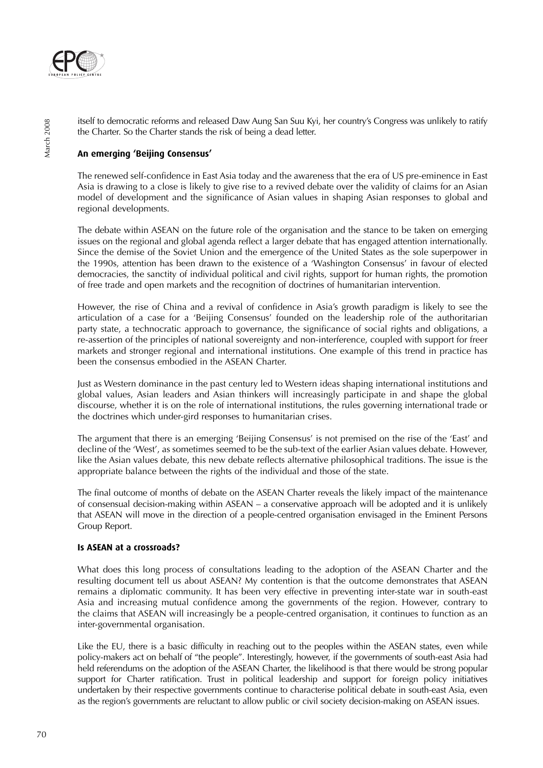itself to democratic reforms and released Daw Aung San Suu Kyi, her country's Congress was unlikely to ratify the Charter. So the Charter stands the risk of being a dead letter.

### An emerging 'Beijing Consensus'

The renewed self-confidence in East Asia today and the awareness that the era of US pre-eminence in East Asia is drawing to a close is likely to give rise to a revived debate over the validity of claims for an Asian model of development and the significance of Asian values in shaping Asian responses to global and regional developments.

The debate within ASEAN on the future role of the organisation and the stance to be taken on emerging issues on the regional and global agenda reflect a larger debate that has engaged attention internationally. Since the demise of the Soviet Union and the emergence of the United States as the sole superpower in the 1990s, attention has been drawn to the existence of a 'Washington Consensus' in favour of elected democracies, the sanctity of individual political and civil rights, support for human rights, the promotion of free trade and open markets and the recognition of doctrines of humanitarian intervention.

However, the rise of China and a revival of confidence in Asia's growth paradigm is likely to see the articulation of a case for a 'Beijing Consensus' founded on the leadership role of the authoritarian party state, a technocratic approach to governance, the significance of social rights and obligations, a re-assertion of the principles of national sovereignty and non-interference, coupled with support for freer markets and stronger regional and international institutions. One example of this trend in practice has been the consensus embodied in the ASEAN Charter.

Just as Western dominance in the past century led to Western ideas shaping international institutions and global values, Asian leaders and Asian thinkers will increasingly participate in and shape the global discourse, whether it is on the role of international institutions, the rules governing international trade or the doctrines which under-gird responses to humanitarian crises.

The argument that there is an emerging 'Beijing Consensus' is not premised on the rise of the 'East' and decline of the 'West', as sometimes seemed to be the sub-text of the earlier Asian values debate. However, like the Asian values debate, this new debate reflects alternative philosophical traditions. The issue is the appropriate balance between the rights of the individual and those of the state.

The final outcome of months of debate on the ASEAN Charter reveals the likely impact of the maintenance of consensual decision-making within ASEAN – a conservative approach will be adopted and it is unlikely that ASEAN will move in the direction of a people-centred organisation envisaged in the Eminent Persons Group Report.

### Is ASEAN at a crossroads?

What does this long process of consultations leading to the adoption of the ASEAN Charter and the resulting document tell us about ASEAN? My contention is that the outcome demonstrates that ASEAN remains a diplomatic community. It has been very effective in preventing inter-state war in south-east Asia and increasing mutual confidence among the governments of the region. However, contrary to the claims that ASEAN will increasingly be a people-centred organisation, it continues to function as an inter-governmental organisation.

Like the EU, there is a basic difficulty in reaching out to the peoples within the ASEAN states, even while policy-makers act on behalf of "the people". Interestingly, however, if the governments of south-east Asia had held referendums on the adoption of the ASEAN Charter, the likelihood is that there would be strong popular support for Charter ratification. Trust in political leadership and support for foreign policy initiatives undertaken by their respective governments continue to characterise political debate in south-east Asia, even as the region's governments are reluctant to allow public or civil society decision-making on ASEAN issues.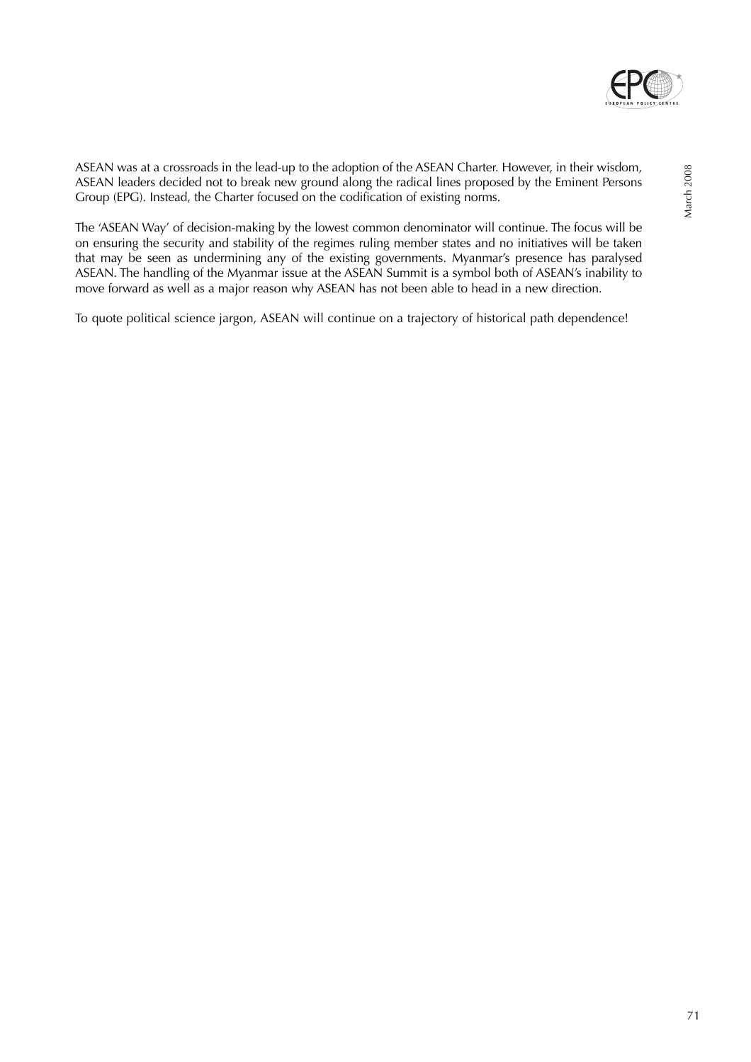ASEAN was at a crossroads in the lead-up to the adoption of the ASEAN Charter. However, in their wisdom, ASEAN leaders decided not to break new ground along the radical lines proposed by the Eminent Persons Group (EPG). Instead, the Charter focused on the codification of existing norms.

The 'ASEAN Way' of decision-making by the lowest common denominator will continue. The focus will be on ensuring the security and stability of the regimes ruling member states and no initiatives will be taken that may be seen as undermining any of the existing governments. Myanmar's presence has paralysed ASEAN. The handling of the Myanmar issue at the ASEAN Summit is a symbol both of ASEAN's inability to move forward as well as a major reason why ASEAN has not been able to head in a new direction.

To quote political science jargon, ASEAN will continue on a trajectory of historical path dependence!